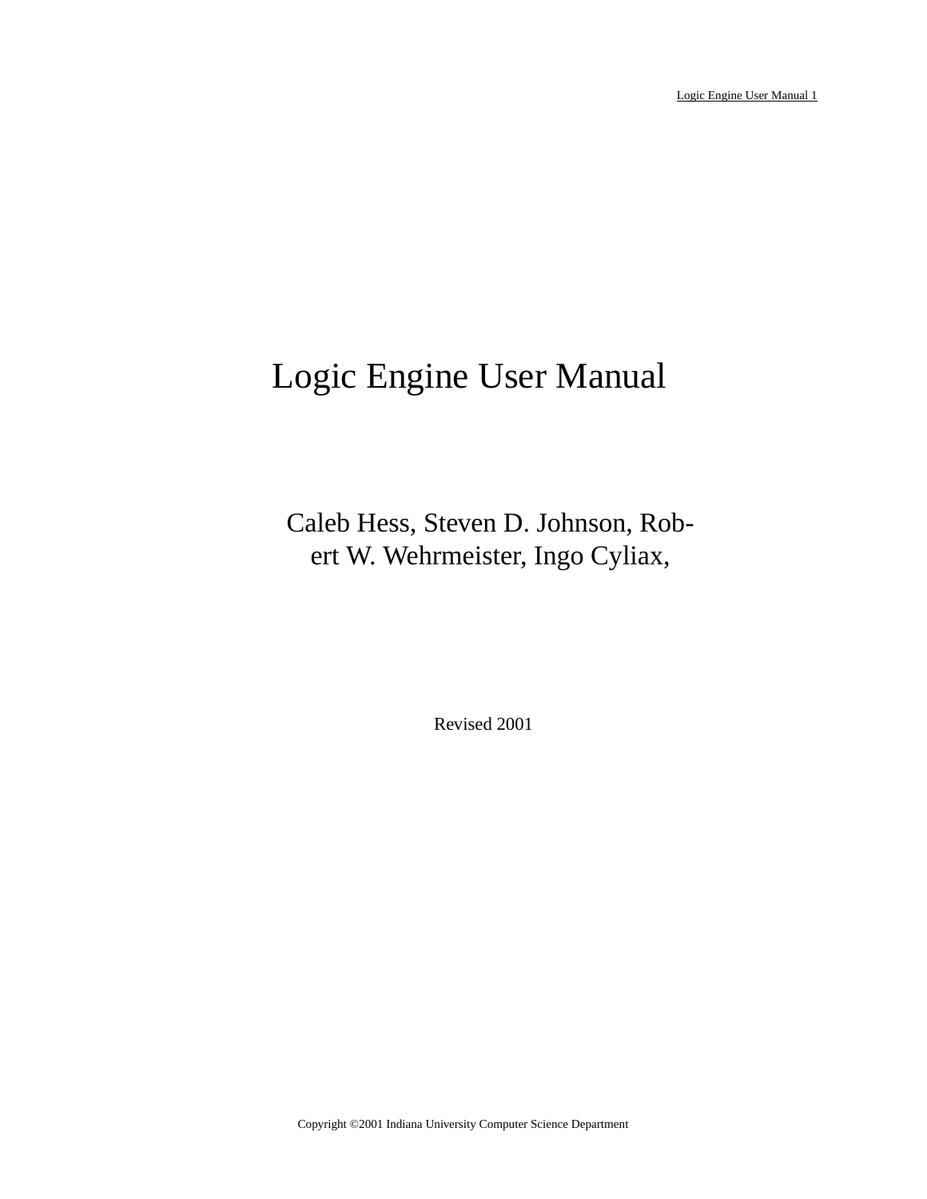# Logic Engine User Manual

Caleb Hess, Steven D. Johnson, Robert W. Wehrmeister, Ingo Cyliax,

Revised 2001

Copyright ©2001 Indiana University Computer Science Department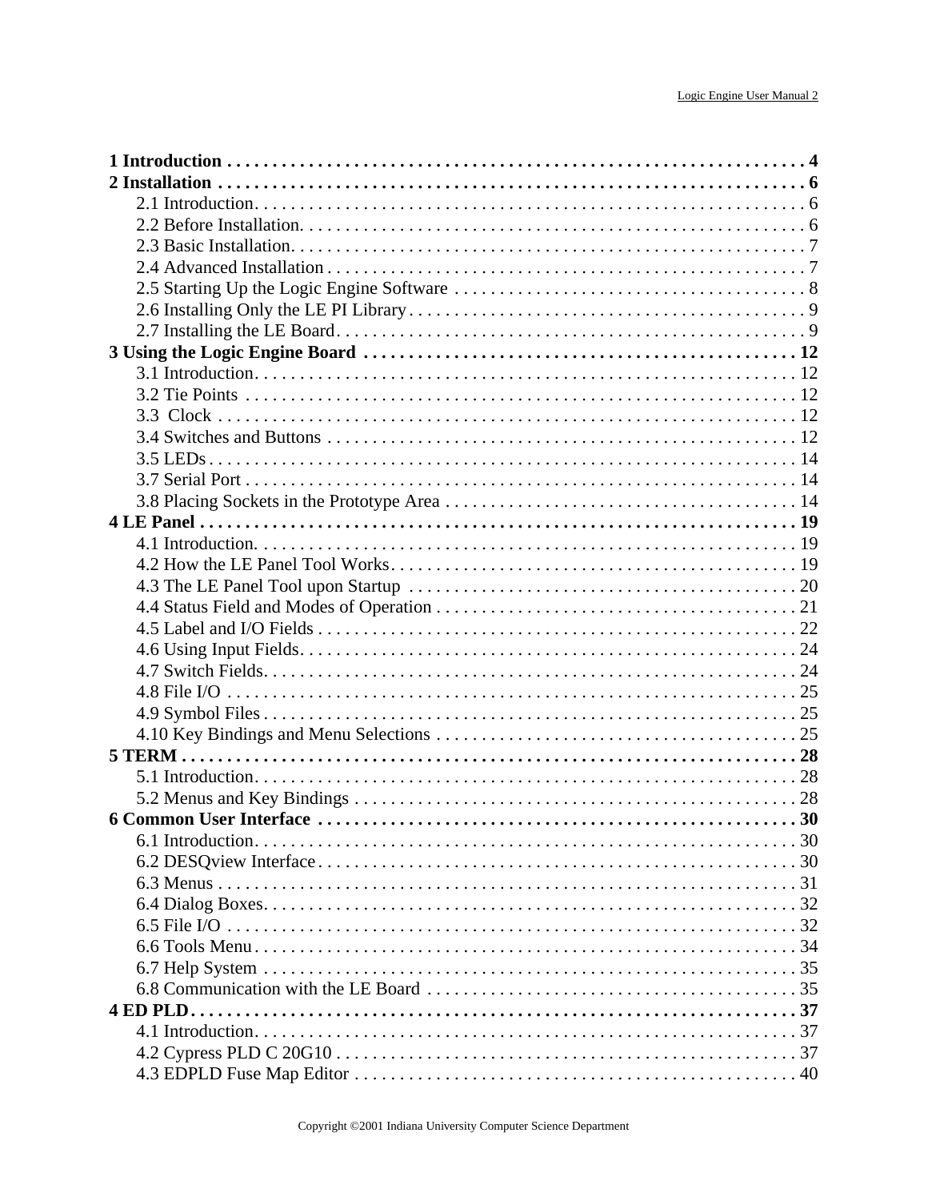**1 Introduction . . . . . . . . . . . . . . . . . . . . . . . . . . . . . . . . . . . . . . . . . . . . . . . . . . . . . . . . . . . . . . . 4**
**2 Installation . . . . . . . . . . . . . . . . . . . . . . . . . . . . . . . . . . . . . . . . . . . . . . . . . . . . . . . . . . . . . . . 6**
2.1 Introduction. . . . . . . . . . . . . . . . . . . . . . . . . . . . . . . . . . . . . . . . . . . . . . . . . . . . . . . . . . . . . . 6
2.2 Before Installation. . . . . . . . . . . . . . . . . . . . . . . . . . . . . . . . . . . . . . . . . . . . . . . . . . . . . . . . . 6
2.3 Basic Installation. . . . . . . . . . . . . . . . . . . . . . . . . . . . . . . . . . . . . . . . . . . . . . . . . . . . . . . . . . 7
2.4 Advanced Installation . . . . . . . . . . . . . . . . . . . . . . . . . . . . . . . . . . . . . . . . . . . . . . . . . . . . . . 7
2.5 Starting Up the Logic Engine Software . . . . . . . . . . . . . . . . . . . . . . . . . . . . . . . . . . . . . . . . 8
2.6 Installing Only the LE PI Library . . . . . . . . . . . . . . . . . . . . . . . . . . . . . . . . . . . . . . . . . . . . . 9
2.7 Installing the LE Board. . . . . . . . . . . . . . . . . . . . . . . . . . . . . . . . . . . . . . . . . . . . . . . . . . . . . 9
**3 Using the Logic Engine Board . . . . . . . . . . . . . . . . . . . . . . . . . . . . . . . . . . . . . . . . . . . . . . . . . 12**
3.1 Introduction. . . . . . . . . . . . . . . . . . . . . . . . . . . . . . . . . . . . . . . . . . . . . . . . . . . . . . . . . . . . . . 12
3.2 Tie Points . . . . . . . . . . . . . . . . . . . . . . . . . . . . . . . . . . . . . . . . . . . . . . . . . . . . . . . . . . . . . . . 12
3.3 Clock . . . . . . . . . . . . . . . . . . . . . . . . . . . . . . . . . . . . . . . . . . . . . . . . . . . . . . . . . . . . . . . . . . 12
3.4 Switches and Buttons . . . . . . . . . . . . . . . . . . . . . . . . . . . . . . . . . . . . . . . . . . . . . . . . . . . . . . 12
3.5 LEDs . . . . . . . . . . . . . . . . . . . . . . . . . . . . . . . . . . . . . . . . . . . . . . . . . . . . . . . . . . . . . . . . . . 14
3.7 Serial Port . . . . . . . . . . . . . . . . . . . . . . . . . . . . . . . . . . . . . . . . . . . . . . . . . . . . . . . . . . . . . . 14
3.8 Placing Sockets in the Prototype Area . . . . . . . . . . . . . . . . . . . . . . . . . . . . . . . . . . . . . . . . 14
**4 LE Panel . . . . . . . . . . . . . . . . . . . . . . . . . . . . . . . . . . . . . . . . . . . . . . . . . . . . . . . . . . . . . . . . . 19**
4.1 Introduction. . . . . . . . . . . . . . . . . . . . . . . . . . . . . . . . . . . . . . . . . . . . . . . . . . . . . . . . . . . . . . 19
4.2 How the LE Panel Tool Works . . . . . . . . . . . . . . . . . . . . . . . . . . . . . . . . . . . . . . . . . . . . . . 19
4.3 The LE Panel Tool upon Startup . . . . . . . . . . . . . . . . . . . . . . . . . . . . . . . . . . . . . . . . . . . . 20
4.4 Status Field and Modes of Operation . . . . . . . . . . . . . . . . . . . . . . . . . . . . . . . . . . . . . . . . . 21
4.5 Label and I/O Fields . . . . . . . . . . . . . . . . . . . . . . . . . . . . . . . . . . . . . . . . . . . . . . . . . . . . . . 22
4.6 Using Input Fields. . . . . . . . . . . . . . . . . . . . . . . . . . . . . . . . . . . . . . . . . . . . . . . . . . . . . . . . . 24
4.7 Switch Fields. . . . . . . . . . . . . . . . . . . . . . . . . . . . . . . . . . . . . . . . . . . . . . . . . . . . . . . . . . . . . 24
4.8 File I/O . . . . . . . . . . . . . . . . . . . . . . . . . . . . . . . . . . . . . . . . . . . . . . . . . . . . . . . . . . . . . . . . . 25
4.9 Symbol Files . . . . . . . . . . . . . . . . . . . . . . . . . . . . . . . . . . . . . . . . . . . . . . . . . . . . . . . . . . . . 25
4.10 Key Bindings and Menu Selections . . . . . . . . . . . . . . . . . . . . . . . . . . . . . . . . . . . . . . . . . 25
**5 TERM . . . . . . . . . . . . . . . . . . . . . . . . . . . . . . . . . . . . . . . . . . . . . . . . . . . . . . . . . . . . . . . . . . . 28**
5.1 Introduction. . . . . . . . . . . . . . . . . . . . . . . . . . . . . . . . . . . . . . . . . . . . . . . . . . . . . . . . . . . . . . 28
5.2 Menus and Key Bindings . . . . . . . . . . . . . . . . . . . . . . . . . . . . . . . . . . . . . . . . . . . . . . . . . . 28
**6 Common User Interface . . . . . . . . . . . . . . . . . . . . . . . . . . . . . . . . . . . . . . . . . . . . . . . . . . . . . 30**
6.1 Introduction. . . . . . . . . . . . . . . . . . . . . . . . . . . . . . . . . . . . . . . . . . . . . . . . . . . . . . . . . . . . . . 30
6.2 DESQview Interface . . . . . . . . . . . . . . . . . . . . . . . . . . . . . . . . . . . . . . . . . . . . . . . . . . . . . . 30
6.3 Menus . . . . . . . . . . . . . . . . . . . . . . . . . . . . . . . . . . . . . . . . . . . . . . . . . . . . . . . . . . . . . . . . . 31
6.4 Dialog Boxes. . . . . . . . . . . . . . . . . . . . . . . . . . . . . . . . . . . . . . . . . . . . . . . . . . . . . . . . . . . . . 32
6.5 File I/O . . . . . . . . . . . . . . . . . . . . . . . . . . . . . . . . . . . . . . . . . . . . . . . . . . . . . . . . . . . . . . . . . 32
6.6 Tools Menu . . . . . . . . . . . . . . . . . . . . . . . . . . . . . . . . . . . . . . . . . . . . . . . . . . . . . . . . . . . . . 34
6.7 Help System . . . . . . . . . . . . . . . . . . . . . . . . . . . . . . . . . . . . . . . . . . . . . . . . . . . . . . . . . . . . . 35
6.8 Communication with the LE Board . . . . . . . . . . . . . . . . . . . . . . . . . . . . . . . . . . . . . . . . . . 35
**4 ED PLD . . . . . . . . . . . . . . . . . . . . . . . . . . . . . . . . . . . . . . . . . . . . . . . . . . . . . . . . . . . . . . . . . . 37**
4.1 Introduction. . . . . . . . . . . . . . . . . . . . . . . . . . . . . . . . . . . . . . . . . . . . . . . . . . . . . . . . . . . . . . 37
4.2 Cypress PLD C 20G10 . . . . . . . . . . . . . . . . . . . . . . . . . . . . . . . . . . . . . . . . . . . . . . . . . . . . 37
4.3 EDPLD Fuse Map Editor . . . . . . . . . . . . . . . . . . . . . . . . . . . . . . . . . . . . . . . . . . . . . . . . . . 40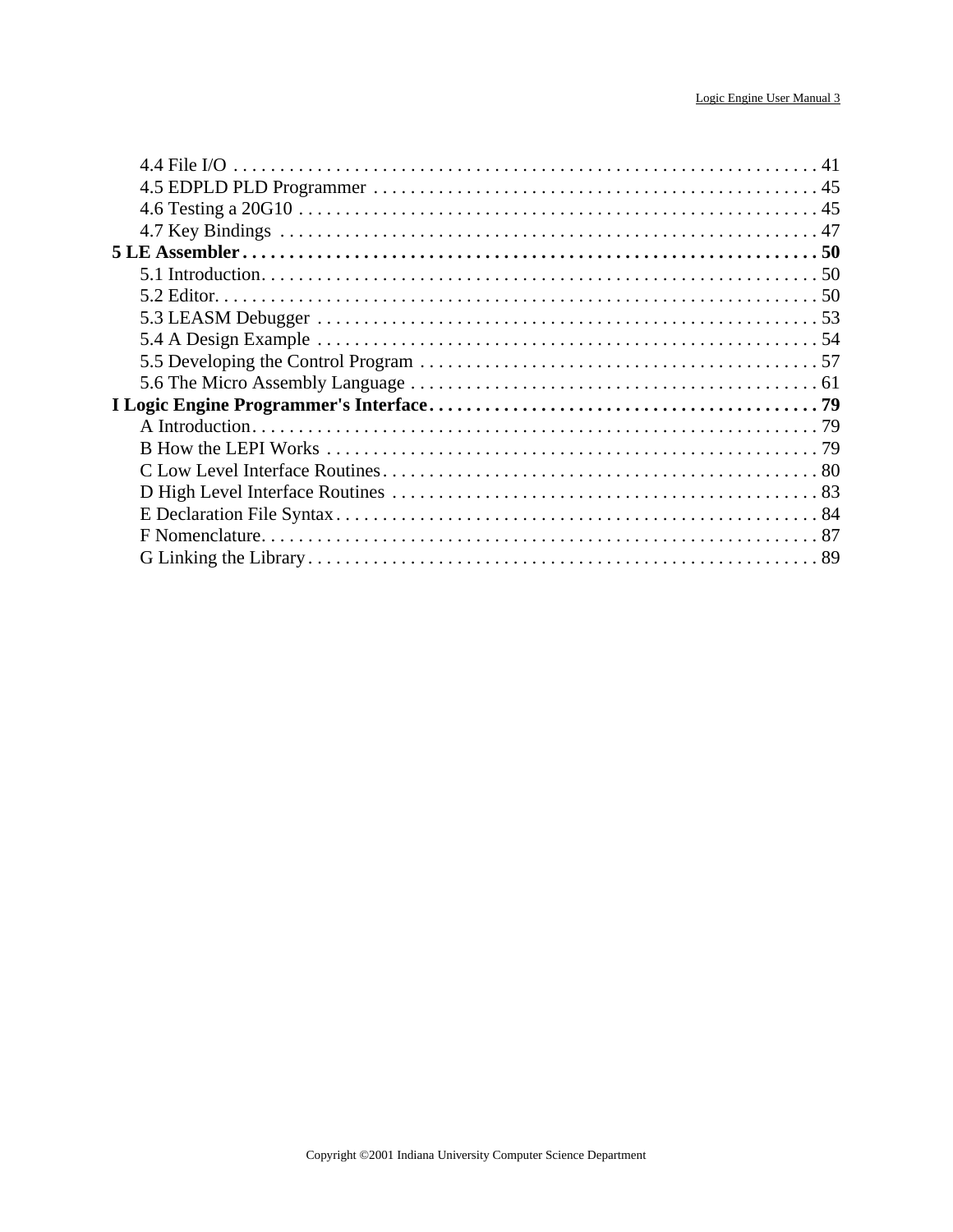4.4 File I/O . . . . . . . . . . . . . . . . . . . . . . . . . . . . . . . . . . . . . . . . . . . . . . . . . . . . . . . . . . . . . 41
4.5 EDPLD PLD Programmer . . . . . . . . . . . . . . . . . . . . . . . . . . . . . . . . . . . . . . . . . . . . . . . . . 45
4.6 Testing a 20G10 . . . . . . . . . . . . . . . . . . . . . . . . . . . . . . . . . . . . . . . . . . . . . . . . . . . . . . . . 45
4.7 Key Bindings . . . . . . . . . . . . . . . . . . . . . . . . . . . . . . . . . . . . . . . . . . . . . . . . . . . . . . . . . . 47

**5 LE Assembler . . . . . . . . . . . . . . . . . . . . . . . . . . . . . . . . . . . . . . . . . . . . . . . . . . . . . . . . . . . . . 50**

5.1 Introduction. . . . . . . . . . . . . . . . . . . . . . . . . . . . . . . . . . . . . . . . . . . . . . . . . . . . . . . . . . . . 50
5.2 Editor. . . . . . . . . . . . . . . . . . . . . . . . . . . . . . . . . . . . . . . . . . . . . . . . . . . . . . . . . . . . . . . . . 50
5.3 LEASM Debugger . . . . . . . . . . . . . . . . . . . . . . . . . . . . . . . . . . . . . . . . . . . . . . . . . . . . . . . 53
5.4 A Design Example . . . . . . . . . . . . . . . . . . . . . . . . . . . . . . . . . . . . . . . . . . . . . . . . . . . . . . . 54
5.5 Developing the Control Program . . . . . . . . . . . . . . . . . . . . . . . . . . . . . . . . . . . . . . . . . . . 57
5.6 The Micro Assembly Language . . . . . . . . . . . . . . . . . . . . . . . . . . . . . . . . . . . . . . . . . . . . 61

**I Logic Engine Programmer's Interface . . . . . . . . . . . . . . . . . . . . . . . . . . . . . . . . . . . . . . . . . . 79**

A Introduction. . . . . . . . . . . . . . . . . . . . . . . . . . . . . . . . . . . . . . . . . . . . . . . . . . . . . . . . . . . . . 79
B How the LEPI Works . . . . . . . . . . . . . . . . . . . . . . . . . . . . . . . . . . . . . . . . . . . . . . . . . . . . . 79
C Low Level Interface Routines. . . . . . . . . . . . . . . . . . . . . . . . . . . . . . . . . . . . . . . . . . . . . . . 80
D High Level Interface Routines . . . . . . . . . . . . . . . . . . . . . . . . . . . . . . . . . . . . . . . . . . . . . . 83
E Declaration File Syntax. . . . . . . . . . . . . . . . . . . . . . . . . . . . . . . . . . . . . . . . . . . . . . . . . . . . 84
F Nomenclature. . . . . . . . . . . . . . . . . . . . . . . . . . . . . . . . . . . . . . . . . . . . . . . . . . . . . . . . . . . . 87
G Linking the Library . . . . . . . . . . . . . . . . . . . . . . . . . . . . . . . . . . . . . . . . . . . . . . . . . . . . . . . 89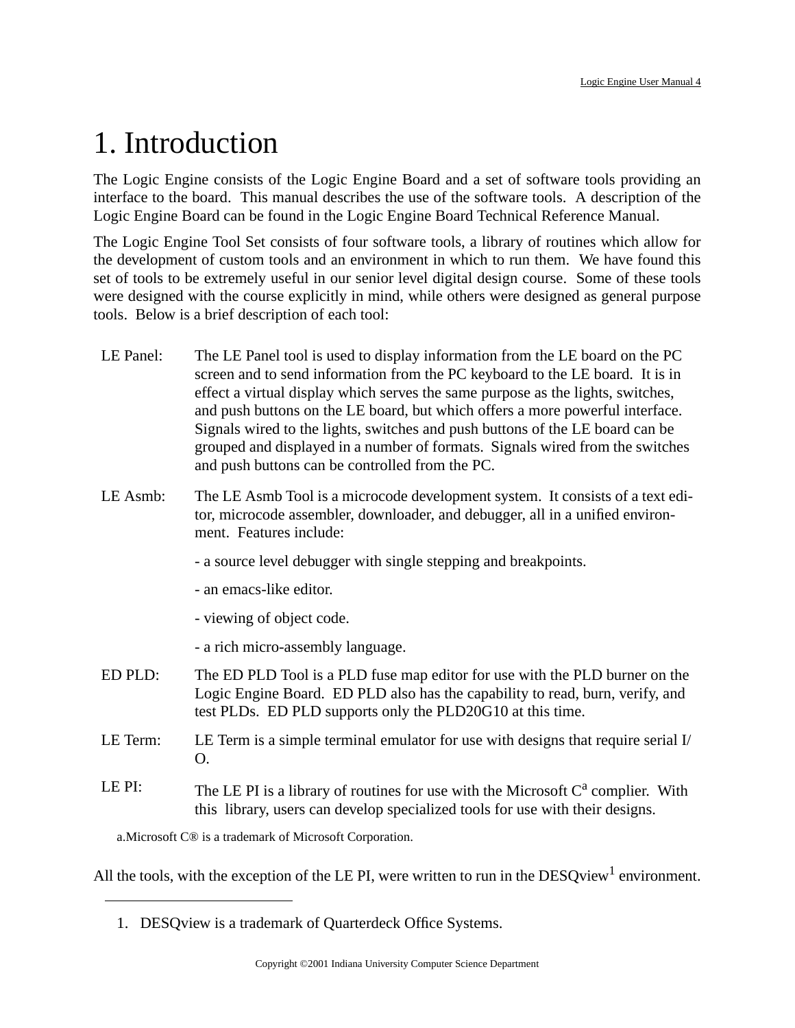# 1. Introduction

The Logic Engine consists of the Logic Engine Board and a set of software tools providing an interface to the board. This manual describes the use of the software tools. A description of the Logic Engine Board can be found in the Logic Engine Board Technical Reference Manual.

The Logic Engine Tool Set consists of four software tools, a library of routines which allow for the development of custom tools and an environment in which to run them. We have found this set of tools to be extremely useful in our senior level digital design course. Some of these tools were designed with the course explicitly in mind, while others were designed as general purpose tools. Below is a brief description of each tool:

| | |
|---|---|
| LE Panel: | The LE Panel tool is used to display information from the LE board on the PC screen and to send information from the PC keyboard to the LE board. It is in effect a virtual display which serves the same purpose as the lights, switches, and push buttons on the LE board, but which offers a more powerful interface. Signals wired to the lights, switches and push buttons of the LE board can be grouped and displayed in a number of formats. Signals wired from the switches and push buttons can be controlled from the PC. |
| LE Asmb: | The LE Asmb Tool is a microcode development system. It consists of a text editor, microcode assembler, downloader, and debugger, all in a unified environment. Features include:<br>- a source level debugger with single stepping and breakpoints.<br>- an emacs-like editor.<br>- viewing of object code.<br>- a rich micro-assembly language. |
| ED PLD: | The ED PLD Tool is a PLD fuse map editor for use with the PLD burner on the Logic Engine Board. ED PLD also has the capability to read, burn, verify, and test PLDs. ED PLD supports only the PLD20G10 at this time. |
| LE Term: | LE Term is a simple terminal emulator for use with designs that require serial I/O. |
| LE PI: | The LE PI is a library of routines for use with the Microsoft C[a] complier. With this library, users can develop specialized tools for use with their designs. |

a.Microsoft C® is a trademark of Microsoft Corporation.

All the tools, with the exception of the LE PI, were written to run in the DESQview[1] environment.

---

1. DESQview is a trademark of Quarterdeck Office Systems.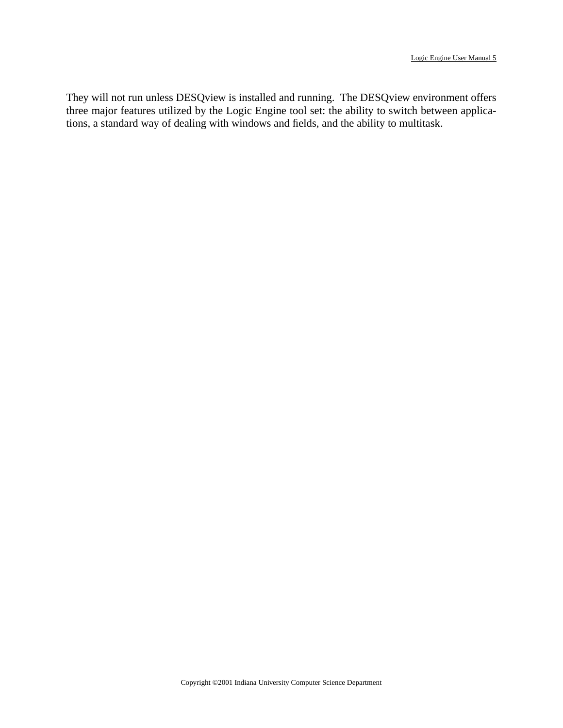They will not run unless DESQview is installed and running. The DESQview environment offers three major features utilized by the Logic Engine tool set: the ability to switch between applications, a standard way of dealing with windows and fields, and the ability to multitask.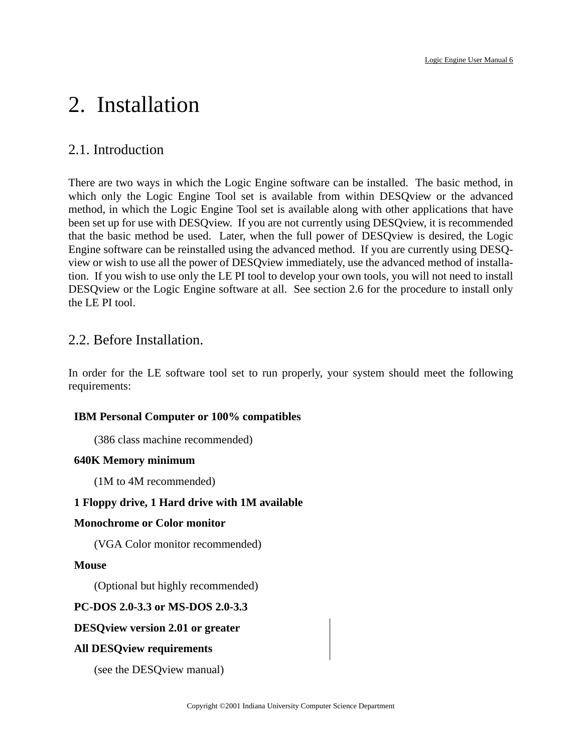# 2. Installation

## 2.1. Introduction

There are two ways in which the Logic Engine software can be installed. The basic method, in which only the Logic Engine Tool set is available from within DESQview or the advanced method, in which the Logic Engine Tool set is available along with other applications that have been set up for use with DESQview. If you are not currently using DESQview, it is recommended that the basic method be used. Later, when the full power of DESQview is desired, the Logic Engine software can be reinstalled using the advanced method. If you are currently using DESQview or wish to use all the power of DESQview immediately, use the advanced method of installation. If you wish to use only the LE PI tool to develop your own tools, you will not need to install DESQview or the Logic Engine software at all. See section 2.6 for the procedure to install only the LE PI tool.

## 2.2. Before Installation.

In order for the LE software tool set to run properly, your system should meet the following requirements:

**IBM Personal Computer or 100% compatibles**

(386 class machine recommended)

**640K Memory minimum**

(1M to 4M recommended)

**1 Floppy drive, 1 Hard drive with 1M available**

**Monochrome or Color monitor**

(VGA Color monitor recommended)

**Mouse**

(Optional but highly recommended)

**PC-DOS 2.0-3.3 or MS-DOS 2.0-3.3**

**DESQview version 2.01 or greater**

**All DESQview requirements**

(see the DESQview manual)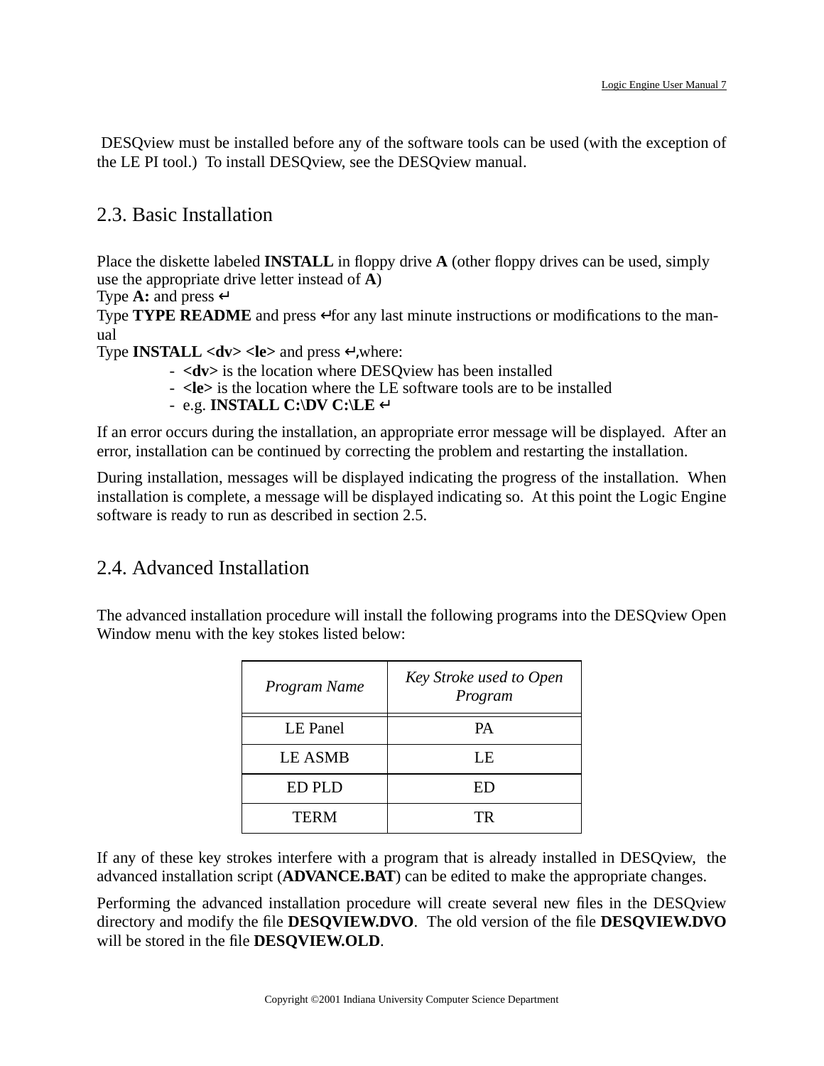DESQview must be installed before any of the software tools can be used (with the exception of the LE PI tool.) To install DESQview, see the DESQview manual.

## 2.3. Basic Installation

Place the diskette labeled **INSTALL** in floppy drive **A** (other floppy drives can be used, simply use the appropriate drive letter instead of **A**)
Type **A:** and press ↵
Type **TYPE README** and press ↵for any last minute instructions or modifications to the manual
Type **INSTALL <dv> <le>** and press ↵,where:

- **<dv>** is the location where DESQview has been installed
- **<le>** is the location where the LE software tools are to be installed
- e.g. **INSTALL C:\DV C:\LE ↵**

If an error occurs during the installation, an appropriate error message will be displayed. After an error, installation can be continued by correcting the problem and restarting the installation.

During installation, messages will be displayed indicating the progress of the installation. When installation is complete, a message will be displayed indicating so. At this point the Logic Engine software is ready to run as described in section 2.5.

## 2.4. Advanced Installation

The advanced installation procedure will install the following programs into the DESQview Open Window menu with the key stokes listed below:

| *Program Name* | *Key Stroke used to Open Program* |
|---|---|
| LE Panel | PA |
| LE ASMB | LE |
| ED PLD | ED |
| TERM | TR |

If any of these key strokes interfere with a program that is already installed in DESQview, the advanced installation script (**ADVANCE.BAT**) can be edited to make the appropriate changes.

Performing the advanced installation procedure will create several new files in the DESQview directory and modify the file **DESQVIEW.DVO**. The old version of the file **DESQVIEW.DVO** will be stored in the file **DESQVIEW.OLD**.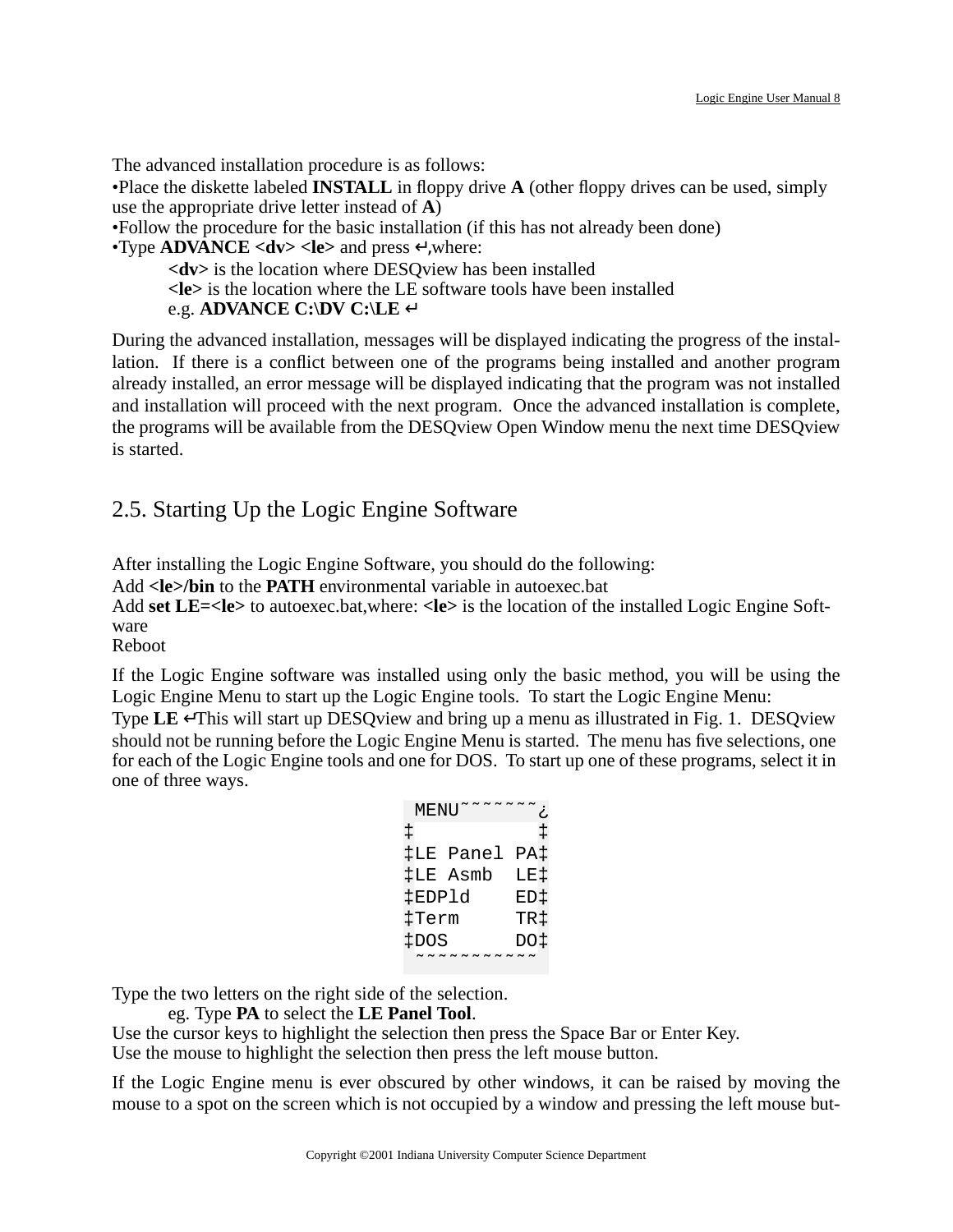The advanced installation procedure is as follows:

•Place the diskette labeled **INSTALL** in floppy drive **A** (other floppy drives can be used, simply use the appropriate drive letter instead of **A**)
•Follow the procedure for the basic installation (if this has not already been done)
•Type **ADVANCE <dv> <le>** and press **↵**,where:

  **<dv>** is the location where DESQview has been installed
  **<le>** is the location where the LE software tools have been installed
  e.g. **ADVANCE C:\DV C:\LE ↵**

During the advanced installation, messages will be displayed indicating the progress of the installation. If there is a conflict between one of the programs being installed and another program already installed, an error message will be displayed indicating that the program was not installed and installation will proceed with the next program. Once the advanced installation is complete, the programs will be available from the DESQview Open Window menu the next time DESQview is started.

## 2.5. Starting Up the Logic Engine Software

After installing the Logic Engine Software, you should do the following:

Add **<le>/bin** to the **PATH** environmental variable in autoexec.bat
Add **set LE=<le>** to autoexec.bat,where: **<le>** is the location of the installed Logic Engine Software
Reboot

If the Logic Engine software was installed using only the basic method, you will be using the Logic Engine Menu to start up the Logic Engine tools. To start the Logic Engine Menu:

Type **LE ↵**This will start up DESQview and bring up a menu as illustrated in Fig. 1. DESQview should not be running before the Logic Engine Menu is started. The menu has five selections, one for each of the Logic Engine tools and one for DOS. To start up one of these programs, select it in one of three ways.

```
 MENU˘˘˘˘˘˘˘¿
‡          ‡
‡LE Panel PA‡
‡LE Asmb  LE‡
‡EDPld    ED‡
‡Term     TR‡
‡DOS      DO‡
 ˘˘˘˘˘˘˘˘˘˘˘
```

Type the two letters on the right side of the selection.
  eg. Type **PA** to select the **LE Panel Tool**.
Use the cursor keys to highlight the selection then press the Space Bar or Enter Key.
Use the mouse to highlight the selection then press the left mouse button.

If the Logic Engine menu is ever obscured by other windows, it can be raised by moving the mouse to a spot on the screen which is not occupied by a window and pressing the left mouse but-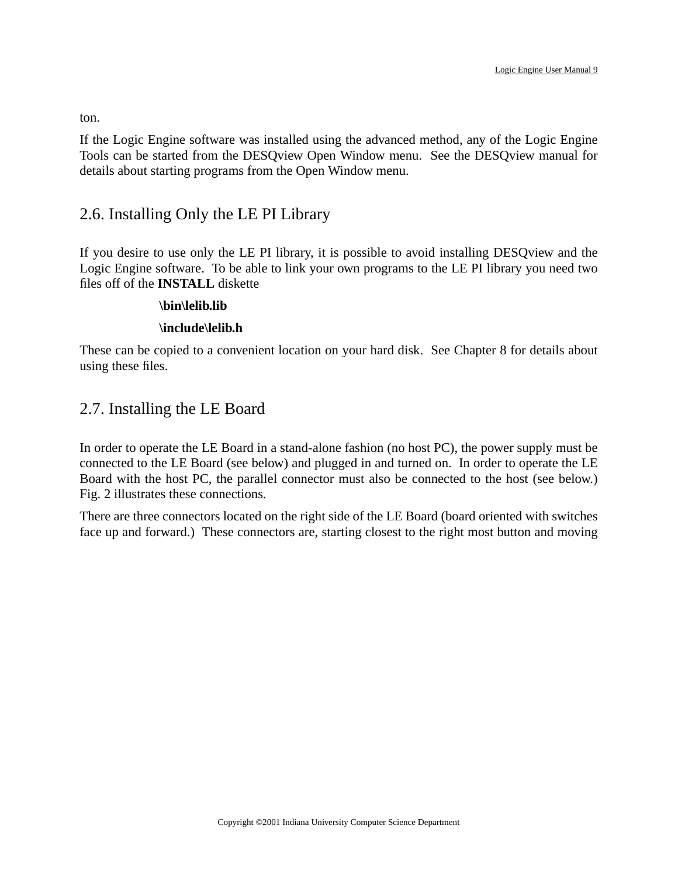ton.

If the Logic Engine software was installed using the advanced method, any of the Logic Engine Tools can be started from the DESQview Open Window menu. See the DESQview manual for details about starting programs from the Open Window menu.

## 2.6. Installing Only the LE PI Library

If you desire to use only the LE PI library, it is possible to avoid installing DESQview and the Logic Engine software. To be able to link your own programs to the LE PI library you need two files off of the **INSTALL** diskette

**\bin\lelib.lib**

**\include\lelib.h**

These can be copied to a convenient location on your hard disk. See Chapter 8 for details about using these files.

## 2.7. Installing the LE Board

In order to operate the LE Board in a stand-alone fashion (no host PC), the power supply must be connected to the LE Board (see below) and plugged in and turned on. In order to operate the LE Board with the host PC, the parallel connector must also be connected to the host (see below.) Fig. 2 illustrates these connections.

There are three connectors located on the right side of the LE Board (board oriented with switches face up and forward.) These connectors are, starting closest to the right most button and moving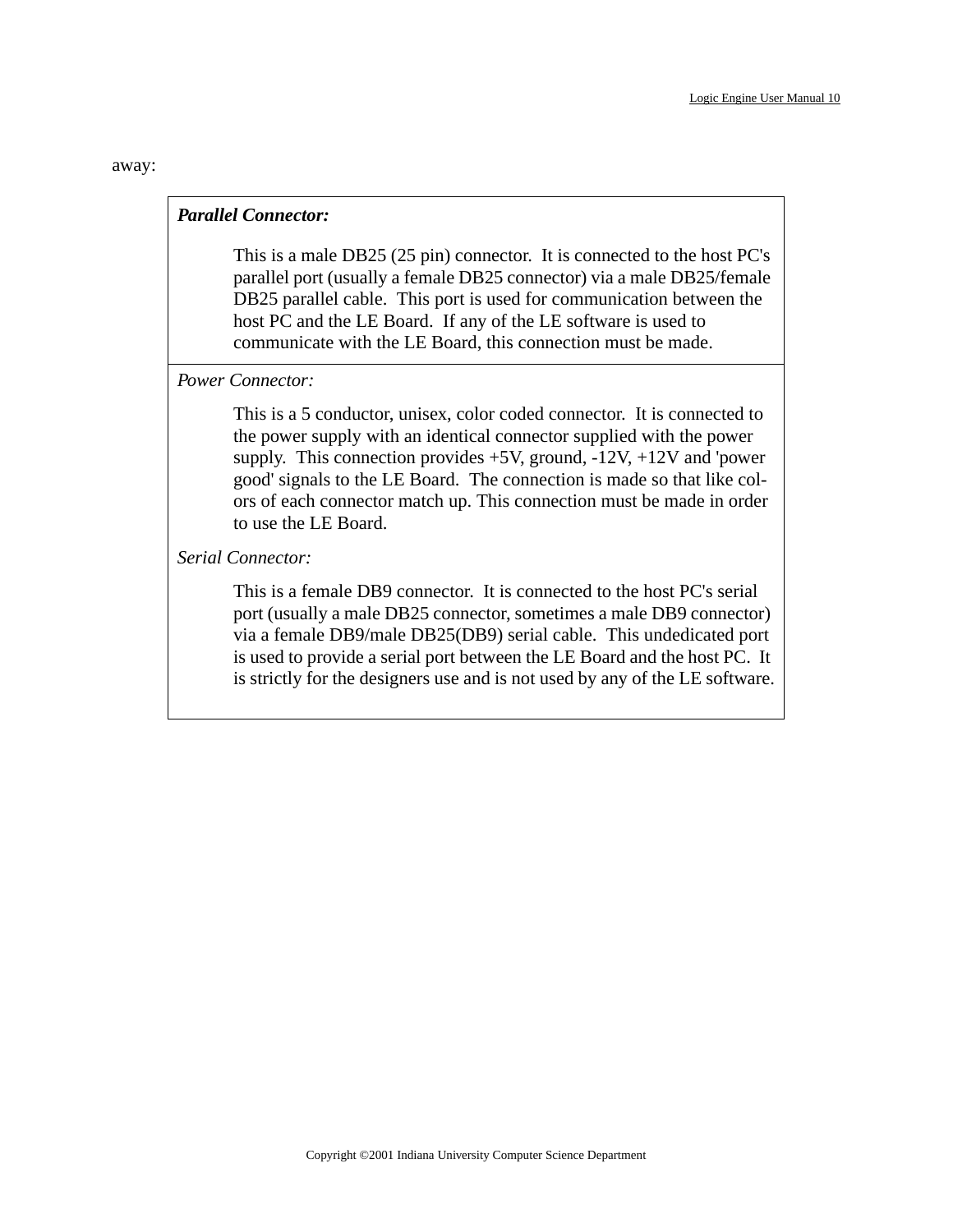away:

***Parallel Connector:***

This is a male DB25 (25 pin) connector. It is connected to the host PC's parallel port (usually a female DB25 connector) via a male DB25/female DB25 parallel cable. This port is used for communication between the host PC and the LE Board. If any of the LE software is used to communicate with the LE Board, this connection must be made.

*Power Connector:*

This is a 5 conductor, unisex, color coded connector. It is connected to the power supply with an identical connector supplied with the power supply. This connection provides +5V, ground, -12V, +12V and 'power good' signals to the LE Board. The connection is made so that like colors of each connector match up. This connection must be made in order to use the LE Board.

*Serial Connector:*

This is a female DB9 connector. It is connected to the host PC's serial port (usually a male DB25 connector, sometimes a male DB9 connector) via a female DB9/male DB25(DB9) serial cable. This undedicated port is used to provide a serial port between the LE Board and the host PC. It is strictly for the designers use and is not used by any of the LE software.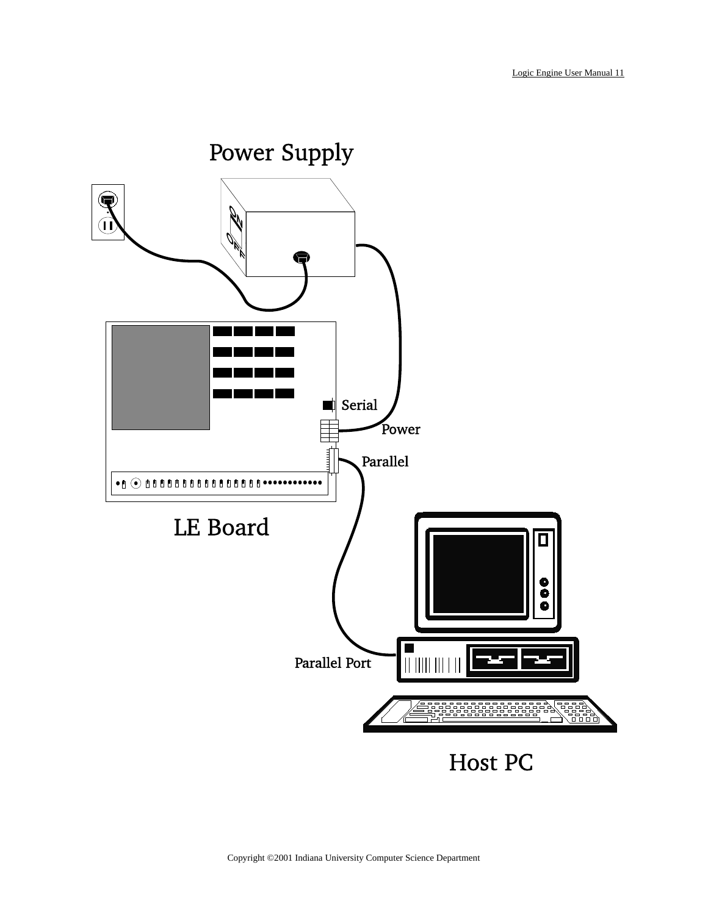Power Supply

ON

OFF

Serial

Power

Parallel

LE Board

Parallel Port

Host PC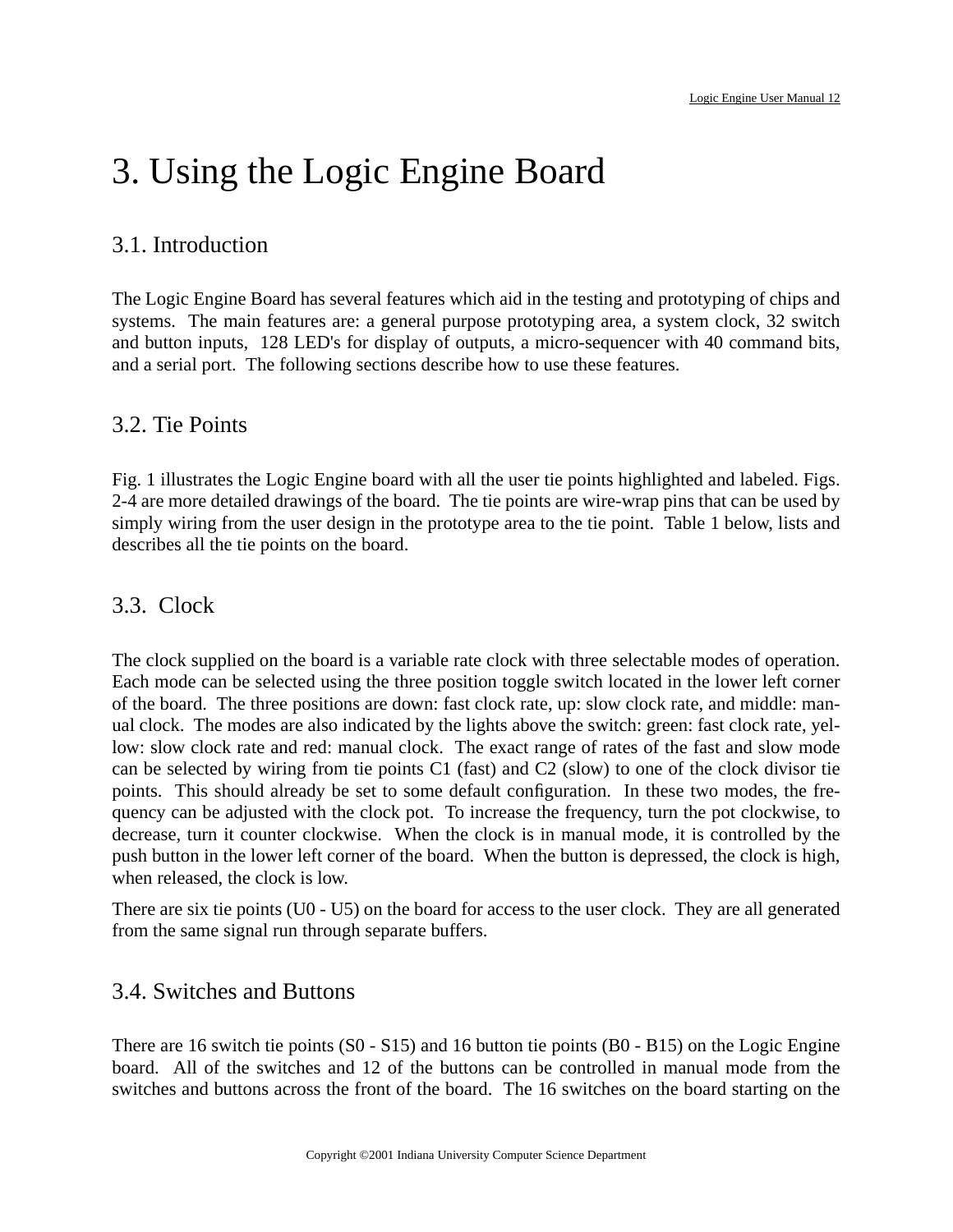# 3. Using the Logic Engine Board

## 3.1. Introduction

The Logic Engine Board has several features which aid in the testing and prototyping of chips and systems. The main features are: a general purpose prototyping area, a system clock, 32 switch and button inputs, 128 LED's for display of outputs, a micro-sequencer with 40 command bits, and a serial port. The following sections describe how to use these features.

## 3.2. Tie Points

Fig. 1 illustrates the Logic Engine board with all the user tie points highlighted and labeled. Figs. 2-4 are more detailed drawings of the board. The tie points are wire-wrap pins that can be used by simply wiring from the user design in the prototype area to the tie point. Table 1 below, lists and describes all the tie points on the board.

## 3.3. Clock

The clock supplied on the board is a variable rate clock with three selectable modes of operation. Each mode can be selected using the three position toggle switch located in the lower left corner of the board. The three positions are down: fast clock rate, up: slow clock rate, and middle: manual clock. The modes are also indicated by the lights above the switch: green: fast clock rate, yellow: slow clock rate and red: manual clock. The exact range of rates of the fast and slow mode can be selected by wiring from tie points C1 (fast) and C2 (slow) to one of the clock divisor tie points. This should already be set to some default configuration. In these two modes, the frequency can be adjusted with the clock pot. To increase the frequency, turn the pot clockwise, to decrease, turn it counter clockwise. When the clock is in manual mode, it is controlled by the push button in the lower left corner of the board. When the button is depressed, the clock is high, when released, the clock is low.

There are six tie points (U0 - U5) on the board for access to the user clock. They are all generated from the same signal run through separate buffers.

## 3.4. Switches and Buttons

There are 16 switch tie points (S0 - S15) and 16 button tie points (B0 - B15) on the Logic Engine board. All of the switches and 12 of the buttons can be controlled in manual mode from the switches and buttons across the front of the board. The 16 switches on the board starting on the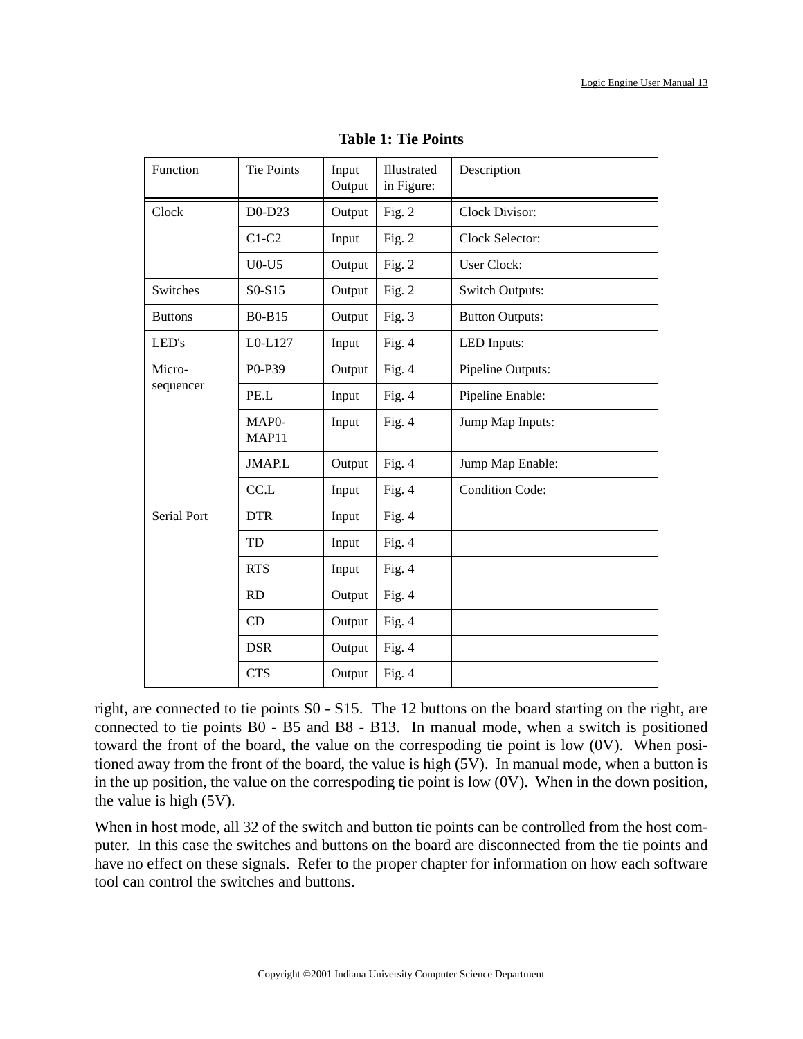**Table 1: Tie Points**

| Function | Tie Points | Input Output | Illustrated in Figure: | Description |
|---|---|---|---|---|
| Clock | D0-D23 | Output | Fig. 2 | Clock Divisor: |
| | C1-C2 | Input | Fig. 2 | Clock Selector: |
| | U0-U5 | Output | Fig. 2 | User Clock: |
| Switches | S0-S15 | Output | Fig. 2 | Switch Outputs: |
| Buttons | B0-B15 | Output | Fig. 3 | Button Outputs: |
| LED's | L0-L127 | Input | Fig. 4 | LED Inputs: |
| Micro-sequencer | P0-P39 | Output | Fig. 4 | Pipeline Outputs: |
| | PE.L | Input | Fig. 4 | Pipeline Enable: |
| | MAP0-MAP11 | Input | Fig. 4 | Jump Map Inputs: |
| | JMAP.L | Output | Fig. 4 | Jump Map Enable: |
| | CC.L | Input | Fig. 4 | Condition Code: |
| Serial Port | DTR | Input | Fig. 4 | |
| | TD | Input | Fig. 4 | |
| | RTS | Input | Fig. 4 | |
| | RD | Output | Fig. 4 | |
| | CD | Output | Fig. 4 | |
| | DSR | Output | Fig. 4 | |
| | CTS | Output | Fig. 4 | |

right, are connected to tie points S0 - S15. The 12 buttons on the board starting on the right, are connected to tie points B0 - B5 and B8 - B13. In manual mode, when a switch is positioned toward the front of the board, the value on the correspoding tie point is low (0V). When positioned away from the front of the board, the value is high (5V). In manual mode, when a button is in the up position, the value on the correspoding tie point is low (0V). When in the down position, the value is high (5V).

When in host mode, all 32 of the switch and button tie points can be controlled from the host computer. In this case the switches and buttons on the board are disconnected from the tie points and have no effect on these signals. Refer to the proper chapter for information on how each software tool can control the switches and buttons.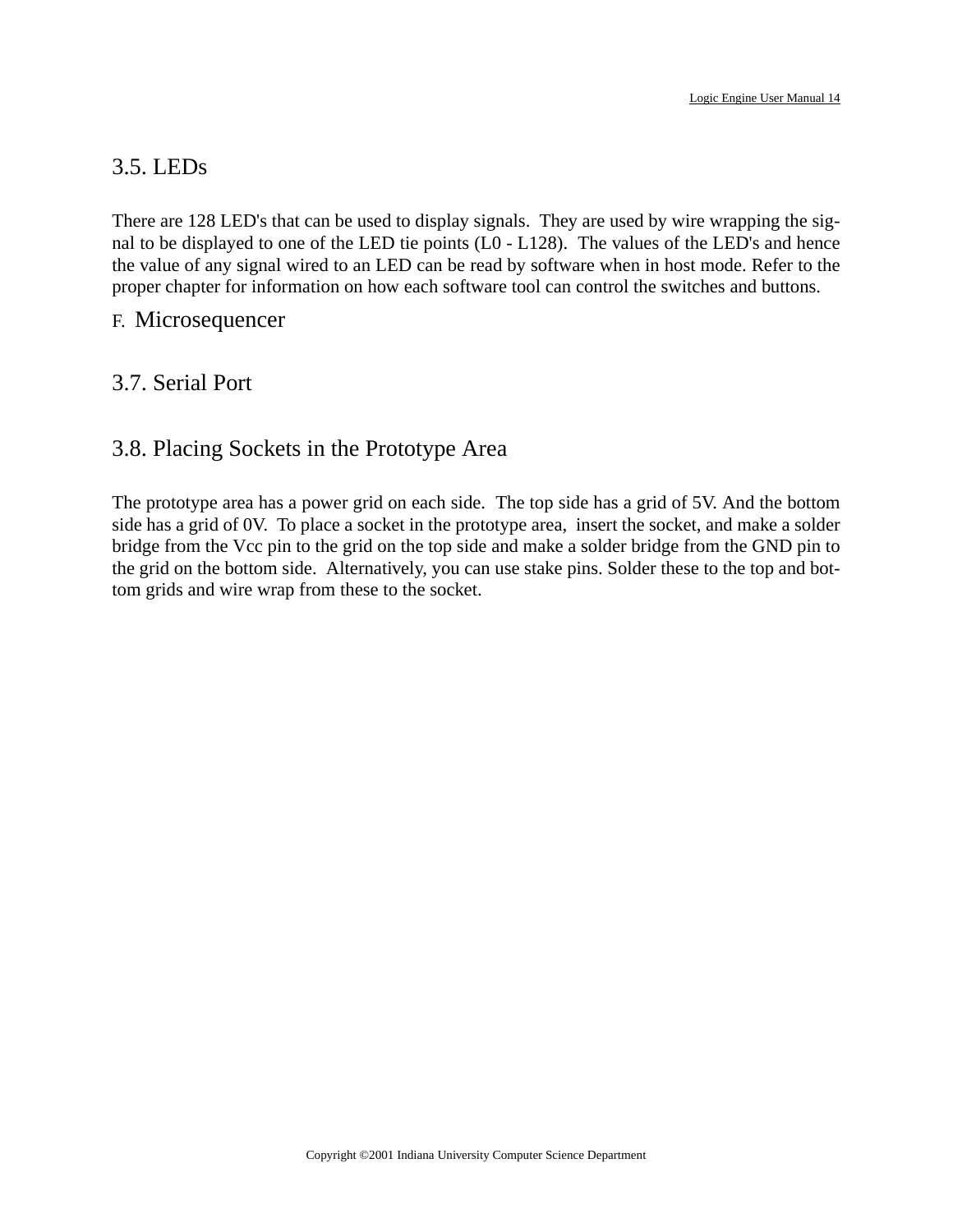## 3.5. LEDs

There are 128 LED's that can be used to display signals. They are used by wire wrapping the signal to be displayed to one of the LED tie points (L0 - L128). The values of the LED's and hence the value of any signal wired to an LED can be read by software when in host mode. Refer to the proper chapter for information on how each software tool can control the switches and buttons.

## F. Microsequencer

## 3.7. Serial Port

## 3.8. Placing Sockets in the Prototype Area

The prototype area has a power grid on each side. The top side has a grid of 5V. And the bottom side has a grid of 0V. To place a socket in the prototype area, insert the socket, and make a solder bridge from the Vcc pin to the grid on the top side and make a solder bridge from the GND pin to the grid on the bottom side. Alternatively, you can use stake pins. Solder these to the top and bottom grids and wire wrap from these to the socket.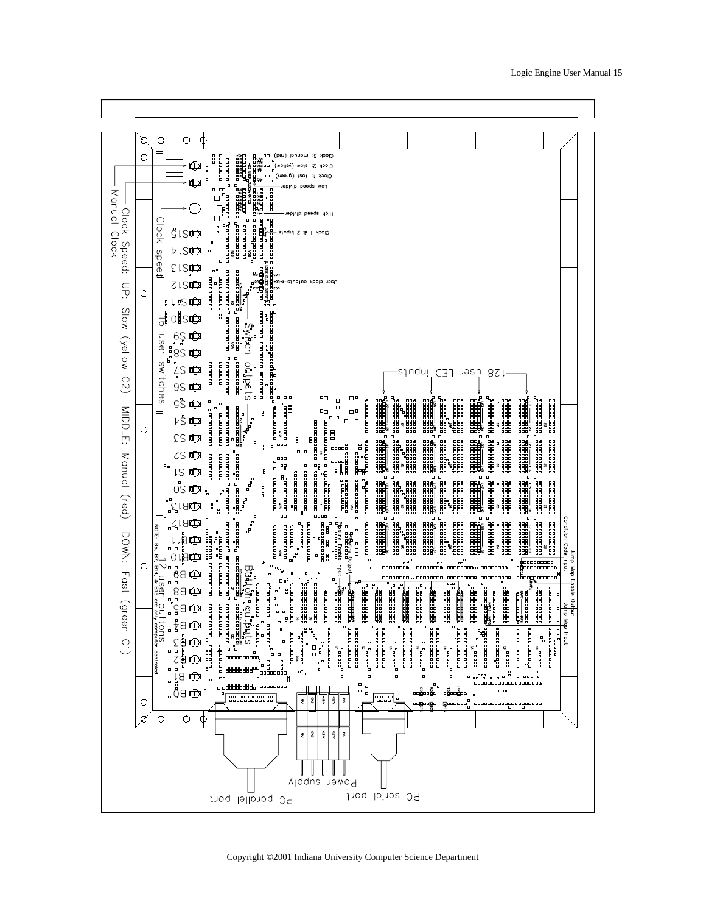Clock 3: manual (red)

Clock 2: slow (yellow)

Clock 1: fast (green)

Low speed divider

High speed divider

Clock 1 & 2 inputs

User clock outputs

Manual Clock

Clock Speed: UP: Slow (yellow C2) MIDDLE: Manual (red) DOWN: Fast (green C1)

Clock speed

S15 S14 S13 S12 S11 S10 S9 S8 S7 S6 S5 S4 S3 S2 S1 S0

16 user switches

Switch outputs

128 user LED inputs

B13 B12 B11 B10 B9 B8 B7 B6 B5 B4 B3 B2 B1 B0

12 user buttons

NOTE: B6, B7, B14, & B15 are only computer controlled.

Button outputs

Condition Code Input

Jump Map Enable Output

Jump Map Input

PC parallel port

Power supply

PC serial port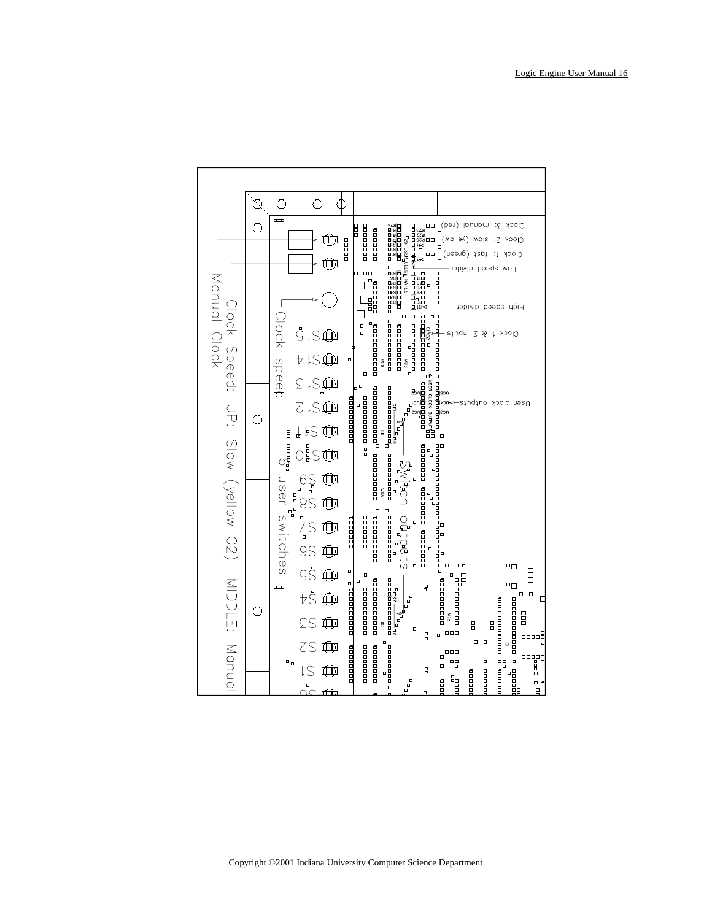Clock 3: manual (red)

Clock 2: slow (yellow)

Clock 1: fast (green)

Low speed divider

High speed divider

Clock 1 & 2 inputs

User clock outputs

Switch outputs

Clock speed

16 user switches

Clock Speed: UP: Slow (yellow C2) MIDDLE: Manual

Manual Clock

S15 S14 S13 S12 S11 S10 S9 S8 S7 S6 S5 S4 S3 S2 S1 S0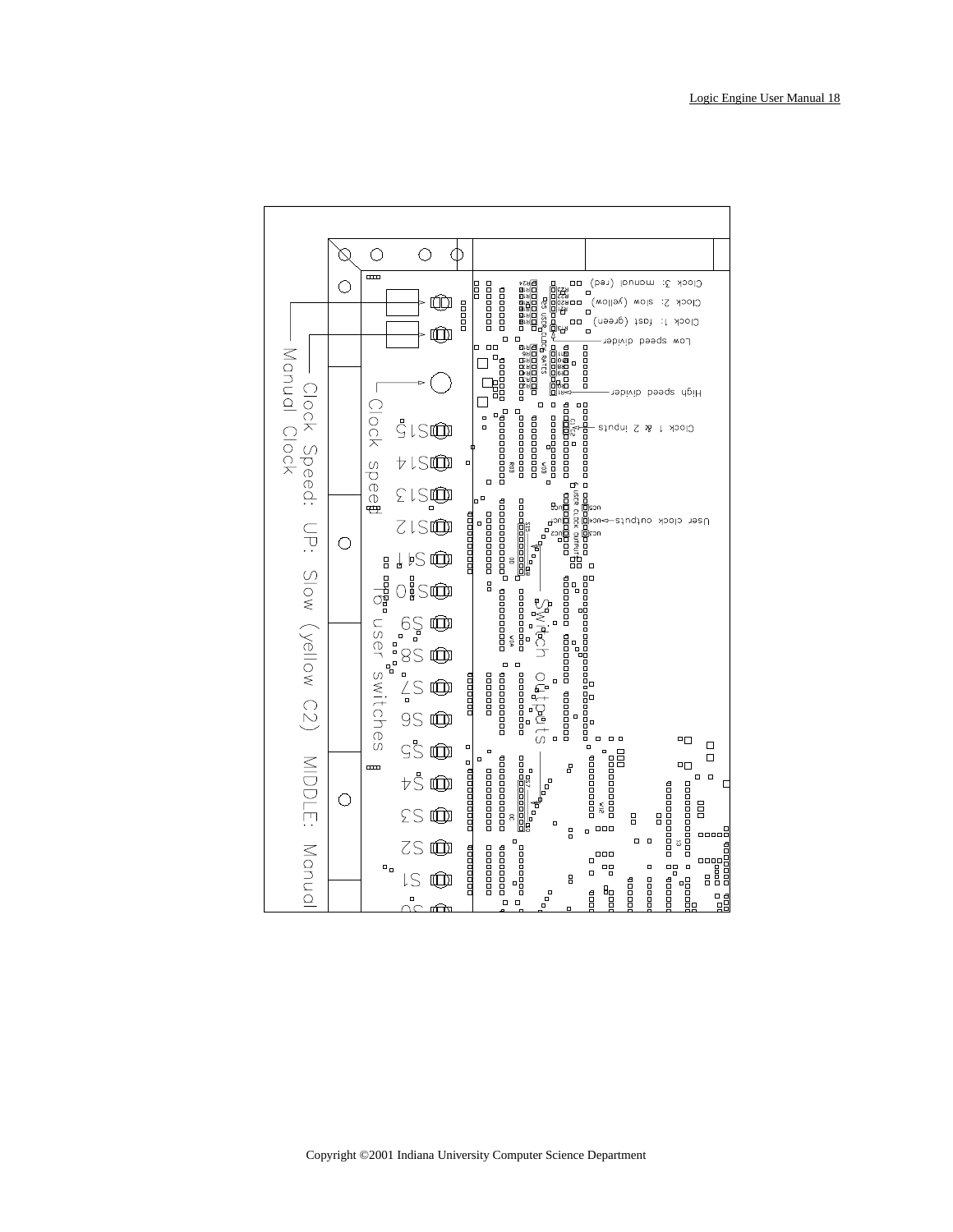Clock Speed: UP: Slow (yellow C2) MIDDLE: Manual

Manual Clock

Clock speed

To user switches

S15 S14 S13 S12 S11 S10 S9 S8 S7 S6 S5 S4 S3 S2 S1 S0

Clock 3: manual (red)

Clock 2: slow (yellow)

Clock 1: fast (green)

Low speed divider

High speed divider

Clock 1 & 2 inputs

User clock outputs

Switch outputs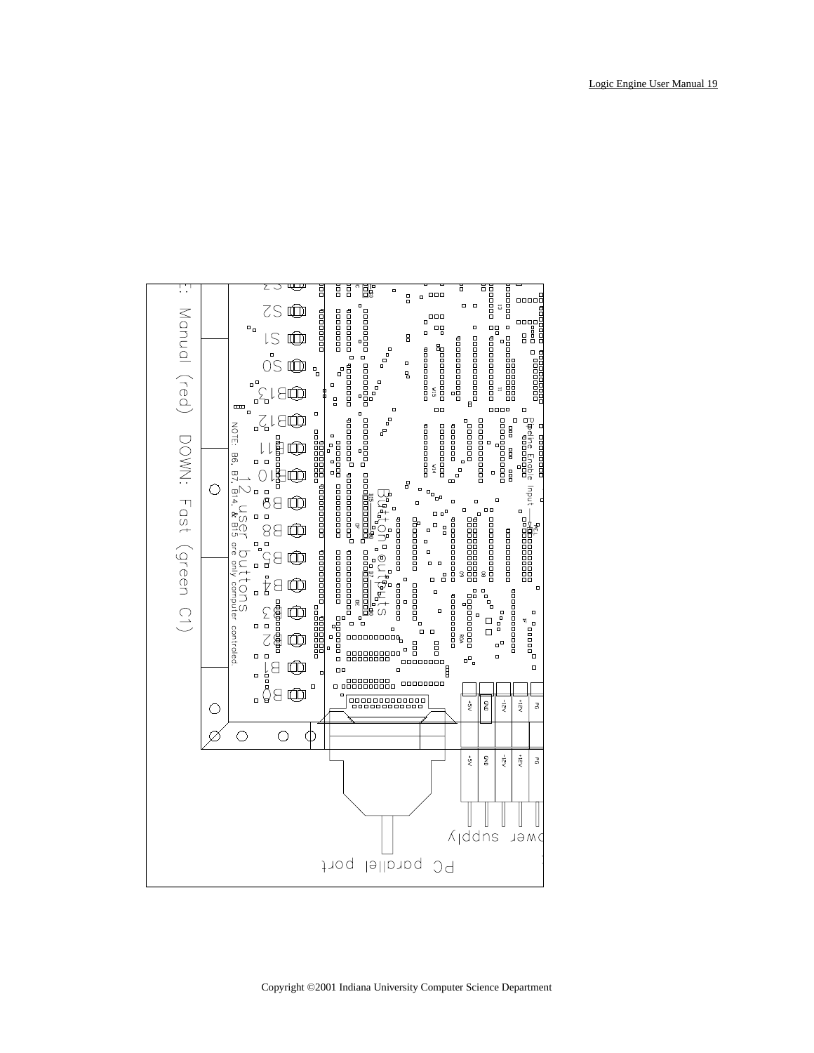E: Manual (red) DOWN: Fast (green C1)

S2 S1 S0 B13 B12 B11 B10 B9 B8 B5 B4 B3 B2 B1 B0

12 user buttons

NOTE: B6, B7, B14, & B15 are only computer controled

Button outputs

Pipeline Enable Input

+5V GND -12V +12V PG

Power supply

PC parallel port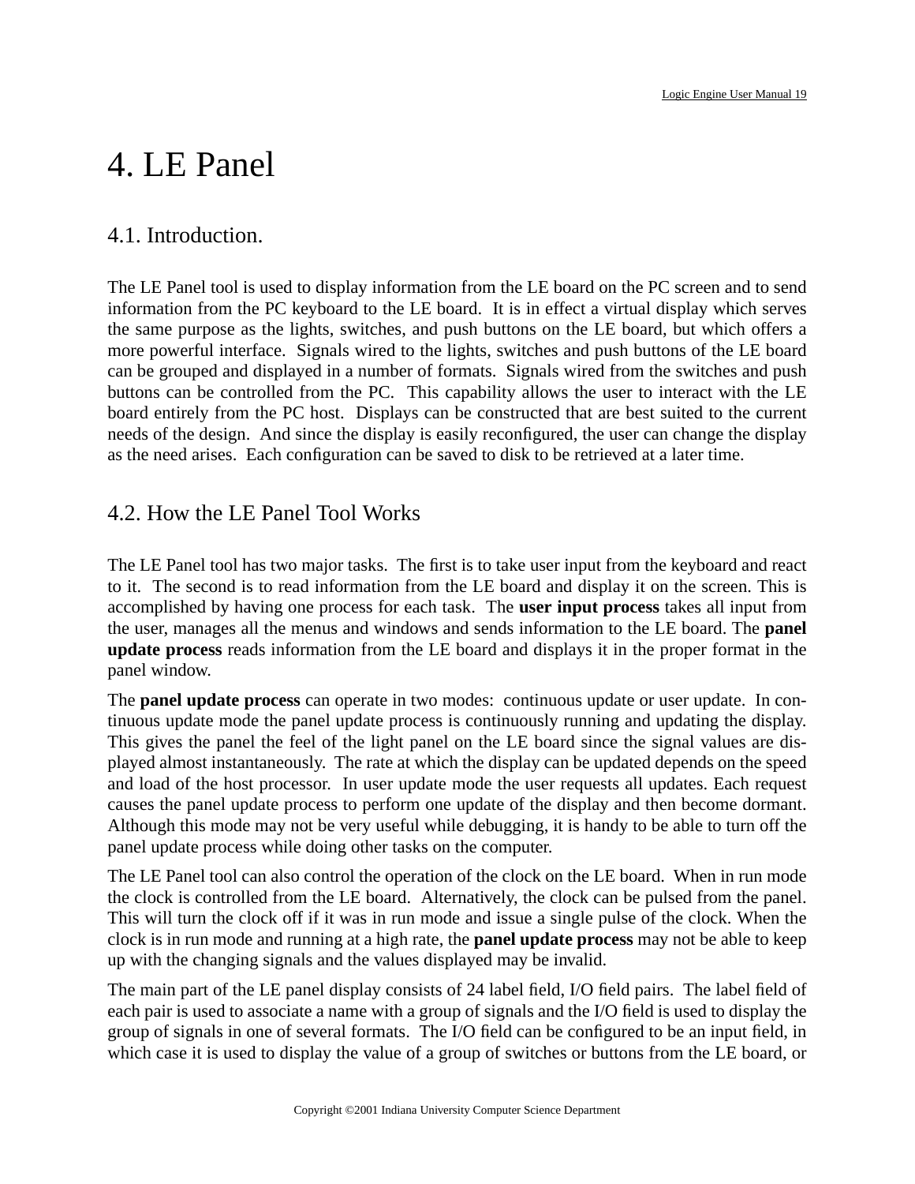# 4. LE Panel

## 4.1. Introduction.

The LE Panel tool is used to display information from the LE board on the PC screen and to send information from the PC keyboard to the LE board. It is in effect a virtual display which serves the same purpose as the lights, switches, and push buttons on the LE board, but which offers a more powerful interface. Signals wired to the lights, switches and push buttons of the LE board can be grouped and displayed in a number of formats. Signals wired from the switches and push buttons can be controlled from the PC. This capability allows the user to interact with the LE board entirely from the PC host. Displays can be constructed that are best suited to the current needs of the design. And since the display is easily reconfigured, the user can change the display as the need arises. Each configuration can be saved to disk to be retrieved at a later time.

## 4.2. How the LE Panel Tool Works

The LE Panel tool has two major tasks. The first is to take user input from the keyboard and react to it. The second is to read information from the LE board and display it on the screen. This is accomplished by having one process for each task. The **user input process** takes all input from the user, manages all the menus and windows and sends information to the LE board. The **panel update process** reads information from the LE board and displays it in the proper format in the panel window.

The **panel update process** can operate in two modes: continuous update or user update. In continuous update mode the panel update process is continuously running and updating the display. This gives the panel the feel of the light panel on the LE board since the signal values are displayed almost instantaneously. The rate at which the display can be updated depends on the speed and load of the host processor. In user update mode the user requests all updates. Each request causes the panel update process to perform one update of the display and then become dormant. Although this mode may not be very useful while debugging, it is handy to be able to turn off the panel update process while doing other tasks on the computer.

The LE Panel tool can also control the operation of the clock on the LE board. When in run mode the clock is controlled from the LE board. Alternatively, the clock can be pulsed from the panel. This will turn the clock off if it was in run mode and issue a single pulse of the clock. When the clock is in run mode and running at a high rate, the **panel update process** may not be able to keep up with the changing signals and the values displayed may be invalid.

The main part of the LE panel display consists of 24 label field, I/O field pairs. The label field of each pair is used to associate a name with a group of signals and the I/O field is used to display the group of signals in one of several formats. The I/O field can be configured to be an input field, in which case it is used to display the value of a group of switches or buttons from the LE board, or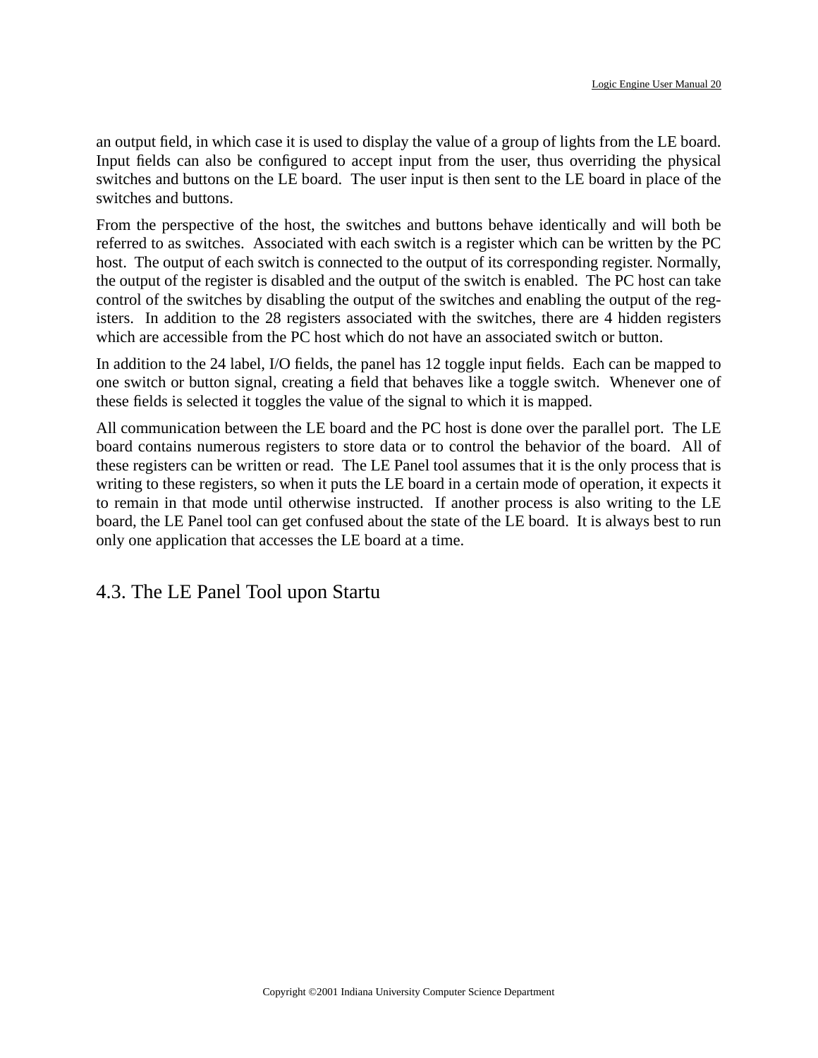an output field, in which case it is used to display the value of a group of lights from the LE board. Input fields can also be configured to accept input from the user, thus overriding the physical switches and buttons on the LE board. The user input is then sent to the LE board in place of the switches and buttons.

From the perspective of the host, the switches and buttons behave identically and will both be referred to as switches. Associated with each switch is a register which can be written by the PC host. The output of each switch is connected to the output of its corresponding register. Normally, the output of the register is disabled and the output of the switch is enabled. The PC host can take control of the switches by disabling the output of the switches and enabling the output of the registers. In addition to the 28 registers associated with the switches, there are 4 hidden registers which are accessible from the PC host which do not have an associated switch or button.

In addition to the 24 label, I/O fields, the panel has 12 toggle input fields. Each can be mapped to one switch or button signal, creating a field that behaves like a toggle switch. Whenever one of these fields is selected it toggles the value of the signal to which it is mapped.

All communication between the LE board and the PC host is done over the parallel port. The LE board contains numerous registers to store data or to control the behavior of the board. All of these registers can be written or read. The LE Panel tool assumes that it is the only process that is writing to these registers, so when it puts the LE board in a certain mode of operation, it expects it to remain in that mode until otherwise instructed. If another process is also writing to the LE board, the LE Panel tool can get confused about the state of the LE board. It is always best to run only one application that accesses the LE board at a time.

## 4.3. The LE Panel Tool upon Startu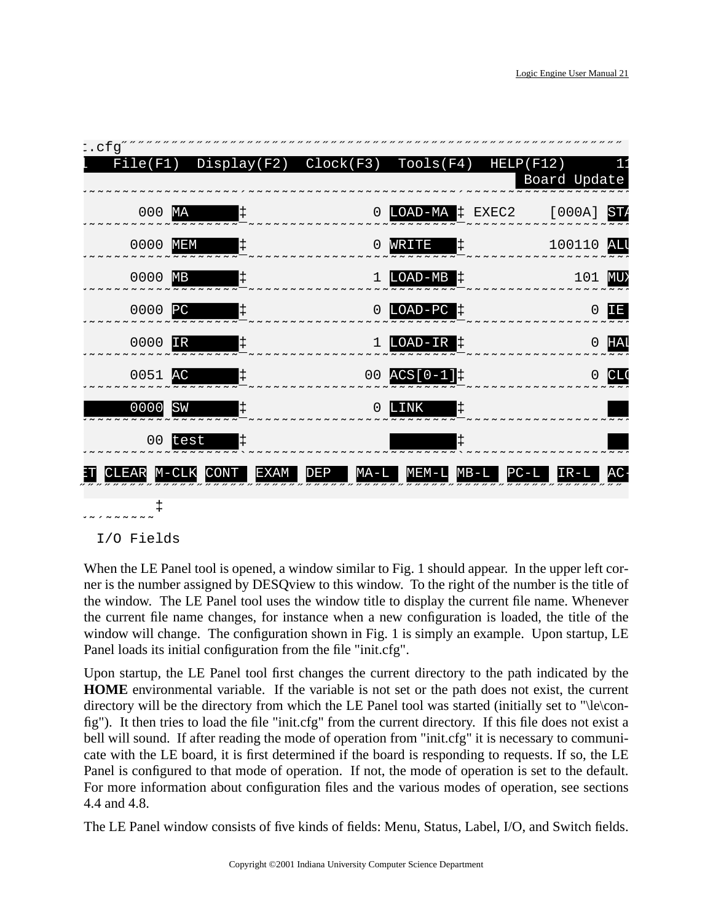```
:.cfg
l   File(F1)  Display(F2)  Clock(F3)  Tools(F4)  HELP(F12)        1
                                                          Board Update

      000 MA       ‡                 0 LOAD-MA ‡ EXEC2    [000A] STA

     0000 MEM      ‡                 0 WRITE   ‡           100110 ALU

     0000 MB       ‡                 1 LOAD-MB ‡              101 MUX

     0000 PC       ‡                 0 LOAD-PC ‡                0 IE

     0000 IR       ‡                 1 LOAD-IR ‡                0 HAL

     0051 AC       ‡                00 ACS[0-1]‡                0 CLO

     0000 SW       ‡                 0 LINK    ‡

       00 test     ‡                           ‡

ET CLEAR M-CLK CONT  EXAM  DEP   MA-L  MEM-L MB-L  PC-L  IR-L  AC-

         ‡

  I/O Fields
```

When the LE Panel tool is opened, a window similar to Fig. 1 should appear. In the upper left corner is the number assigned by DESQview to this window. To the right of the number is the title of the window. The LE Panel tool uses the window title to display the current file name. Whenever the current file name changes, for instance when a new configuration is loaded, the title of the window will change. The configuration shown in Fig. 1 is simply an example. Upon startup, LE Panel loads its initial configuration from the file "init.cfg".

Upon startup, the LE Panel tool first changes the current directory to the path indicated by the **HOME** environmental variable. If the variable is not set or the path does not exist, the current directory will be the directory from which the LE Panel tool was started (initially set to "\le\config"). It then tries to load the file "init.cfg" from the current directory. If this file does not exist a bell will sound. If after reading the mode of operation from "init.cfg" it is necessary to communicate with the LE board, it is first determined if the board is responding to requests. If so, the LE Panel is configured to that mode of operation. If not, the mode of operation is set to the default. For more information about configuration files and the various modes of operation, see sections 4.4 and 4.8.

The LE Panel window consists of five kinds of fields: Menu, Status, Label, I/O, and Switch fields.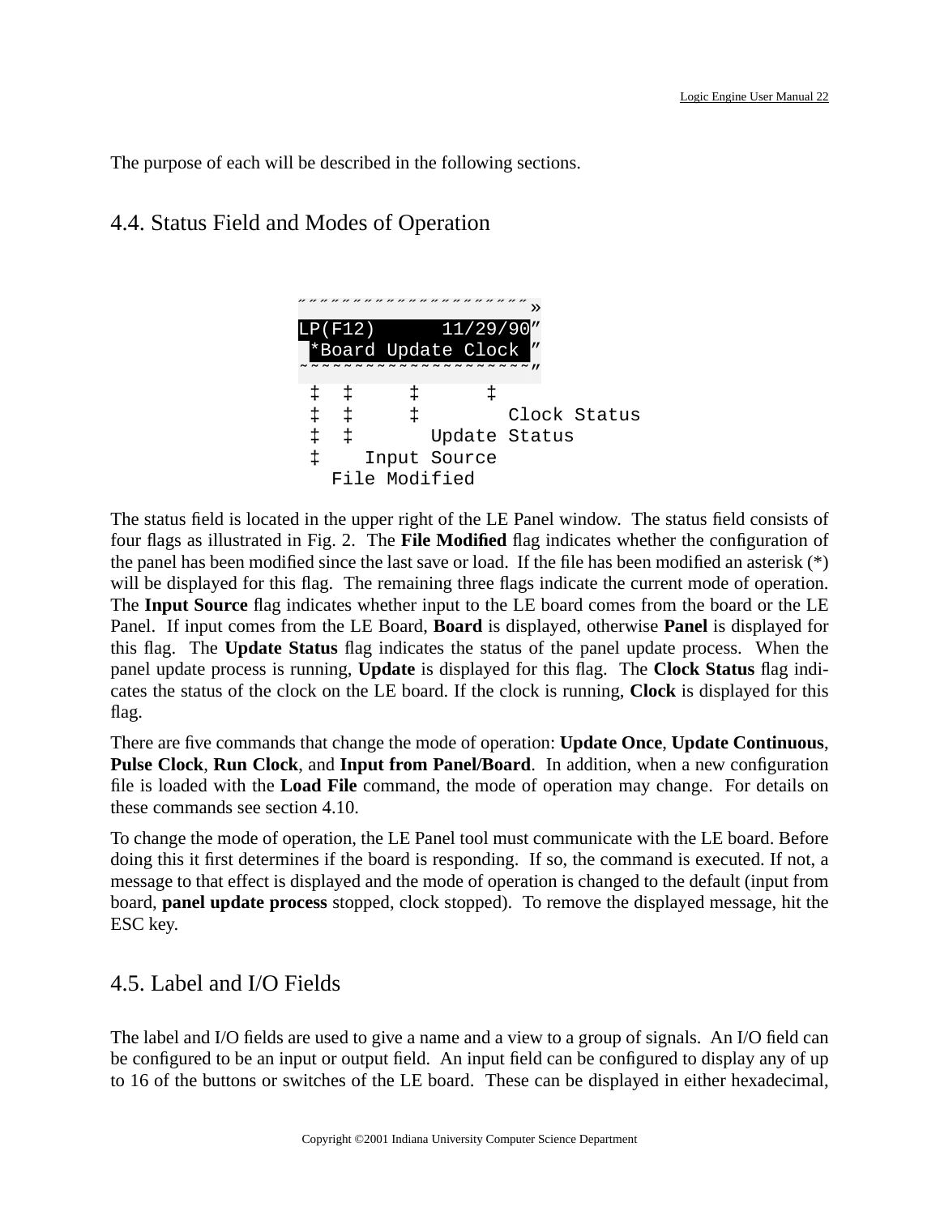The purpose of each will be described in the following sections.

## 4.4. Status Field and Modes of Operation

```
"""""""""""""""""""""»
LP(F12)       11/29/90"
 *Board Update Clock "
~~~~~~~~~~~~~~~~~~~~~"
 ‡  ‡     ‡      ‡
 ‡  ‡     ‡        Clock Status
 ‡  ‡       Update Status
 ‡    Input Source
   File Modified
```

The status field is located in the upper right of the LE Panel window. The status field consists of four flags as illustrated in Fig. 2. The **File Modified** flag indicates whether the configuration of the panel has been modified since the last save or load. If the file has been modified an asterisk (*) will be displayed for this flag. The remaining three flags indicate the current mode of operation. The **Input Source** flag indicates whether input to the LE board comes from the board or the LE Panel. If input comes from the LE Board, **Board** is displayed, otherwise **Panel** is displayed for this flag. The **Update Status** flag indicates the status of the panel update process. When the panel update process is running, **Update** is displayed for this flag. The **Clock Status** flag indicates the status of the clock on the LE board. If the clock is running, **Clock** is displayed for this flag.

There are five commands that change the mode of operation: **Update Once**, **Update Continuous**, **Pulse Clock**, **Run Clock**, and **Input from Panel/Board**. In addition, when a new configuration file is loaded with the **Load File** command, the mode of operation may change. For details on these commands see section 4.10.

To change the mode of operation, the LE Panel tool must communicate with the LE board. Before doing this it first determines if the board is responding. If so, the command is executed. If not, a message to that effect is displayed and the mode of operation is changed to the default (input from board, **panel update process** stopped, clock stopped). To remove the displayed message, hit the ESC key.

## 4.5. Label and I/O Fields

The label and I/O fields are used to give a name and a view to a group of signals. An I/O field can be configured to be an input or output field. An input field can be configured to display any of up to 16 of the buttons or switches of the LE board. These can be displayed in either hexadecimal,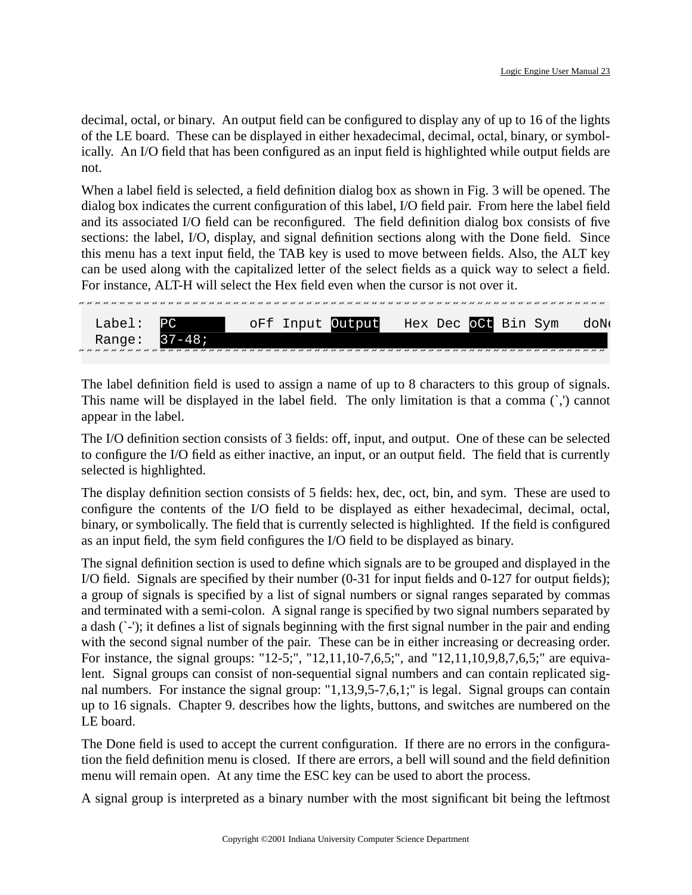decimal, octal, or binary. An output field can be configured to display any of up to 16 of the lights of the LE board. These can be displayed in either hexadecimal, decimal, octal, binary, or symbolically. An I/O field that has been configured as an input field is highlighted while output fields are not.

When a label field is selected, a field definition dialog box as shown in Fig. 3 will be opened. The dialog box indicates the current configuration of this label, I/O field pair. From here the label field and its associated I/O field can be reconfigured. The field definition dialog box consists of five sections: the label, I/O, display, and signal definition sections along with the Done field. Since this menu has a text input field, the TAB key is used to move between fields. Also, the ALT key can be used along with the capitalized letter of the select fields as a quick way to select a field. For instance, ALT-H will select the Hex field even when the cursor is not over it.

```
 Label:  PC         oFf Input Output   Hex Dec oCt Bin Sym   doNe
 Range:  37-48;
```

The label definition field is used to assign a name of up to 8 characters to this group of signals. This name will be displayed in the label field. The only limitation is that a comma (`,') cannot appear in the label.

The I/O definition section consists of 3 fields: off, input, and output. One of these can be selected to configure the I/O field as either inactive, an input, or an output field. The field that is currently selected is highlighted.

The display definition section consists of 5 fields: hex, dec, oct, bin, and sym. These are used to configure the contents of the I/O field to be displayed as either hexadecimal, decimal, octal, binary, or symbolically. The field that is currently selected is highlighted. If the field is configured as an input field, the sym field configures the I/O field to be displayed as binary.

The signal definition section is used to define which signals are to be grouped and displayed in the I/O field. Signals are specified by their number (0-31 for input fields and 0-127 for output fields); a group of signals is specified by a list of signal numbers or signal ranges separated by commas and terminated with a semi-colon. A signal range is specified by two signal numbers separated by a dash (`-'); it defines a list of signals beginning with the first signal number in the pair and ending with the second signal number of the pair. These can be in either increasing or decreasing order. For instance, the signal groups: "12-5;", "12,11,10-7,6,5;", and "12,11,10,9,8,7,6,5;" are equivalent. Signal groups can consist of non-sequential signal numbers and can contain replicated signal numbers. For instance the signal group: "1,13,9,5-7,6,1;" is legal. Signal groups can contain up to 16 signals. Chapter 9. describes how the lights, buttons, and switches are numbered on the LE board.

The Done field is used to accept the current configuration. If there are no errors in the configuration the field definition menu is closed. If there are errors, a bell will sound and the field definition menu will remain open. At any time the ESC key can be used to abort the process.

A signal group is interpreted as a binary number with the most significant bit being the leftmost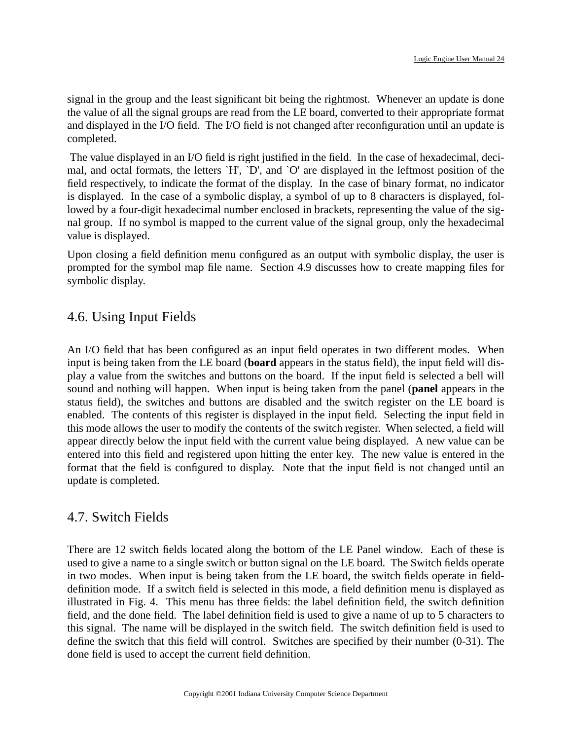signal in the group and the least significant bit being the rightmost. Whenever an update is done the value of all the signal groups are read from the LE board, converted to their appropriate format and displayed in the I/O field. The I/O field is not changed after reconfiguration until an update is completed.

The value displayed in an I/O field is right justified in the field. In the case of hexadecimal, decimal, and octal formats, the letters `H', `D', and `O' are displayed in the leftmost position of the field respectively, to indicate the format of the display. In the case of binary format, no indicator is displayed. In the case of a symbolic display, a symbol of up to 8 characters is displayed, followed by a four-digit hexadecimal number enclosed in brackets, representing the value of the signal group. If no symbol is mapped to the current value of the signal group, only the hexadecimal value is displayed.

Upon closing a field definition menu configured as an output with symbolic display, the user is prompted for the symbol map file name. Section 4.9 discusses how to create mapping files for symbolic display.

## 4.6. Using Input Fields

An I/O field that has been configured as an input field operates in two different modes. When input is being taken from the LE board (**board** appears in the status field), the input field will display a value from the switches and buttons on the board. If the input field is selected a bell will sound and nothing will happen. When input is being taken from the panel (**panel** appears in the status field), the switches and buttons are disabled and the switch register on the LE board is enabled. The contents of this register is displayed in the input field. Selecting the input field in this mode allows the user to modify the contents of the switch register. When selected, a field will appear directly below the input field with the current value being displayed. A new value can be entered into this field and registered upon hitting the enter key. The new value is entered in the format that the field is configured to display. Note that the input field is not changed until an update is completed.

## 4.7. Switch Fields

There are 12 switch fields located along the bottom of the LE Panel window. Each of these is used to give a name to a single switch or button signal on the LE board. The Switch fields operate in two modes. When input is being taken from the LE board, the switch fields operate in field-definition mode. If a switch field is selected in this mode, a field definition menu is displayed as illustrated in Fig. 4. This menu has three fields: the label definition field, the switch definition field, and the done field. The label definition field is used to give a name of up to 5 characters to this signal. The name will be displayed in the switch field. The switch definition field is used to define the switch that this field will control. Switches are specified by their number (0-31). The done field is used to accept the current field definition.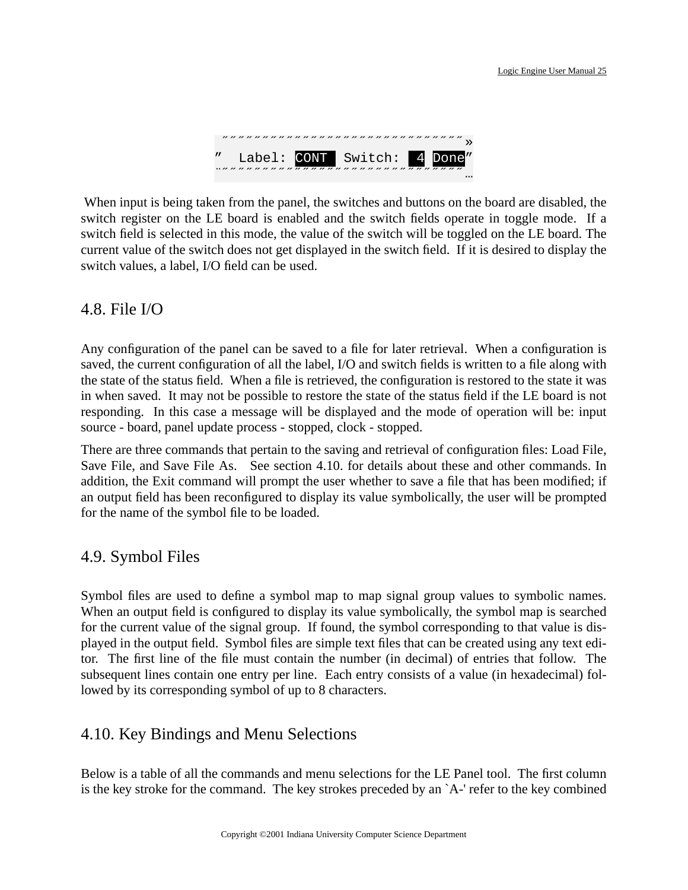```
 ”””””””””””””””””””””””””””””””»
”  Label: CONT  Switch:  4 Done”
…”””””””””””””””””””””””””””””””…
```

When input is being taken from the panel, the switches and buttons on the board are disabled, the switch register on the LE board is enabled and the switch fields operate in toggle mode. If a switch field is selected in this mode, the value of the switch will be toggled on the LE board. The current value of the switch does not get displayed in the switch field. If it is desired to display the switch values, a label, I/O field can be used.

## 4.8. File I/O

Any configuration of the panel can be saved to a file for later retrieval. When a configuration is saved, the current configuration of all the label, I/O and switch fields is written to a file along with the state of the status field. When a file is retrieved, the configuration is restored to the state it was in when saved. It may not be possible to restore the state of the status field if the LE board is not responding. In this case a message will be displayed and the mode of operation will be: input source - board, panel update process - stopped, clock - stopped.

There are three commands that pertain to the saving and retrieval of configuration files: Load File, Save File, and Save File As. See section 4.10. for details about these and other commands. In addition, the Exit command will prompt the user whether to save a file that has been modified; if an output field has been reconfigured to display its value symbolically, the user will be prompted for the name of the symbol file to be loaded.

## 4.9. Symbol Files

Symbol files are used to define a symbol map to map signal group values to symbolic names. When an output field is configured to display its value symbolically, the symbol map is searched for the current value of the signal group. If found, the symbol corresponding to that value is displayed in the output field. Symbol files are simple text files that can be created using any text editor. The first line of the file must contain the number (in decimal) of entries that follow. The subsequent lines contain one entry per line. Each entry consists of a value (in hexadecimal) followed by its corresponding symbol of up to 8 characters.

## 4.10. Key Bindings and Menu Selections

Below is a table of all the commands and menu selections for the LE Panel tool. The first column is the key stroke for the command. The key strokes preceded by an `A-' refer to the key combined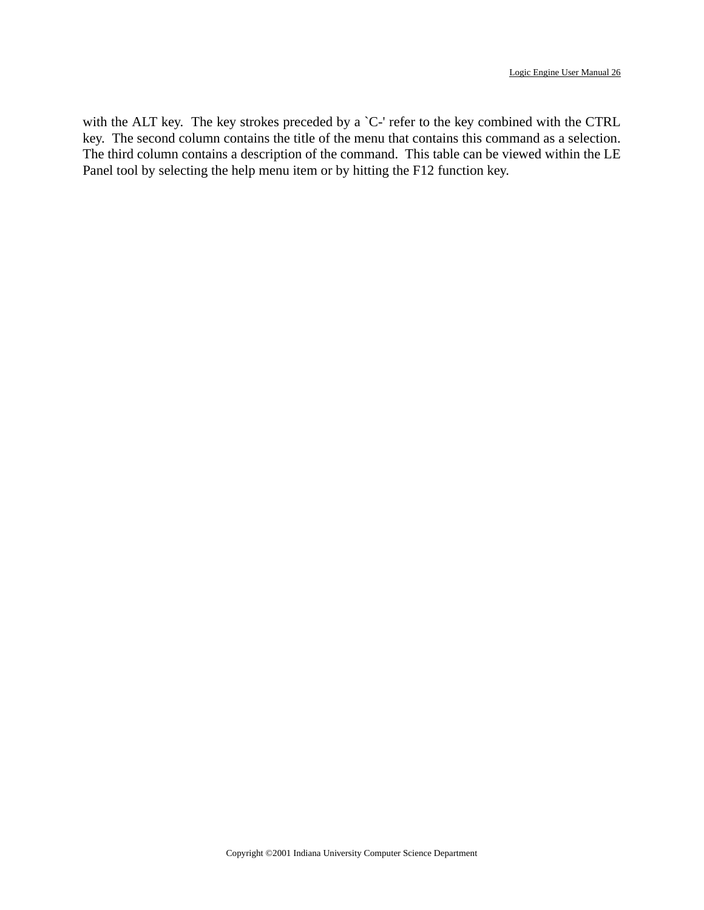with the ALT key. The key strokes preceded by a `C-' refer to the key combined with the CTRL key. The second column contains the title of the menu that contains this command as a selection. The third column contains a description of the command. This table can be viewed within the LE Panel tool by selecting the help menu item or by hitting the F12 function key.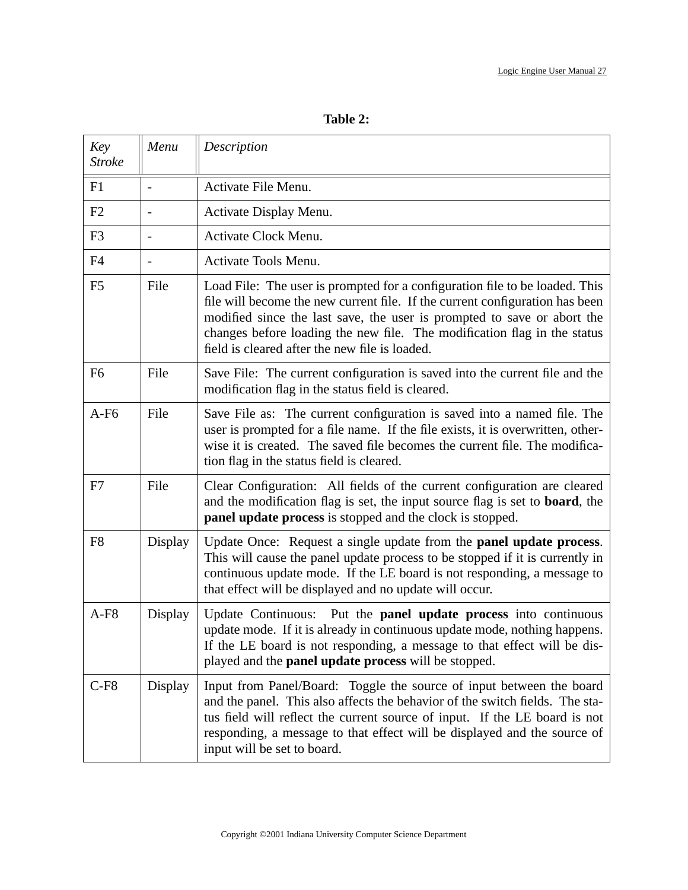**Table 2:**

| *Key Stroke* | *Menu* | *Description* |
|---|---|---|
| F1 | - | Activate File Menu. |
| F2 | - | Activate Display Menu. |
| F3 | - | Activate Clock Menu. |
| F4 | - | Activate Tools Menu. |
| F5 | File | Load File: The user is prompted for a configuration file to be loaded. This file will become the new current file. If the current configuration has been modified since the last save, the user is prompted to save or abort the changes before loading the new file. The modification flag in the status field is cleared after the new file is loaded. |
| F6 | File | Save File: The current configuration is saved into the current file and the modification flag in the status field is cleared. |
| A-F6 | File | Save File as: The current configuration is saved into a named file. The user is prompted for a file name. If the file exists, it is overwritten, otherwise it is created. The saved file becomes the current file. The modification flag in the status field is cleared. |
| F7 | File | Clear Configuration: All fields of the current configuration are cleared and the modification flag is set, the input source flag is set to **board**, the **panel update process** is stopped and the clock is stopped. |
| F8 | Display | Update Once: Request a single update from the **panel update process**. This will cause the panel update process to be stopped if it is currently in continuous update mode. If the LE board is not responding, a message to that effect will be displayed and no update will occur. |
| A-F8 | Display | Update Continuous: Put the **panel update process** into continuous update mode. If it is already in continuous update mode, nothing happens. If the LE board is not responding, a message to that effect will be displayed and the **panel update process** will be stopped. |
| C-F8 | Display | Input from Panel/Board: Toggle the source of input between the board and the panel. This also affects the behavior of the switch fields. The status field will reflect the current source of input. If the LE board is not responding, a message to that effect will be displayed and the source of input will be set to board. |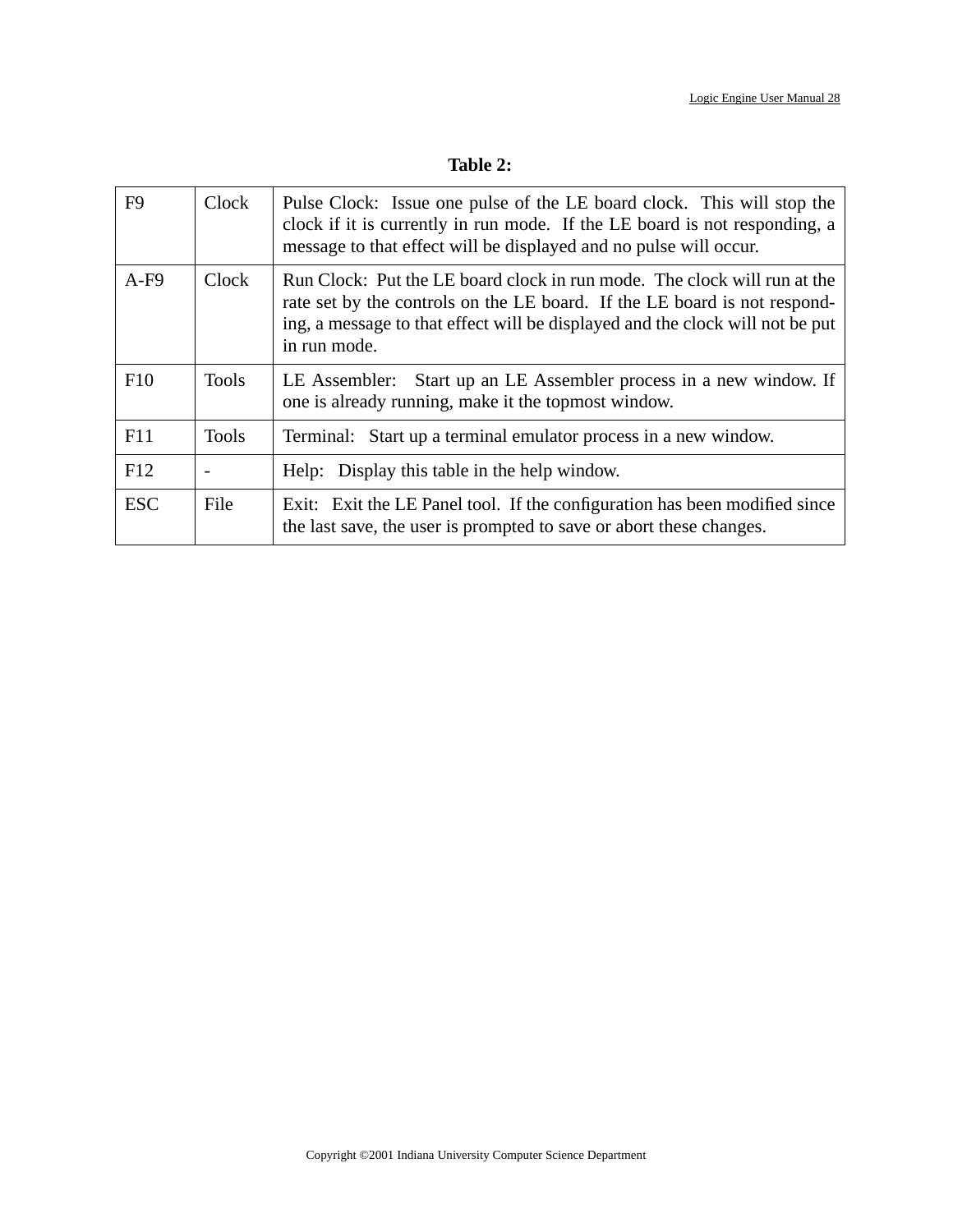**Table 2:**

| | | |
|---|---|---|
| F9 | Clock | Pulse Clock: Issue one pulse of the LE board clock. This will stop the clock if it is currently in run mode. If the LE board is not responding, a message to that effect will be displayed and no pulse will occur. |
| A-F9 | Clock | Run Clock: Put the LE board clock in run mode. The clock will run at the rate set by the controls on the LE board. If the LE board is not responding, a message to that effect will be displayed and the clock will not be put in run mode. |
| F10 | Tools | LE Assembler: Start up an LE Assembler process in a new window. If one is already running, make it the topmost window. |
| F11 | Tools | Terminal: Start up a terminal emulator process in a new window. |
| F12 | - | Help: Display this table in the help window. |
| ESC | File | Exit: Exit the LE Panel tool. If the configuration has been modified since the last save, the user is prompted to save or abort these changes. |

Copyright ©2001 Indiana University Computer Science Department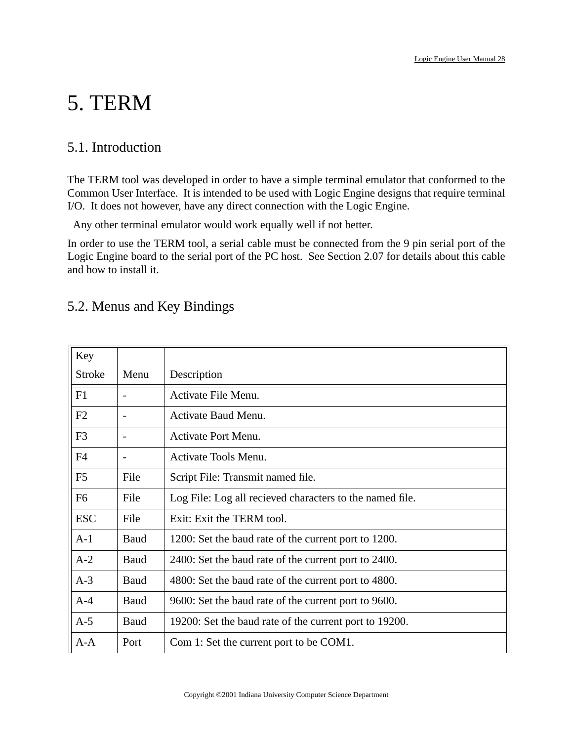# 5. TERM

## 5.1. Introduction

The TERM tool was developed in order to have a simple terminal emulator that conformed to the Common User Interface. It is intended to be used with Logic Engine designs that require terminal I/O. It does not however, have any direct connection with the Logic Engine.

Any other terminal emulator would work equally well if not better.

In order to use the TERM tool, a serial cable must be connected from the 9 pin serial port of the Logic Engine board to the serial port of the PC host. See Section 2.07 for details about this cable and how to install it.

## 5.2. Menus and Key Bindings

| Key Stroke | Menu | Description |
|---|---|---|
| F1 | - | Activate File Menu. |
| F2 | - | Activate Baud Menu. |
| F3 | - | Activate Port Menu. |
| F4 | - | Activate Tools Menu. |
| F5 | File | Script File: Transmit named file. |
| F6 | File | Log File: Log all recieved characters to the named file. |
| ESC | File | Exit: Exit the TERM tool. |
| A-1 | Baud | 1200: Set the baud rate of the current port to 1200. |
| A-2 | Baud | 2400: Set the baud rate of the current port to 2400. |
| A-3 | Baud | 4800: Set the baud rate of the current port to 4800. |
| A-4 | Baud | 9600: Set the baud rate of the current port to 9600. |
| A-5 | Baud | 19200: Set the baud rate of the current port to 19200. |
| A-A | Port | Com 1: Set the current port to be COM1. |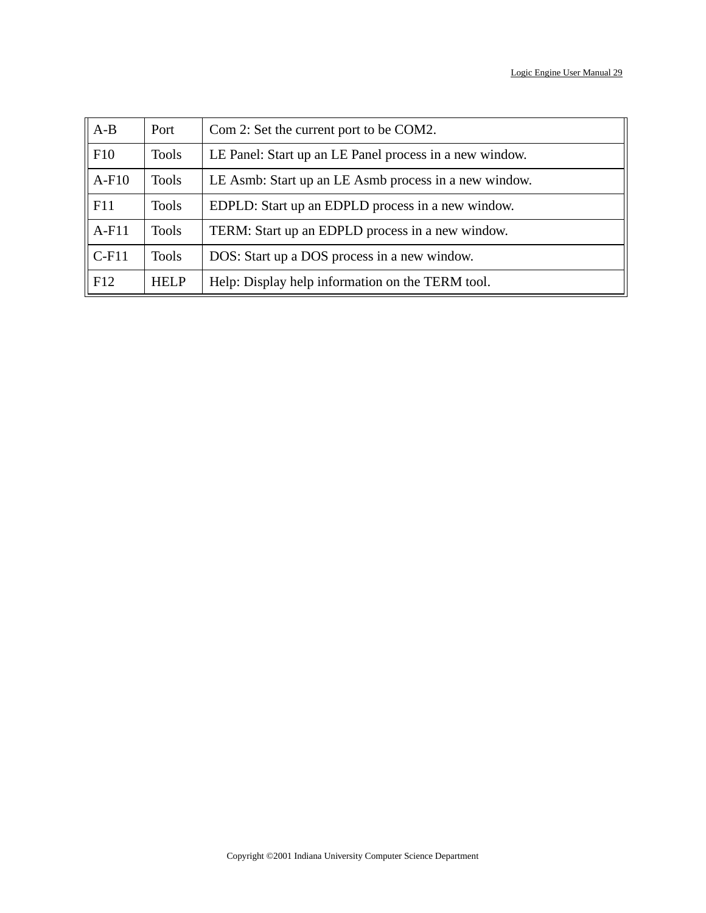| A-B | Port | Com 2: Set the current port to be COM2. |
|---|---|---|
| F10 | Tools | LE Panel: Start up an LE Panel process in a new window. |
| A-F10 | Tools | LE Asmb: Start up an LE Asmb process in a new window. |
| F11 | Tools | EDPLD: Start up an EDPLD process in a new window. |
| A-F11 | Tools | TERM: Start up an EDPLD process in a new window. |
| C-F11 | Tools | DOS: Start up a DOS process in a new window. |
| F12 | HELP | Help: Display help information on the TERM tool. |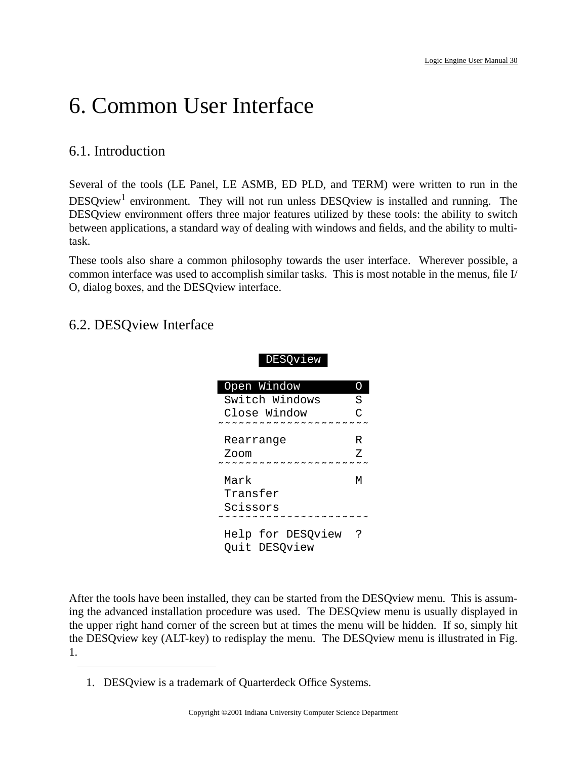# 6. Common User Interface

## 6.1. Introduction

Several of the tools (LE Panel, LE ASMB, ED PLD, and TERM) were written to run in the DESQview[1] environment. They will not run unless DESQview is installed and running. The DESQview environment offers three major features utilized by these tools: the ability to switch between applications, a standard way of dealing with windows and fields, and the ability to multi-task.

These tools also share a common philosophy towards the user interface. Wherever possible, a common interface was used to accomplish similar tasks. This is most notable in the menus, file I/O, dialog boxes, and the DESQview interface.

## 6.2. DESQview Interface

```
        DESQview

 Open Window        O
 Switch Windows     S
 Close Window       C
~~~~~~~~~~~~~~~~~~~~~~
 Rearrange          R
 Zoom               Z
~~~~~~~~~~~~~~~~~~~~~~
 Mark               M
 Transfer
 Scissors
~~~~~~~~~~~~~~~~~~~~~~
 Help for DESQview  ?
 Quit DESQview
```

After the tools have been installed, they can be started from the DESQview menu. This is assuming the advanced installation procedure was used. The DESQview menu is usually displayed in the upper right hand corner of the screen but at times the menu will be hidden. If so, simply hit the DESQview key (ALT-key) to redisplay the menu. The DESQview menu is illustrated in Fig. 1.

1. DESQview is a trademark of Quarterdeck Office Systems.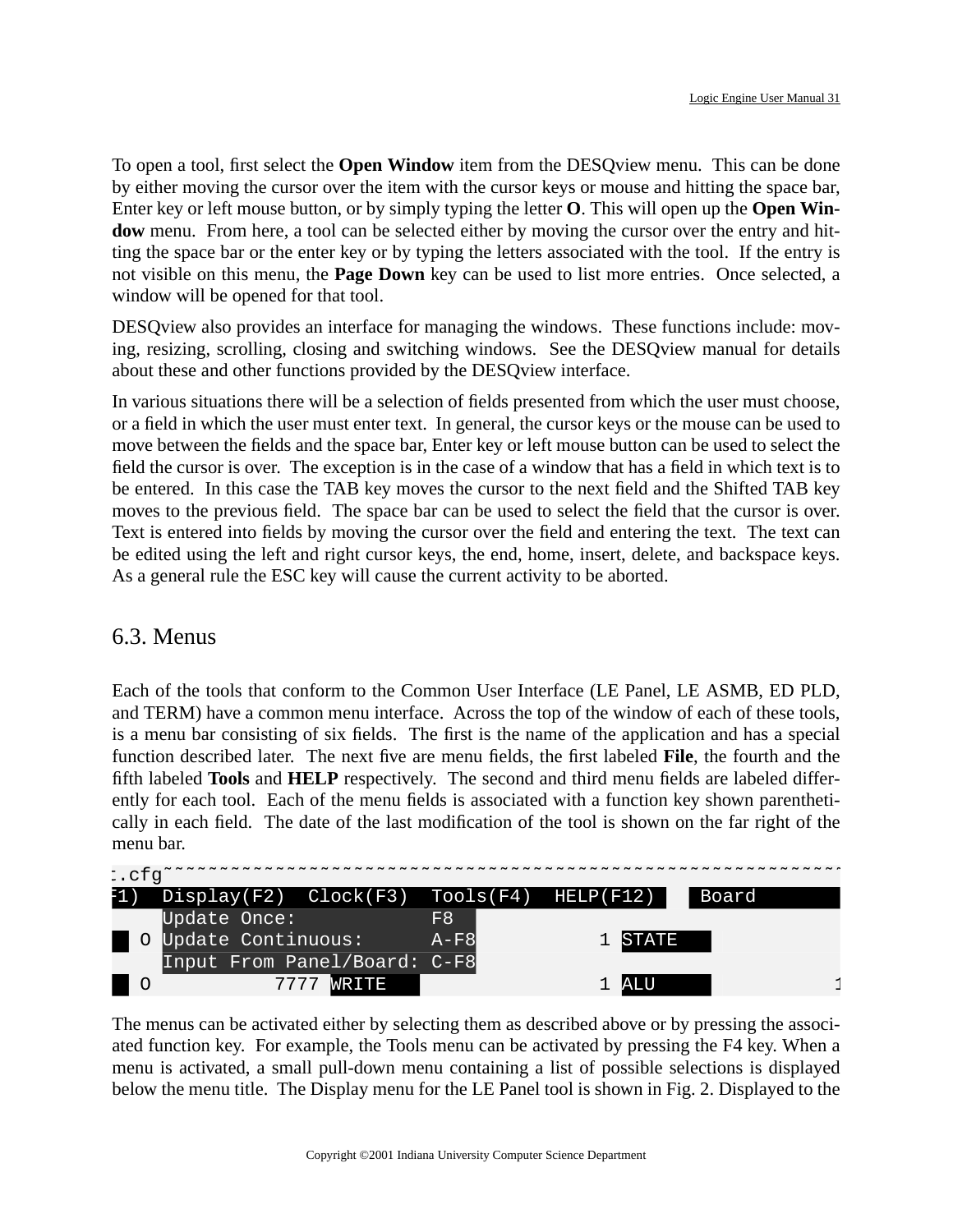To open a tool, first select the **Open Window** item from the DESQview menu. This can be done by either moving the cursor over the item with the cursor keys or mouse and hitting the space bar, Enter key or left mouse button, or by simply typing the letter **O**. This will open up the **Open Window** menu. From here, a tool can be selected either by moving the cursor over the entry and hitting the space bar or the enter key or by typing the letters associated with the tool. If the entry is not visible on this menu, the **Page Down** key can be used to list more entries. Once selected, a window will be opened for that tool.

DESQview also provides an interface for managing the windows. These functions include: moving, resizing, scrolling, closing and switching windows. See the DESQview manual for details about these and other functions provided by the DESQview interface.

In various situations there will be a selection of fields presented from which the user must choose, or a field in which the user must enter text. In general, the cursor keys or the mouse can be used to move between the fields and the space bar, Enter key or left mouse button can be used to select the field the cursor is over. The exception is in the case of a window that has a field in which text is to be entered. In this case the TAB key moves the cursor to the next field and the Shifted TAB key moves to the previous field. The space bar can be used to select the field that the cursor is over. Text is entered into fields by moving the cursor over the field and entering the text. The text can be edited using the left and right cursor keys, the end, home, insert, delete, and backspace keys. As a general rule the ESC key will cause the current activity to be aborted.

## 6.3. Menus

Each of the tools that conform to the Common User Interface (LE Panel, LE ASMB, ED PLD, and TERM) have a common menu interface. Across the top of the window of each of these tools, is a menu bar consisting of six fields. The first is the name of the application and has a special function described later. The next five are menu fields, the first labeled **File**, the fourth and the fifth labeled **Tools** and **HELP** respectively. The second and third menu fields are labeled differently for each tool. Each of the menu fields is associated with a function key shown parenthetically in each field. The date of the last modification of the tool is shown on the far right of the menu bar.

```
:.cfg~~~~~~~~~~~~~~~~~~~~~~~~~~~~~~~~~~~~~~~~~~~~~~~~~~~~~~~~~~~~~~~
F1)  Display(F2)  Clock(F3)  Tools(F4)  HELP(F12)    Board
     Update Once:            F8
  O  Update Continuous:      A-F8              1 STATE
     Input From Panel/Board: C-F8
  O           7777 WRITE                       1 ALU            1
```

The menus can be activated either by selecting them as described above or by pressing the associated function key. For example, the Tools menu can be activated by pressing the F4 key. When a menu is activated, a small pull-down menu containing a list of possible selections is displayed below the menu title. The Display menu for the LE Panel tool is shown in Fig. 2. Displayed to the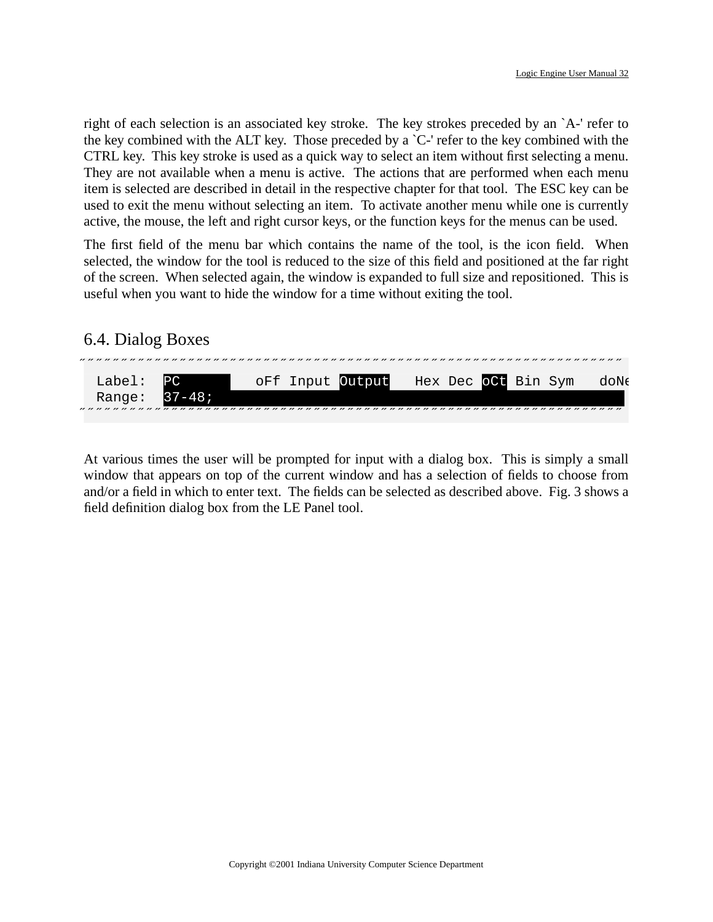right of each selection is an associated key stroke. The key strokes preceded by an `A-' refer to the key combined with the ALT key. Those preceded by a `C-' refer to the key combined with the CTRL key. This key stroke is used as a quick way to select an item without first selecting a menu. They are not available when a menu is active. The actions that are performed when each menu item is selected are described in detail in the respective chapter for that tool. The ESC key can be used to exit the menu without selecting an item. To activate another menu while one is currently active, the mouse, the left and right cursor keys, or the function keys for the menus can be used.

The first field of the menu bar which contains the name of the tool, is the icon field. When selected, the window for the tool is reduced to the size of this field and positioned at the far right of the screen. When selected again, the window is expanded to full size and repositioned. This is useful when you want to hide the window for a time without exiting the tool.

## 6.4. Dialog Boxes

```
˝˝˝˝˝˝˝˝˝˝˝˝˝˝˝˝˝˝˝˝˝˝˝˝˝˝˝˝˝˝˝˝˝˝˝˝˝˝˝˝˝˝˝˝˝˝˝˝˝˝˝˝˝˝˝˝˝˝˝˝˝˝˝˝˝˝˝˝˝˝˝˝˝˝
  Label:  PC         oFf Input Output   Hex Dec oCt Bin Sym   doNe
  Range:  37-48;
˝˝˝˝˝˝˝˝˝˝˝˝˝˝˝˝˝˝˝˝˝˝˝˝˝˝˝˝˝˝˝˝˝˝˝˝˝˝˝˝˝˝˝˝˝˝˝˝˝˝˝˝˝˝˝˝˝˝˝˝˝˝˝˝˝˝˝˝˝˝˝˝˝˝
```

At various times the user will be prompted for input with a dialog box. This is simply a small window that appears on top of the current window and has a selection of fields to choose from and/or a field in which to enter text. The fields can be selected as described above. Fig. 3 shows a field definition dialog box from the LE Panel tool.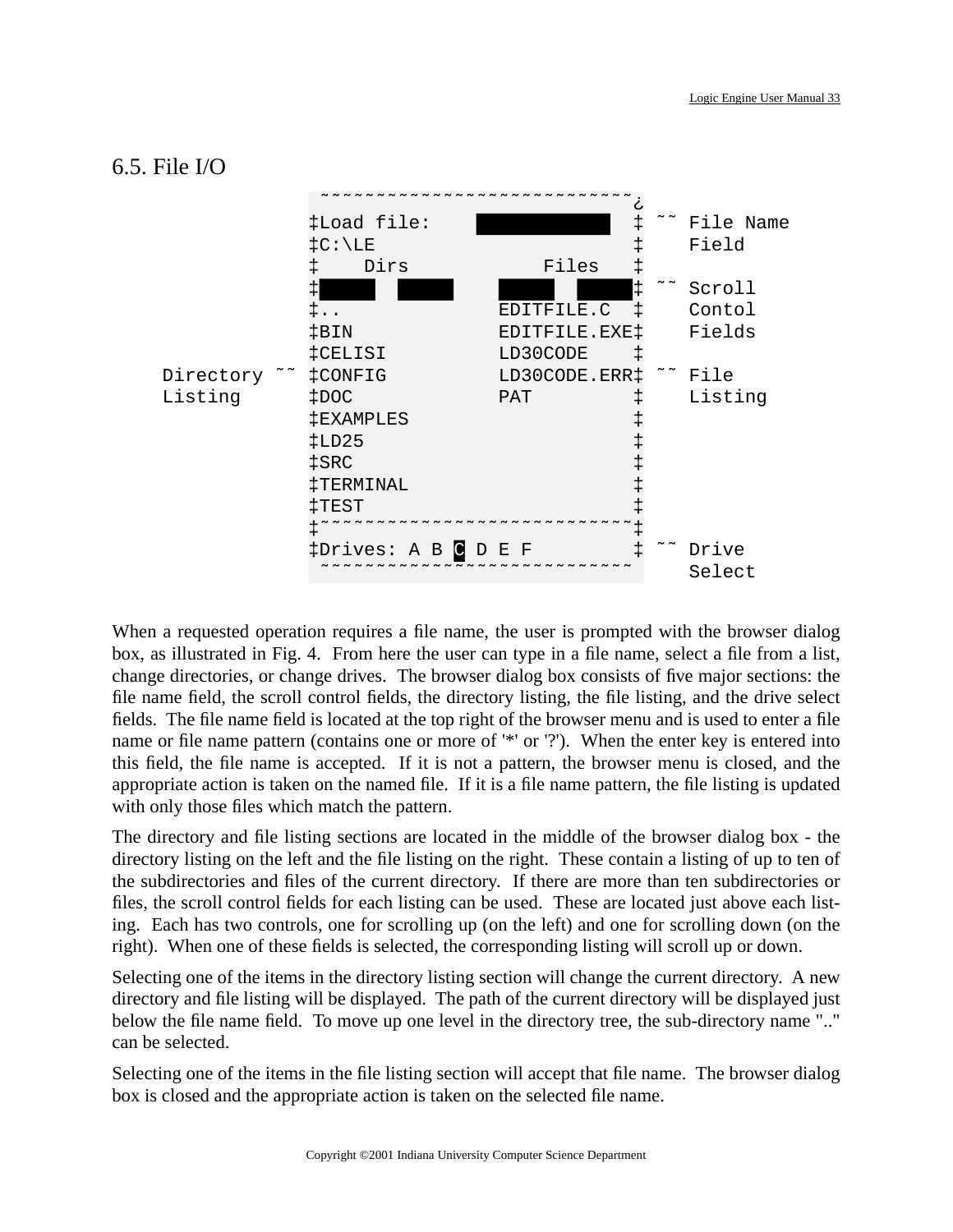## 6.5. File I/O

```
                    ~~~~~~~~~~~~~~~~~~~~~~~~~~~~¿
                    ‡Load file:    ████████████ ‡ ˜˜ File Name
                    ‡C:\LE                      ‡    Field
                    ‡    Dirs          Files    ‡
                    ‡█████  █████   █████  █████‡ ˜˜ Scroll
                    ‡..             EDITFILE.C  ‡    Contol
                    ‡BIN            EDITFILE.EXE‡    Fields
                    ‡CELISI         LD30CODE    ‡
      Directory ˜˜  ‡CONFIG         LD30CODE.ERR‡ ˜˜ File
      Listing       ‡DOC            PAT         ‡    Listing
                    ‡EXAMPLES                   ‡
                    ‡LD25                       ‡
                    ‡SRC                        ‡
                    ‡TERMINAL                   ‡
                    ‡TEST                       ‡
                    ‡~~~~~~~~~~~~~~~~~~~~~~~~~~~‡
                    ‡Drives: A B C D E F        ‡ ˜˜ Drive
                    ~~~~~~~~~~~~~~~~~~~~~~~~~~~~     Select
```

When a requested operation requires a file name, the user is prompted with the browser dialog box, as illustrated in Fig. 4. From here the user can type in a file name, select a file from a list, change directories, or change drives. The browser dialog box consists of five major sections: the file name field, the scroll control fields, the directory listing, the file listing, and the drive select fields. The file name field is located at the top right of the browser menu and is used to enter a file name or file name pattern (contains one or more of '*' or '?'). When the enter key is entered into this field, the file name is accepted. If it is not a pattern, the browser menu is closed, and the appropriate action is taken on the named file. If it is a file name pattern, the file listing is updated with only those files which match the pattern.

The directory and file listing sections are located in the middle of the browser dialog box - the directory listing on the left and the file listing on the right. These contain a listing of up to ten of the subdirectories and files of the current directory. If there are more than ten subdirectories or files, the scroll control fields for each listing can be used. These are located just above each listing. Each has two controls, one for scrolling up (on the left) and one for scrolling down (on the right). When one of these fields is selected, the corresponding listing will scroll up or down.

Selecting one of the items in the directory listing section will change the current directory. A new directory and file listing will be displayed. The path of the current directory will be displayed just below the file name field. To move up one level in the directory tree, the sub-directory name ".." can be selected.

Selecting one of the items in the file listing section will accept that file name. The browser dialog box is closed and the appropriate action is taken on the selected file name.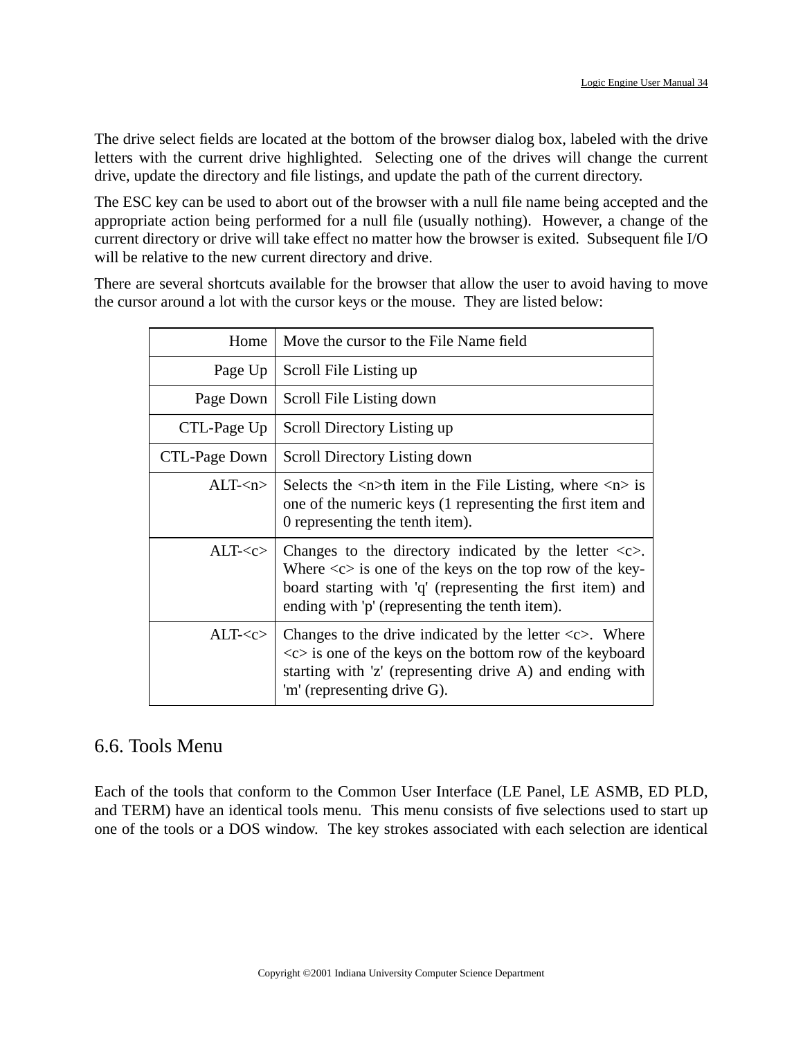The drive select fields are located at the bottom of the browser dialog box, labeled with the drive letters with the current drive highlighted. Selecting one of the drives will change the current drive, update the directory and file listings, and update the path of the current directory.

The ESC key can be used to abort out of the browser with a null file name being accepted and the appropriate action being performed for a null file (usually nothing). However, a change of the current directory or drive will take effect no matter how the browser is exited. Subsequent file I/O will be relative to the new current directory and drive.

There are several shortcuts available for the browser that allow the user to avoid having to move the cursor around a lot with the cursor keys or the mouse. They are listed below:

| | |
|---:|---|
| Home | Move the cursor to the File Name field |
| Page Up | Scroll File Listing up |
| Page Down | Scroll File Listing down |
| CTL-Page Up | Scroll Directory Listing up |
| CTL-Page Down | Scroll Directory Listing down |
| ALT-<n> | Selects the <n>th item in the File Listing, where <n> is one of the numeric keys (1 representing the first item and 0 representing the tenth item). |
| ALT-<c> | Changes to the directory indicated by the letter <c>. Where <c> is one of the keys on the top row of the keyboard starting with 'q' (representing the first item) and ending with 'p' (representing the tenth item). |
| ALT-<c> | Changes to the drive indicated by the letter <c>. Where <c> is one of the keys on the bottom row of the keyboard starting with 'z' (representing drive A) and ending with 'm' (representing drive G). |

## 6.6. Tools Menu

Each of the tools that conform to the Common User Interface (LE Panel, LE ASMB, ED PLD, and TERM) have an identical tools menu. This menu consists of five selections used to start up one of the tools or a DOS window. The key strokes associated with each selection are identical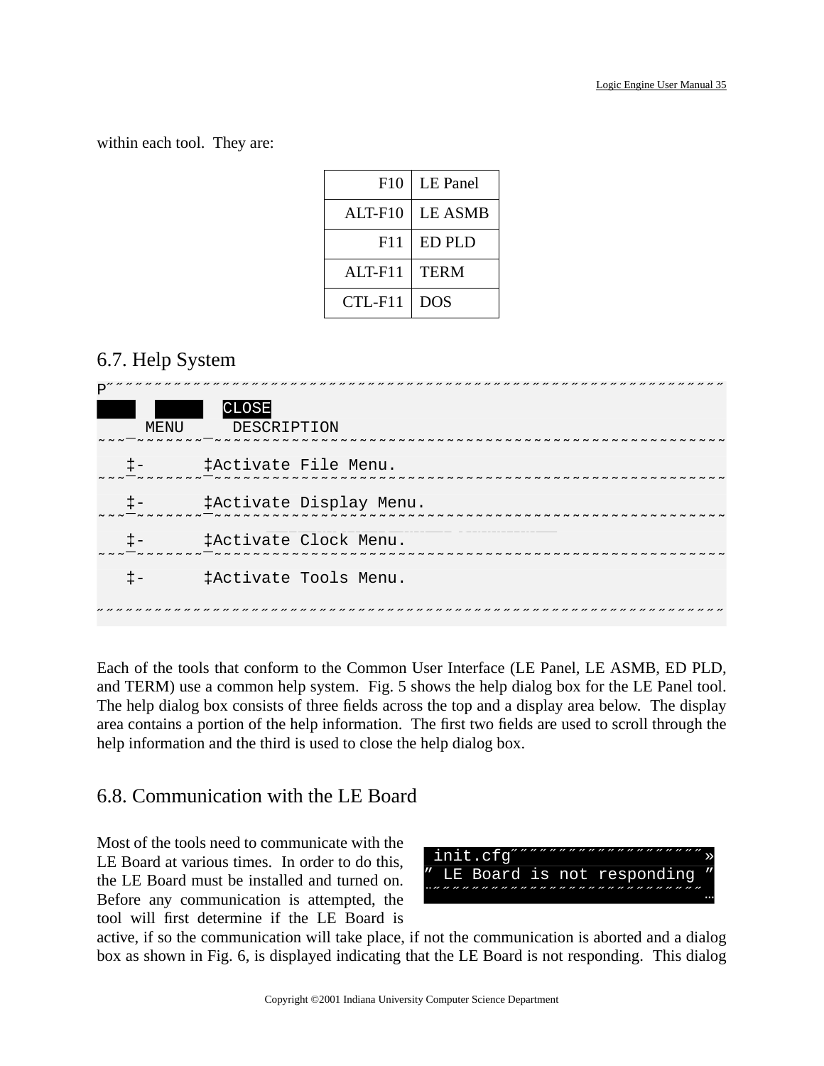within each tool.  They are:

| | |
|---|---|
| F10 | LE Panel |
| ALT-F10 | LE ASMB |
| F11 | ED PLD |
| ALT-F11 | TERM |
| CTL-F11 | DOS |

## 6.7. Help System

```
P˝˝˝˝˝˝˝˝˝˝˝˝˝˝˝˝˝˝˝˝˝˝˝˝˝˝˝˝˝˝˝˝˝˝˝˝˝˝˝˝˝˝˝˝˝˝˝˝˝˝˝˝˝˝˝˝˝˝˝˝˝˝˝˝˝˝
                CLOSE
     MENU        DESCRIPTION
˜˜˜¯˜˜˜˜˜˜˜˜¯˜˜˜˜˜˜˜˜˜˜˜˜˜˜˜˜˜˜˜˜˜˜˜˜˜˜˜˜˜˜˜˜˜˜˜˜˜˜˜˜˜˜˜˜˜˜˜˜˜˜˜˜˜˜˜
   ‡-      ‡Activate File Menu.
˜˜˜¯˜˜˜˜˜˜˜˜¯˜˜˜˜˜˜˜˜˜˜˜˜˜˜˜˜˜˜˜˜˜˜˜˜˜˜˜˜˜˜˜˜˜˜˜˜˜˜˜˜˜˜˜˜˜˜˜˜˜˜˜˜˜˜˜
   ‡-      ‡Activate Display Menu.
˜˜˜¯˜˜˜˜˜˜˜˜¯˜˜˜˜˜˜˜˜˜˜˜˜˜˜˜˜˜˜˜˜˜˜˜˜˜˜˜˜˜˜˜˜˜˜˜˜˜˜˜˜˜˜˜˜˜˜˜˜˜˜˜˜˜˜˜
   ‡-      ‡Activate Clock Menu.
˜˜˜¯˜˜˜˜˜˜˜˜¯˜˜˜˜˜˜˜˜˜˜˜˜˜˜˜˜˜˜˜˜˜˜˜˜˜˜˜˜˜˜˜˜˜˜˜˜˜˜˜˜˜˜˜˜˜˜˜˜˜˜˜˜˜˜˜
   ‡-      ‡Activate Tools Menu.

˝˝˝˝˝˝˝˝˝˝˝˝˝˝˝˝˝˝˝˝˝˝˝˝˝˝˝˝˝˝˝˝˝˝˝˝˝˝˝˝˝˝˝˝˝˝˝˝˝˝˝˝˝˝˝˝˝˝˝˝˝˝˝˝˝˝
```

Each of the tools that conform to the Common User Interface (LE Panel, LE ASMB, ED PLD, and TERM) use a common help system.  Fig. 5 shows the help dialog box for the LE Panel tool. The help dialog box consists of three fields across the top and a display area below.  The display area contains a portion of the help information.  The first two fields are used to scroll through the help information and the third is used to close the help dialog box.

## 6.8. Communication with the LE Board

```
 init.cfg˝˝˝˝˝˝˝˝˝˝˝˝˝˝˝˝˝˝»
˝ LE Board is not responding ˝
˝˝˝˝˝˝˝˝˝˝˝˝˝˝˝˝˝˝˝˝˝˝˝˝˝˝˝˝…
```

Most of the tools need to communicate with the LE Board at various times.  In order to do this, the LE Board must be installed and turned on. Before any communication is attempted, the tool will first determine if the LE Board is active, if so the communication will take place, if not the communication is aborted and a dialog box as shown in Fig. 6, is displayed indicating that the LE Board is not responding.  This dialog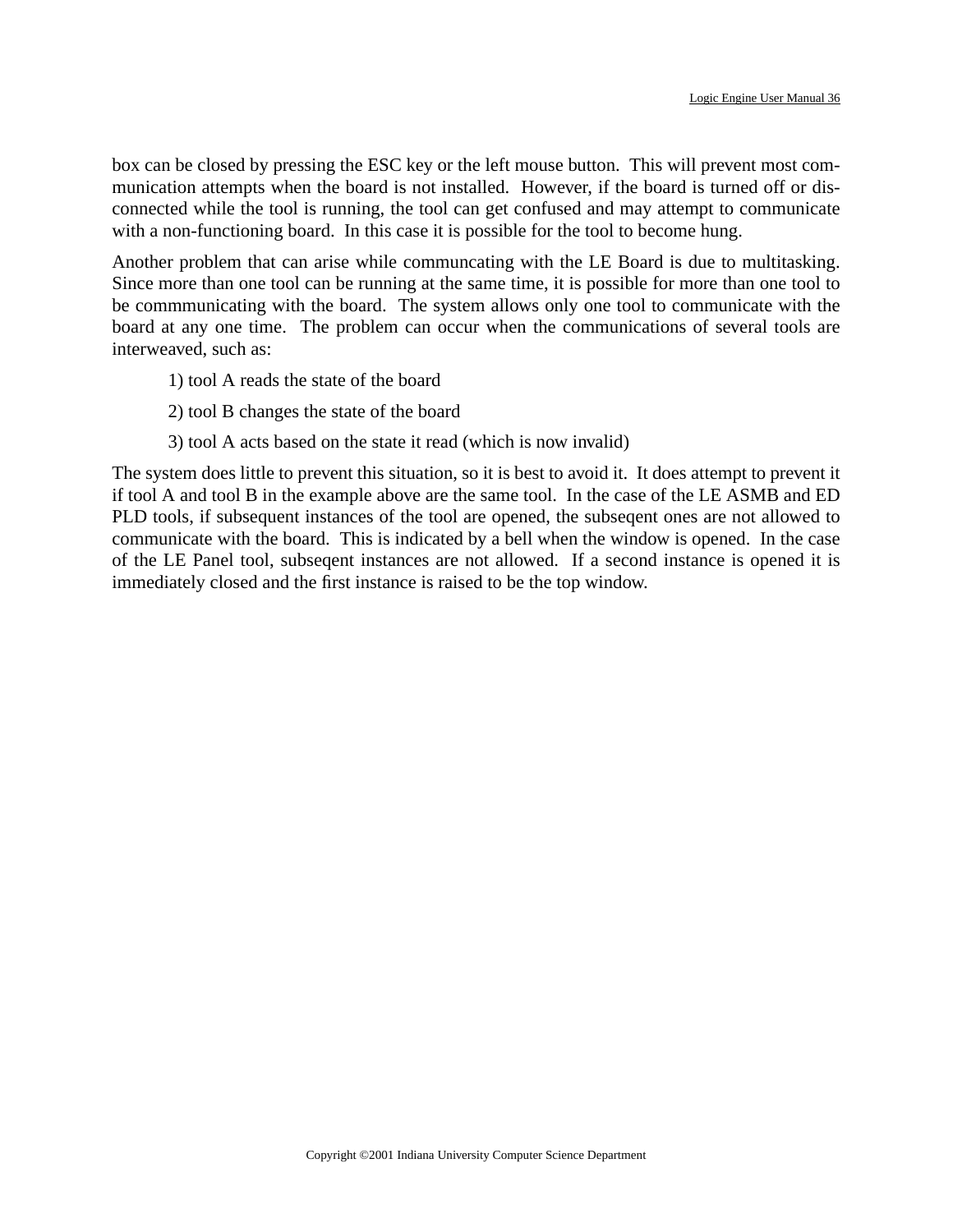box can be closed by pressing the ESC key or the left mouse button. This will prevent most communication attempts when the board is not installed. However, if the board is turned off or disconnected while the tool is running, the tool can get confused and may attempt to communicate with a non-functioning board. In this case it is possible for the tool to become hung.

Another problem that can arise while communcating with the LE Board is due to multitasking. Since more than one tool can be running at the same time, it is possible for more than one tool to be commmunicating with the board. The system allows only one tool to communicate with the board at any one time. The problem can occur when the communications of several tools are interweaved, such as:

1) tool A reads the state of the board

2) tool B changes the state of the board

3) tool A acts based on the state it read (which is now invalid)

The system does little to prevent this situation, so it is best to avoid it. It does attempt to prevent it if tool A and tool B in the example above are the same tool. In the case of the LE ASMB and ED PLD tools, if subsequent instances of the tool are opened, the subseqent ones are not allowed to communicate with the board. This is indicated by a bell when the window is opened. In the case of the LE Panel tool, subseqent instances are not allowed. If a second instance is opened it is immediately closed and the first instance is raised to be the top window.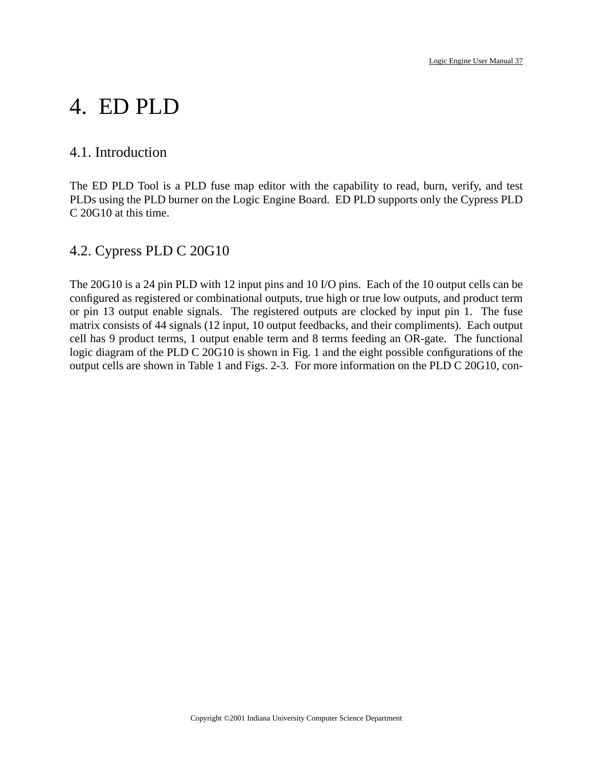# 4. ED PLD

## 4.1. Introduction

The ED PLD Tool is a PLD fuse map editor with the capability to read, burn, verify, and test PLDs using the PLD burner on the Logic Engine Board. ED PLD supports only the Cypress PLD C 20G10 at this time.

## 4.2. Cypress PLD C 20G10

The 20G10 is a 24 pin PLD with 12 input pins and 10 I/O pins. Each of the 10 output cells can be configured as registered or combinational outputs, true high or true low outputs, and product term or pin 13 output enable signals. The registered outputs are clocked by input pin 1. The fuse matrix consists of 44 signals (12 input, 10 output feedbacks, and their compliments). Each output cell has 9 product terms, 1 output enable term and 8 terms feeding an OR-gate. The functional logic diagram of the PLD C 20G10 is shown in Fig. 1 and the eight possible configurations of the output cells are shown in Table 1 and Figs. 2-3. For more information on the PLD C 20G10, con-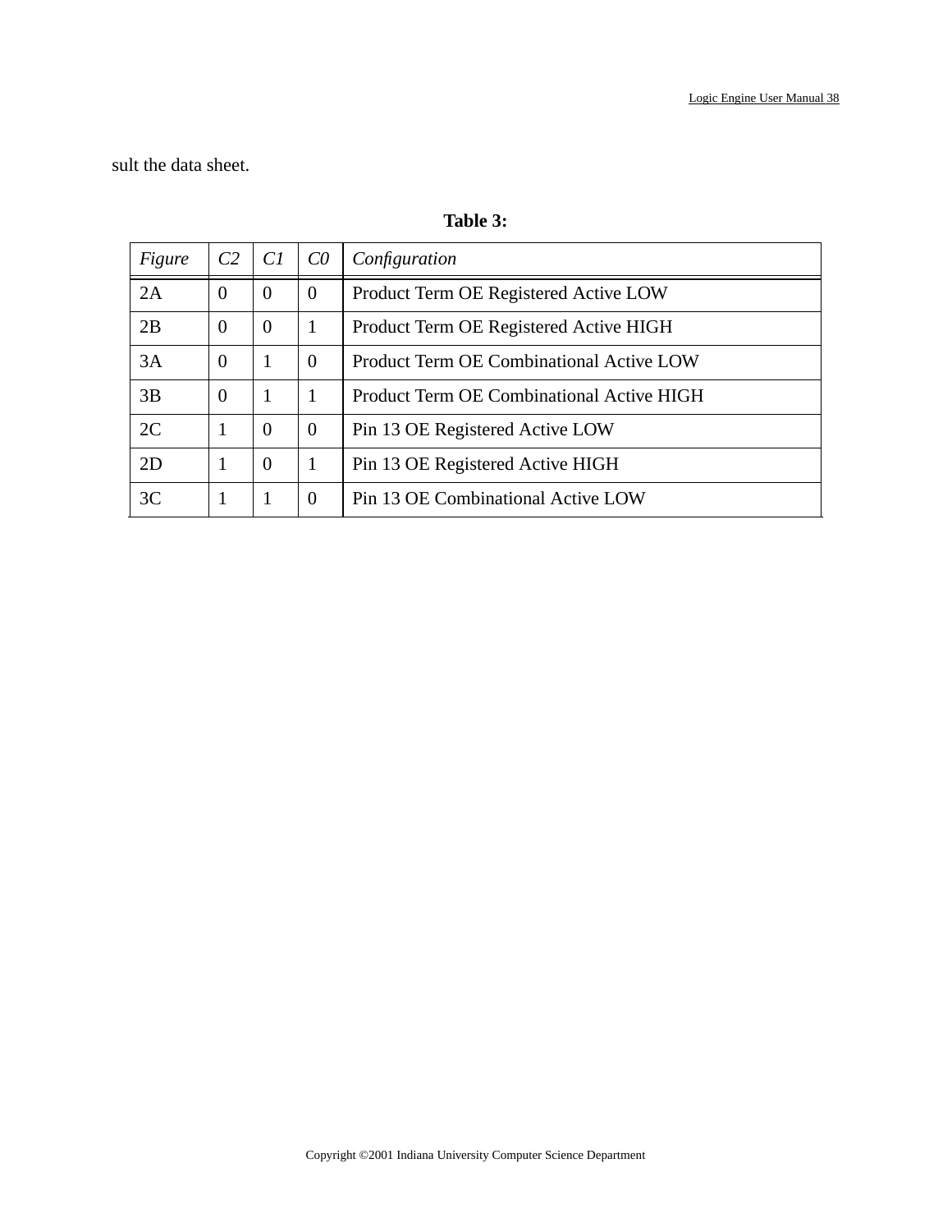sult the data sheet.

**Table 3:**

| *Figure* | *C2* | *C1* | *C0* | *Configuration* |
|---|---|---|---|---|
| 2A | 0 | 0 | 0 | Product Term OE Registered Active LOW |
| 2B | 0 | 0 | 1 | Product Term OE Registered Active HIGH |
| 3A | 0 | 1 | 0 | Product Term OE Combinational Active LOW |
| 3B | 0 | 1 | 1 | Product Term OE Combinational Active HIGH |
| 2C | 1 | 0 | 0 | Pin 13 OE Registered Active LOW |
| 2D | 1 | 0 | 1 | Pin 13 OE Registered Active HIGH |
| 3C | 1 | 1 | 0 | Pin 13 OE Combinational Active LOW |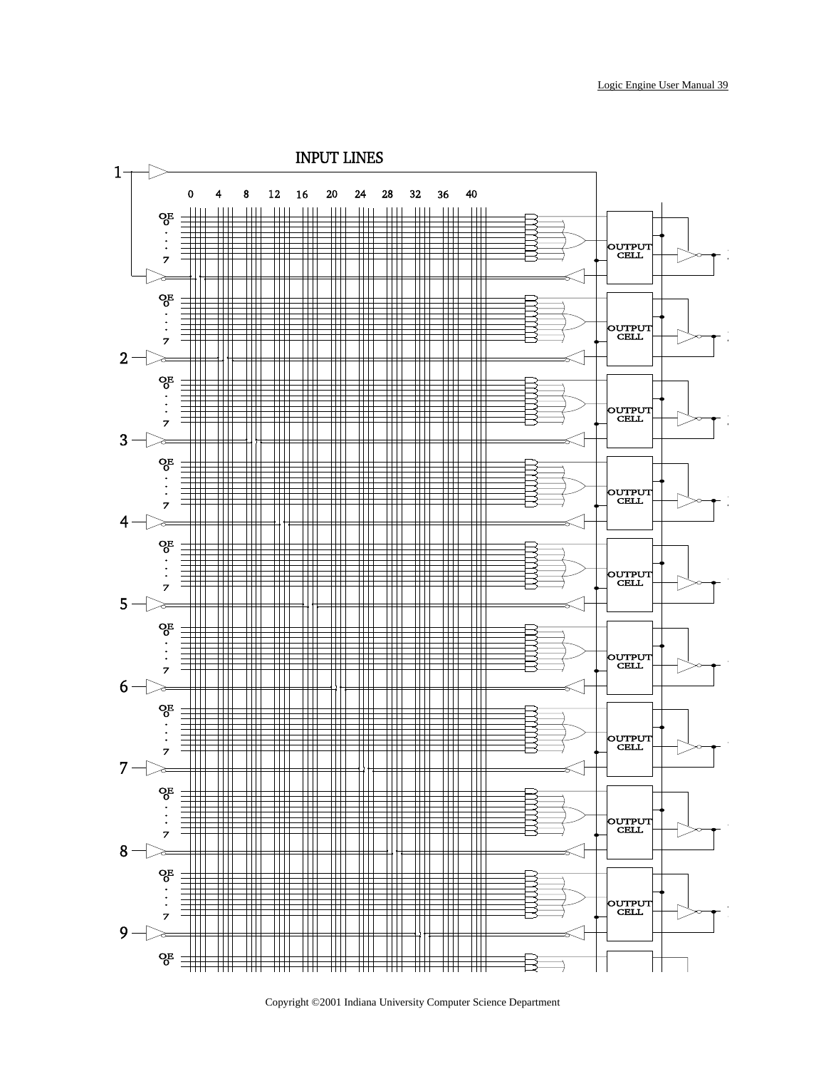INPUT LINES

1

0 4 8 12 16 20 24 28 32 36 40

OE
0
.
.
.
7

OUTPUT CELL

2

3

4

5

6

7

8

9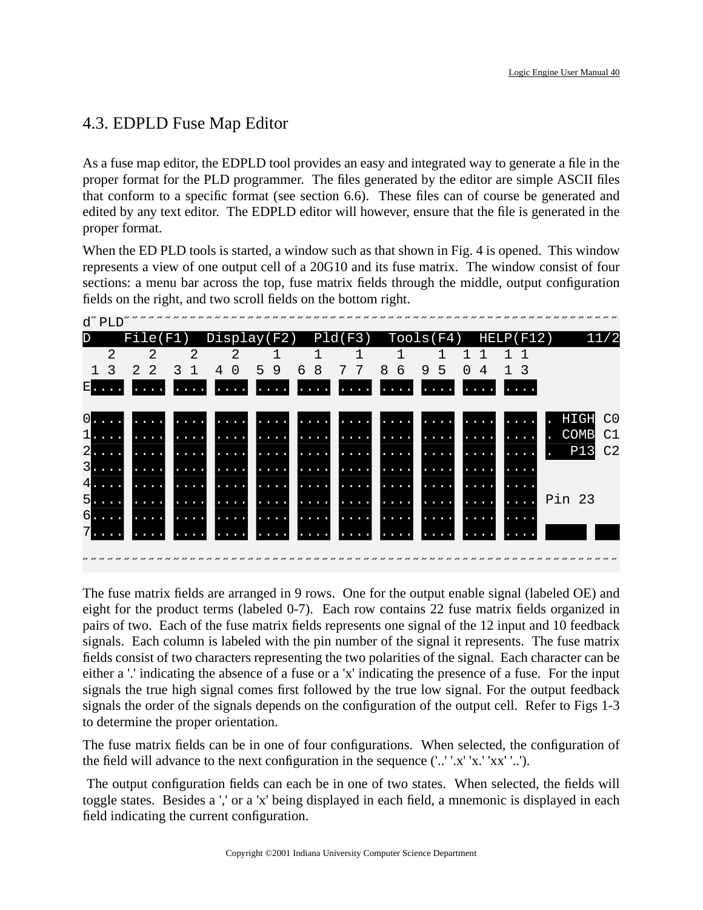## 4.3. EDPLD Fuse Map Editor

As a fuse map editor, the EDPLD tool provides an easy and integrated way to generate a file in the proper format for the PLD programmer. The files generated by the editor are simple ASCII files that conform to a specific format (see section 6.6). These files can of course be generated and edited by any text editor. The EDPLD editor will however, ensure that the file is generated in the proper format.

When the ED PLD tools is started, a window such as that shown in Fig. 4 is opened. This window represents a view of one output cell of a 20G10 and its fuse matrix. The window consist of four sections: a menu bar across the top, fuse matrix fields through the middle, output configuration fields on the right, and two scroll fields on the bottom right.

```
d˝PLD˝˝˝˝˝˝˝˝˝˝˝˝˝˝˝˝˝˝˝˝˝˝˝˝˝˝˝˝˝˝˝˝˝˝˝˝˝˝˝˝˝˝˝˝˝˝˝˝˝˝˝˝˝˝˝˝˝˝˝˝˝˝˝˝˝˝˝˝˝˝
D    File(F1)  Display(F2)  Pld(F3)  Tools(F4)  HELP(F12)    11/2
   2    2    2    2    1    1    1    1    1   1 1  1 1
 1 3  2 2  3 1  4 0  5 9  6 8  7 7  8 6  9 5  0 4  1 3
E.... .... .... .... .... .... .... .... .... .... ....

0.... .... .... .... .... .... .... .... .... .... .... . HIGH C0
1.... .... .... .... .... .... .... .... .... .... .... . COMB C1
2.... .... .... .... .... .... .... .... .... .... .... .  P13 C2
3.... .... .... .... .... .... .... .... .... .... ....
4.... .... .... .... .... .... .... .... .... .... ....
5.... .... .... .... .... .... .... .... .... .... .... Pin 23
6.... .... .... .... .... .... .... .... .... .... ....
7.... .... .... .... .... .... .... .... .... .... ....

˝˝˝˝˝˝˝˝˝˝˝˝˝˝˝˝˝˝˝˝˝˝˝˝˝˝˝˝˝˝˝˝˝˝˝˝˝˝˝˝˝˝˝˝˝˝˝˝˝˝˝˝˝˝˝˝˝˝˝˝˝˝˝˝˝˝˝˝˝˝˝˝˝˝
```

The fuse matrix fields are arranged in 9 rows. One for the output enable signal (labeled OE) and eight for the product terms (labeled 0-7). Each row contains 22 fuse matrix fields organized in pairs of two. Each of the fuse matrix fields represents one signal of the 12 input and 10 feedback signals. Each column is labeled with the pin number of the signal it represents. The fuse matrix fields consist of two characters representing the two polarities of the signal. Each character can be either a '.' indicating the absence of a fuse or a 'x' indicating the presence of a fuse. For the input signals the true high signal comes first followed by the true low signal. For the output feedback signals the order of the signals depends on the configuration of the output cell. Refer to Figs 1-3 to determine the proper orientation.

The fuse matrix fields can be in one of four configurations. When selected, the configuration of the field will advance to the next configuration in the sequence ('..' '.x' 'x.' 'xx' '..').

The output configuration fields can each be in one of two states. When selected, the fields will toggle states. Besides a ',' or a 'x' being displayed in each field, a mnemonic is displayed in each field indicating the current configuration.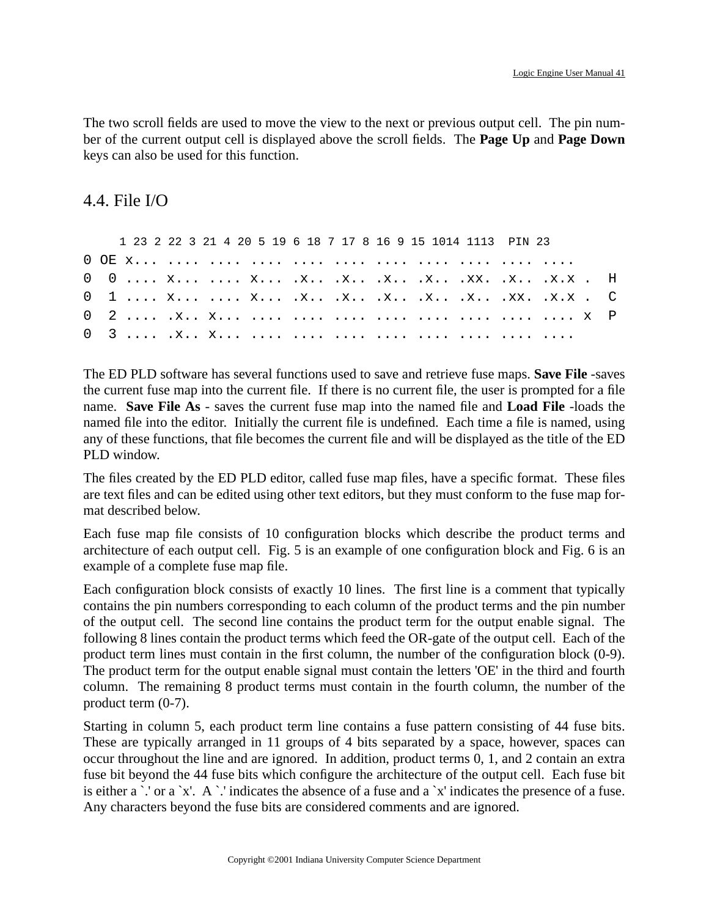The two scroll fields are used to move the view to the next or previous output cell. The pin number of the current output cell is displayed above the scroll fields. The **Page Up** and **Page Down** keys can also be used for this function.

## 4.4. File I/O

```
     1 23 2 22 3 21 4 20 5 19 6 18 7 17 8 16 9 15 1014 1113  PIN 23
0 OE x... .... .... .... .... .... .... .... .... .... ....
0  0 .... x... .... x... .x.. .x.. .x.. .x.. .xx. .x.. .x.x .  H
0  1 .... x... .... x... .x.. .x.. .x.. .x.. .x.. .xx. .x.x .  C
0  2 .... .x.. x... .... .... .... .... .... .... .... .... x  P
0  3 .... .x.. x... .... .... .... .... .... .... .... ....
```

The ED PLD software has several functions used to save and retrieve fuse maps. **Save File** -saves the current fuse map into the current file. If there is no current file, the user is prompted for a file name. **Save File As** - saves the current fuse map into the named file and **Load File** -loads the named file into the editor. Initially the current file is undefined. Each time a file is named, using any of these functions, that file becomes the current file and will be displayed as the title of the ED PLD window.

The files created by the ED PLD editor, called fuse map files, have a specific format. These files are text files and can be edited using other text editors, but they must conform to the fuse map format described below.

Each fuse map file consists of 10 configuration blocks which describe the product terms and architecture of each output cell. Fig. 5 is an example of one configuration block and Fig. 6 is an example of a complete fuse map file.

Each configuration block consists of exactly 10 lines. The first line is a comment that typically contains the pin numbers corresponding to each column of the product terms and the pin number of the output cell. The second line contains the product term for the output enable signal. The following 8 lines contain the product terms which feed the OR-gate of the output cell. Each of the product term lines must contain in the first column, the number of the configuration block (0-9). The product term for the output enable signal must contain the letters 'OE' in the third and fourth column. The remaining 8 product terms must contain in the fourth column, the number of the product term (0-7).

Starting in column 5, each product term line contains a fuse pattern consisting of 44 fuse bits. These are typically arranged in 11 groups of 4 bits separated by a space, however, spaces can occur throughout the line and are ignored. In addition, product terms 0, 1, and 2 contain an extra fuse bit beyond the 44 fuse bits which configure the architecture of the output cell. Each fuse bit is either a `.' or a `x'. A `.' indicates the absence of a fuse and a `x' indicates the presence of a fuse. Any characters beyond the fuse bits are considered comments and are ignored.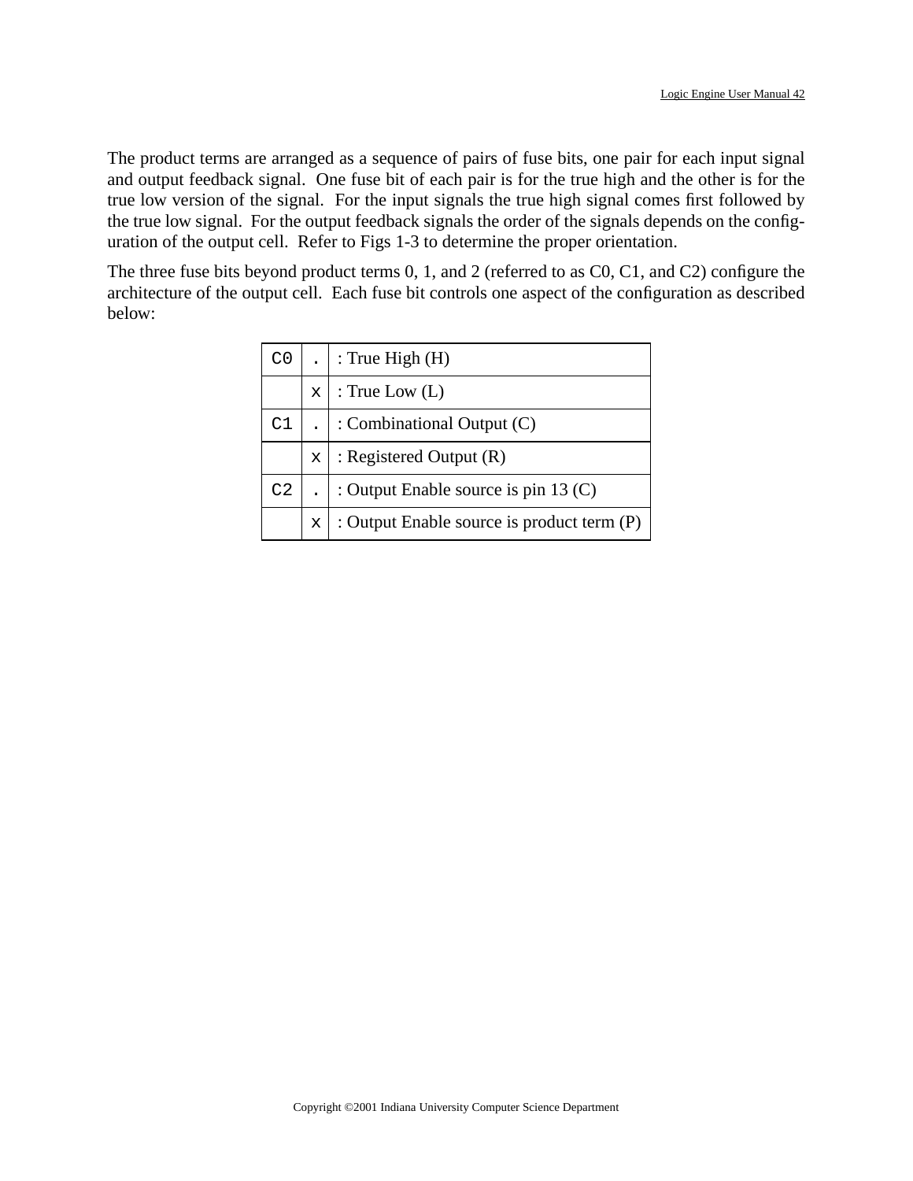The product terms are arranged as a sequence of pairs of fuse bits, one pair for each input signal and output feedback signal. One fuse bit of each pair is for the true high and the other is for the true low version of the signal. For the input signals the true high signal comes first followed by the true low signal. For the output feedback signals the order of the signals depends on the configuration of the output cell. Refer to Figs 1-3 to determine the proper orientation.

The three fuse bits beyond product terms 0, 1, and 2 (referred to as C0, C1, and C2) configure the architecture of the output cell. Each fuse bit controls one aspect of the configuration as described below:

| | | |
|---|---|---|
| C0 | . | : True High (H) |
| | x | : True Low (L) |
| C1 | . | : Combinational Output (C) |
| | x | : Registered Output (R) |
| C2 | . | : Output Enable source is pin 13 (C) |
| | x | : Output Enable source is product term (P) |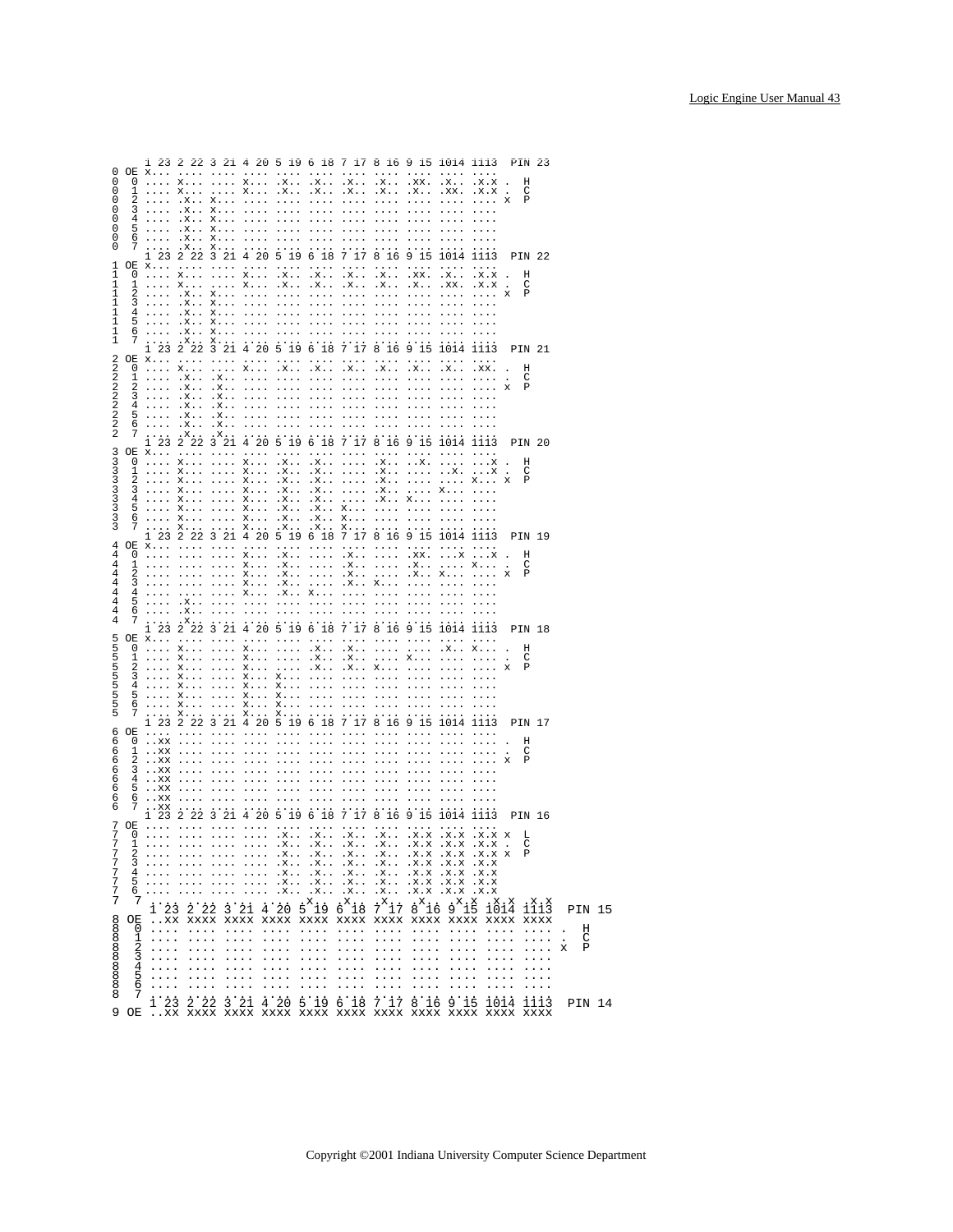```
     1 23 2 22 3 21 4 20 5 19 6 18 7 17 8 16 9 15 1014 1113  PIN 23
0 OE x... .... .... .... .... .... .... .... .... .... ....
0  0 .... x... .... x... .x.. .x.. .x.. .x.. .xx. .x.. .x.x .  H
0  1 .... x... .... x... .x.. .x.. .x.. .x.. .x.. .xx. .x.x .  C
0  2 .... .x.. x... .... .... .... .... .... .... .... .... x  P
0  3 .... .x.. x... .... .... .... .... .... .... .... ....
0  4 .... .x.. x... .... .... .... .... .... .... .... ....
0  5 .... .x.. x... .... .... .... .... .... .... .... ....
0  6 .... .x.. x... .... .... .... .... .... .... .... ....
0  7 .... .x.. x... .... .... .... .... .... .... .... ....
     1 23 2 22 3 21 4 20 5 19 6 18 7 17 8 16 9 15 1014 1113  PIN 22
1 OE x... .... .... .... .... .... .... .... .... .... ....
1  0 .... x... .... x... .x.. .x.. .x.. .x.. .xx. .x.. .x.x .  H
1  1 .... x... .... x... .x.. .x.. .x.. .x.. .x.. .xx. .x.x .  C
1  2 .... .x.. x... .... .... .... .... .... .... .... .... x  P
1  3 .... .x.. x... .... .... .... .... .... .... .... ....
1  4 .... .x.. x... .... .... .... .... .... .... .... ....
1  5 .... .x.. x... .... .... .... .... .... .... .... ....
1  6 .... .x.. x... .... .... .... .... .... .... .... ....
1  7 .... .x.. x... .... .... .... .... .... .... .... ....
     1 23 2 22 3 21 4 20 5 19 6 18 7 17 8 16 9 15 1014 1113  PIN 21
2 OE x... .... .... .... .... .... .... .... .... .... ....
2  0 .... x... .... x... .x.. .x.. .x.. .x.. .x.. .x.. .xx. .  H
2  1 .... .x.. .x.. .... .... .... .... .... .... .... .... .  C
2  2 .... .x.. .x.. .... .... .... .... .... .... .... .... x  P
2  3 .... .x.. .x.. .... .... .... .... .... .... .... ....
2  4 .... .x.. .x.. .... .... .... .... .... .... .... ....
2  5 .... .x.. .x.. .... .... .... .... .... .... .... ....
2  6 .... .x.. .x.. .... .... .... .... .... .... .... ....
2  7 .... .x.. .x.. .... .... .... .... .... .... .... ....
     1 23 2 22 3 21 4 20 5 19 6 18 7 17 8 16 9 15 1014 1113  PIN 20
3 OE x... .... .... .... .... .... .... .... .... .... ....
3  0 .... x... .... x... .x.. .x.. .... .x.. ..x. .... ...x .  H
3  1 .... x... .... x... .x.. .x.. .... .x.. .... ..x. ...x .  C
3  2 .... x... .... x... .x.. .x.. .... .x.. .... .... x... x  P
3  3 .... x... .... x... .x.. .x.. .... .x.. .... x... ....
3  4 .... x... .... x... .x.. .x.. .... .x.. x... .... ....
3  5 .... x... .... x... .x.. .x.. x... .... .... .... ....
3  6 .... x... .... x... .x.. .x.. x... .... .... .... ....
3  7 .... x... .... x... .x.. .x.. x... .... .... .... ....
     1 23 2 22 3 21 4 20 5 19 6 18 7 17 8 16 9 15 1014 1113  PIN 19
4 OE x... .... .... .... .... .... .... .... .... .... ....
4  0 .... .... .... x... .x.. .... .x.. .... .xx. ...x ...x .  H
4  1 .... .... .... x... .x.. .... .x.. .... .x.. .... x... .  C
4  2 .... .... .... x... .x.. .... .x.. .... .x.. x... .... x  P
4  3 .... .... .... x... .x.. .... .x.. x... .... .... ....
4  4 .... .... .... x... .x.. x... .... .... .... .... ....
4  5 .... .x.. .... .... .... .... .... .... .... .... ....
4  6 .... .x.. .... .... .... .... .... .... .... .... ....
4  7 .... .x.. .... .... .... .... .... .... .... .... ....
     1 23 2 22 3 21 4 20 5 19 6 18 7 17 8 16 9 15 1014 1113  PIN 18
5 OE x... .... .... .... .... .... .... .... .... .... ....
5  0 .... x... .... x... .... .x.. .x.. .... .... .x.. x... .  H
5  1 .... x... .... x... .... .x.. .x.. .... x... .... .... .  C
5  2 .... x... .... x... .... .x.. .x.. x... .... .... .... x  P
5  3 .... x... .... x... x... .... .... .... .... .... ....
5  4 .... x... .... x... x... .... .... .... .... .... ....
5  5 .... x... .... x... x... .... .... .... .... .... ....
5  6 .... x... .... x... x... .... .... .... .... .... ....
5  7 .... x... .... x... x... .... .... .... .... .... ....
     1 23 2 22 3 21 4 20 5 19 6 18 7 17 8 16 9 15 1014 1113  PIN 17
6 OE .... .... .... .... .... .... .... .... .... .... ....
6  0 ..xx .... .... .... .... .... .... .... .... .... .... .  H
6  1 ..xx .... .... .... .... .... .... .... .... .... .... .  C
6  2 ..xx .... .... .... .... .... .... .... .... .... .... x  P
6  3 ..xx .... .... .... .... .... .... .... .... .... ....
6  4 ..xx .... .... .... .... .... .... .... .... .... ....
6  5 ..xx .... .... .... .... .... .... .... .... .... ....
6  6 ..xx .... .... .... .... .... .... .... .... .... ....
6  7 ..xx .... .... .... .... .... .... .... .... .... ....
     1 23 2 22 3 21 4 20 5 19 6 18 7 17 8 16 9 15 1014 1113  PIN 16
7 OE .... .... .... .... .... .... .... .... .... .... ....
7  0 .... .... .... .... .x.. .x.. .x.. .x.. .x.x .x.x .x.x x  L
7  1 .... .... .... .... .x.. .x.. .x.. .x.. .x.x .x.x .x.x .  C
7  2 .... .... .... .... .x.. .x.. .x.. .x.. .x.x .x.x .x.x x  P
7  3 .... .... .... .... .x.. .x.. .x.. .x.. .x.x .x.x .x.x
7  4 .... .... .... .... .x.. .x.. .x.. .x.. .x.x .x.x .x.x
7  5 .... .... .... .... .x.. .x.. .x.. .x.. .x.x .x.x .x.x
7  6 .... .... .... .... .x.. .x.. .x.. .x.. .x.x .x.x .x.x
7  7 .... .... .... .... .x.. .x.. .x.. .x.. .x.x .x.x .x.x
     1 23 2 22 3 21 4 20 5 19 6 18 7 17 8 16 9 15 1014 1113  PIN 15
8 OE ..xx xxxx xxxx xxxx xxxx xxxx xxxx xxxx xxxx xxxx xxxx
8  0 .... .... .... .... .... .... .... .... .... .... .... .  H
8  1 .... .... .... .... .... .... .... .... .... .... .... .  C
8  2 .... .... .... .... .... .... .... .... .... .... .... x  P
8  3 .... .... .... .... .... .... .... .... .... .... ....
8  4 .... .... .... .... .... .... .... .... .... .... ....
8  5 .... .... .... .... .... .... .... .... .... .... ....
8  6 .... .... .... .... .... .... .... .... .... .... ....
8  7 .... .... .... .... .... .... .... .... .... .... ....
     1 23 2 22 3 21 4 20 5 19 6 18 7 17 8 16 9 15 1014 1113  PIN 14
9 OE ..xx xxxx xxxx xxxx xxxx xxxx xxxx xxxx xxxx xxxx xxxx
```

Copyright ©2001 Indiana University Computer Science Department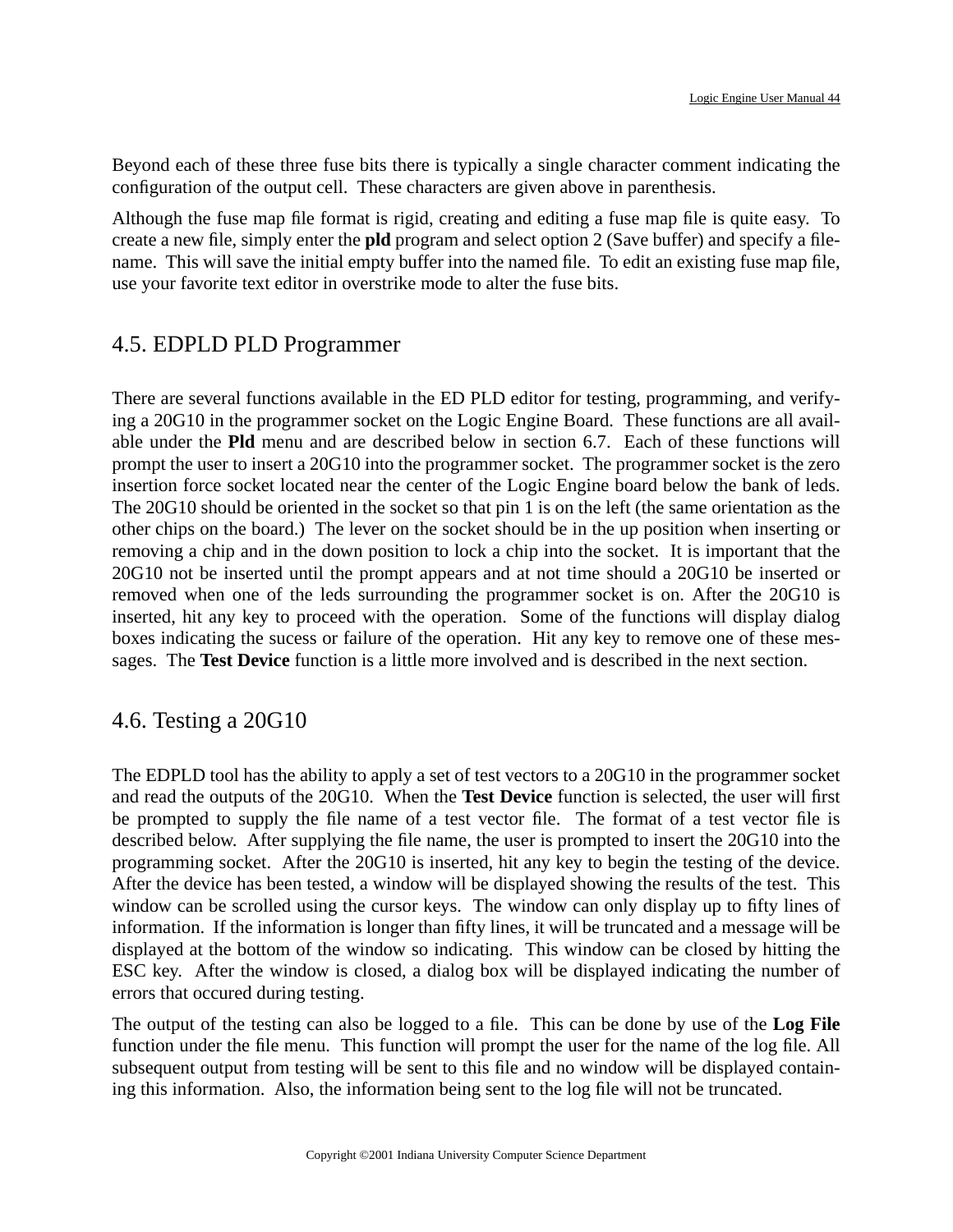Beyond each of these three fuse bits there is typically a single character comment indicating the configuration of the output cell. These characters are given above in parenthesis.

Although the fuse map file format is rigid, creating and editing a fuse map file is quite easy. To create a new file, simply enter the **pld** program and select option 2 (Save buffer) and specify a filename. This will save the initial empty buffer into the named file. To edit an existing fuse map file, use your favorite text editor in overstrike mode to alter the fuse bits.

## 4.5. EDPLD PLD Programmer

There are several functions available in the ED PLD editor for testing, programming, and verifying a 20G10 in the programmer socket on the Logic Engine Board. These functions are all available under the **Pld** menu and are described below in section 6.7. Each of these functions will prompt the user to insert a 20G10 into the programmer socket. The programmer socket is the zero insertion force socket located near the center of the Logic Engine board below the bank of leds. The 20G10 should be oriented in the socket so that pin 1 is on the left (the same orientation as the other chips on the board.) The lever on the socket should be in the up position when inserting or removing a chip and in the down position to lock a chip into the socket. It is important that the 20G10 not be inserted until the prompt appears and at not time should a 20G10 be inserted or removed when one of the leds surrounding the programmer socket is on. After the 20G10 is inserted, hit any key to proceed with the operation. Some of the functions will display dialog boxes indicating the sucess or failure of the operation. Hit any key to remove one of these messages. The **Test Device** function is a little more involved and is described in the next section.

## 4.6. Testing a 20G10

The EDPLD tool has the ability to apply a set of test vectors to a 20G10 in the programmer socket and read the outputs of the 20G10. When the **Test Device** function is selected, the user will first be prompted to supply the file name of a test vector file. The format of a test vector file is described below. After supplying the file name, the user is prompted to insert the 20G10 into the programming socket. After the 20G10 is inserted, hit any key to begin the testing of the device. After the device has been tested, a window will be displayed showing the results of the test. This window can be scrolled using the cursor keys. The window can only display up to fifty lines of information. If the information is longer than fifty lines, it will be truncated and a message will be displayed at the bottom of the window so indicating. This window can be closed by hitting the ESC key. After the window is closed, a dialog box will be displayed indicating the number of errors that occured during testing.

The output of the testing can also be logged to a file. This can be done by use of the **Log File** function under the file menu. This function will prompt the user for the name of the log file. All subsequent output from testing will be sent to this file and no window will be displayed containing this information. Also, the information being sent to the log file will not be truncated.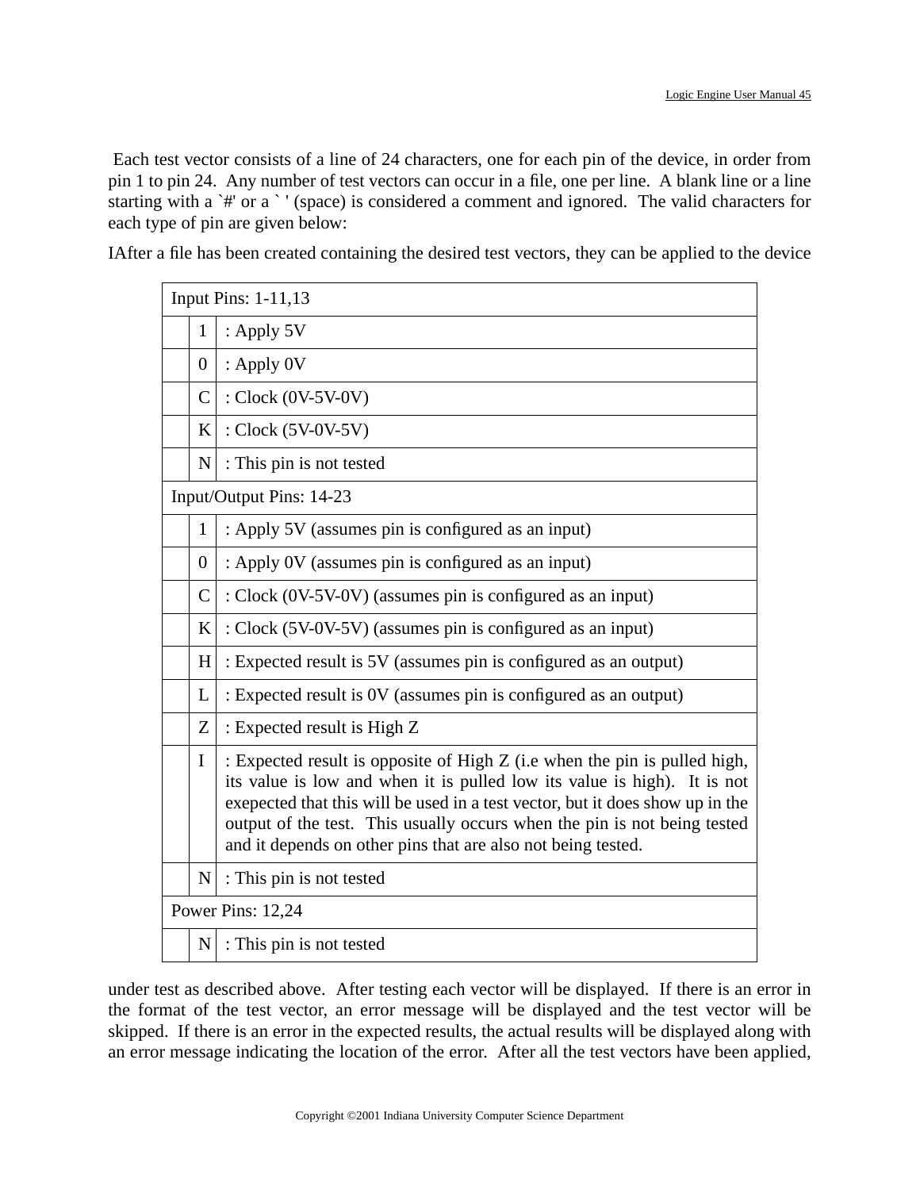Each test vector consists of a line of 24 characters, one for each pin of the device, in order from pin 1 to pin 24. Any number of test vectors can occur in a file, one per line. A blank line or a line starting with a `#' or a ` ' (space) is considered a comment and ignored. The valid characters for each type of pin are given below:

IAfter a file has been created containing the desired test vectors, they can be applied to the device

| Input Pins: 1-11,13 | | |
|---|---|---|
| | 1 | : Apply 5V |
| | 0 | : Apply 0V |
| | C | : Clock (0V-5V-0V) |
| | K | : Clock (5V-0V-5V) |
| | N | : This pin is not tested |
| Input/Output Pins: 14-23 | | |
| | 1 | : Apply 5V (assumes pin is configured as an input) |
| | 0 | : Apply 0V (assumes pin is configured as an input) |
| | C | : Clock (0V-5V-0V) (assumes pin is configured as an input) |
| | K | : Clock (5V-0V-5V) (assumes pin is configured as an input) |
| | H | : Expected result is 5V (assumes pin is configured as an output) |
| | L | : Expected result is 0V (assumes pin is configured as an output) |
| | Z | : Expected result is High Z |
| | I | : Expected result is opposite of High Z (i.e when the pin is pulled high, its value is low and when it is pulled low its value is high). It is not exepected that this will be used in a test vector, but it does show up in the output of the test. This usually occurs when the pin is not being tested and it depends on other pins that are also not being tested. |
| | N | : This pin is not tested |
| Power Pins: 12,24 | | |
| | N | : This pin is not tested |

under test as described above. After testing each vector will be displayed. If there is an error in the format of the test vector, an error message will be displayed and the test vector will be skipped. If there is an error in the expected results, the actual results will be displayed along with an error message indicating the location of the error. After all the test vectors have been applied,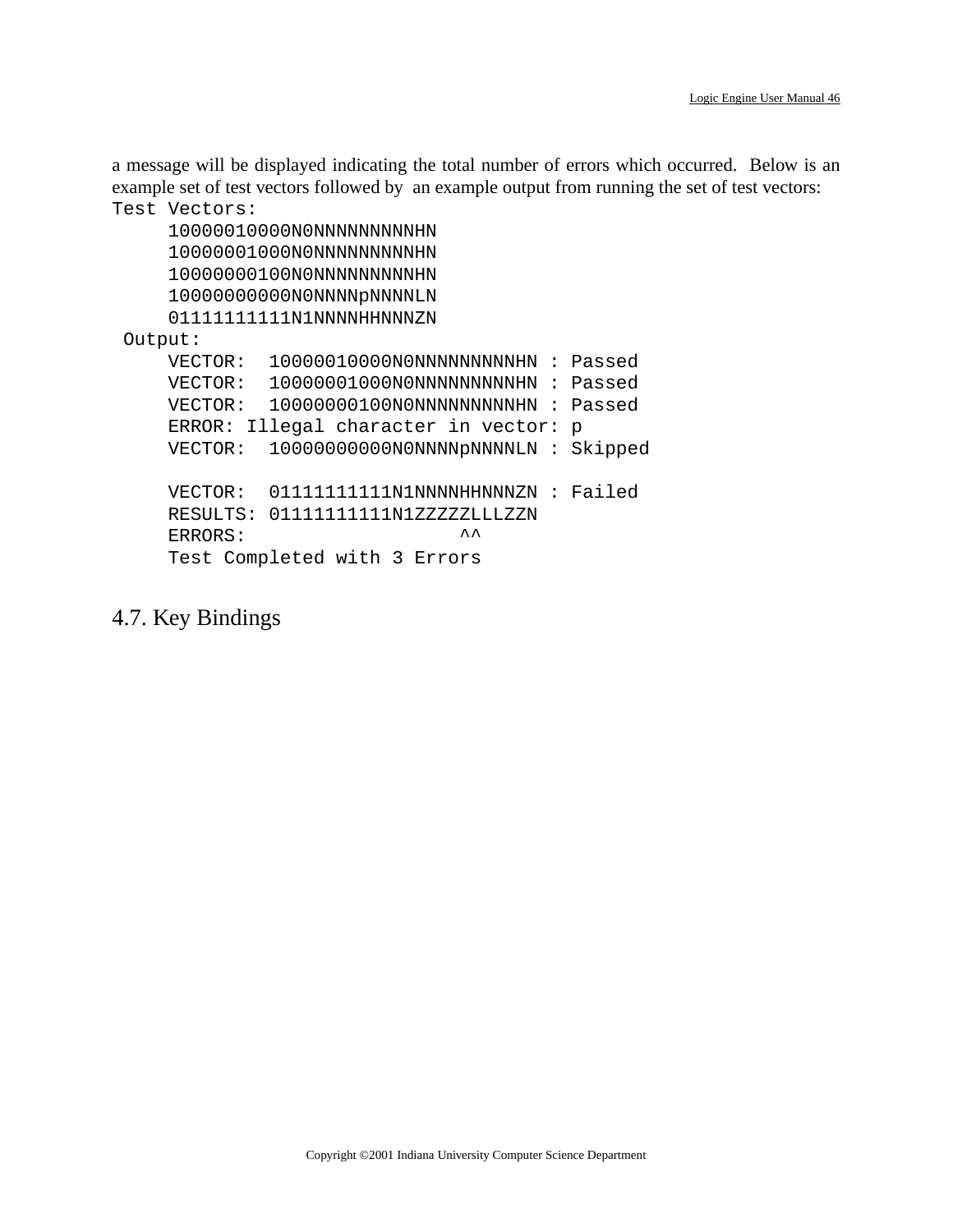a message will be displayed indicating the total number of errors which occurred. Below is an example set of test vectors followed by an example output from running the set of test vectors:

```
Test Vectors:
     10000010000N0NNNNNNNNNHN
     10000001000N0NNNNNNNNNHN
     10000000100N0NNNNNNNNNHN
     10000000000N0NNNNpNNNNLN
     01111111111N1NNNNHHNNNZN
 Output:
     VECTOR:  10000010000N0NNNNNNNNNHN : Passed
     VECTOR:  10000001000N0NNNNNNNNNHN : Passed
     VECTOR:  10000000100N0NNNNNNNNNHN : Passed
     ERROR: Illegal character in vector: p
     VECTOR:  10000000000N0NNNNpNNNNLN : Skipped

     VECTOR:  01111111111N1NNNNHHNNNZN : Failed
     RESULTS: 01111111111N1ZZZZZLLLZZN
     ERRORS:                    ^^
     Test Completed with 3 Errors
```

## 4.7. Key Bindings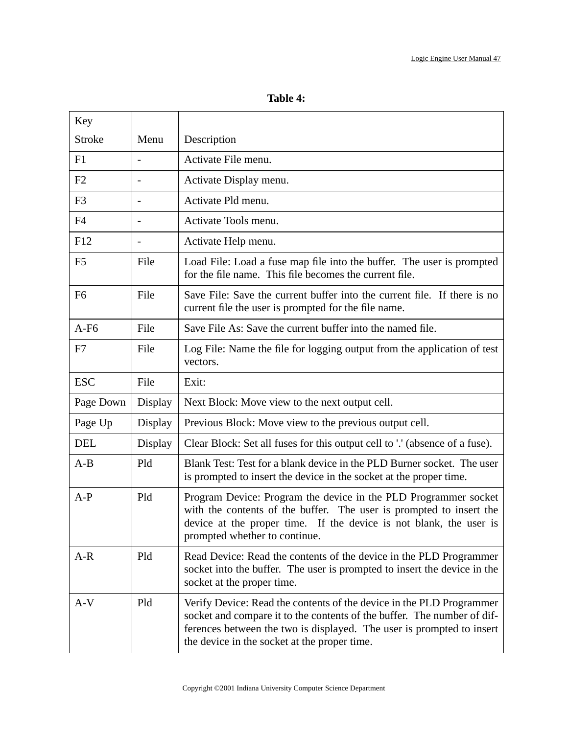**Table 4:**

| Key Stroke | Menu | Description |
|---|---|---|
| F1 | - | Activate File menu. |
| F2 | - | Activate Display menu. |
| F3 | - | Activate Pld menu. |
| F4 | - | Activate Tools menu. |
| F12 | - | Activate Help menu. |
| F5 | File | Load File: Load a fuse map file into the buffer. The user is prompted for the file name. This file becomes the current file. |
| F6 | File | Save File: Save the current buffer into the current file. If there is no current file the user is prompted for the file name. |
| A-F6 | File | Save File As: Save the current buffer into the named file. |
| F7 | File | Log File: Name the file for logging output from the application of test vectors. |
| ESC | File | Exit: |
| Page Down | Display | Next Block: Move view to the next output cell. |
| Page Up | Display | Previous Block: Move view to the previous output cell. |
| DEL | Display | Clear Block: Set all fuses for this output cell to '.' (absence of a fuse). |
| A-B | Pld | Blank Test: Test for a blank device in the PLD Burner socket. The user is prompted to insert the device in the socket at the proper time. |
| A-P | Pld | Program Device: Program the device in the PLD Programmer socket with the contents of the buffer. The user is prompted to insert the device at the proper time. If the device is not blank, the user is prompted whether to continue. |
| A-R | Pld | Read Device: Read the contents of the device in the PLD Programmer socket into the buffer. The user is prompted to insert the device in the socket at the proper time. |
| A-V | Pld | Verify Device: Read the contents of the device in the PLD Programmer socket and compare it to the contents of the buffer. The number of differences between the two is displayed. The user is prompted to insert the device in the socket at the proper time. |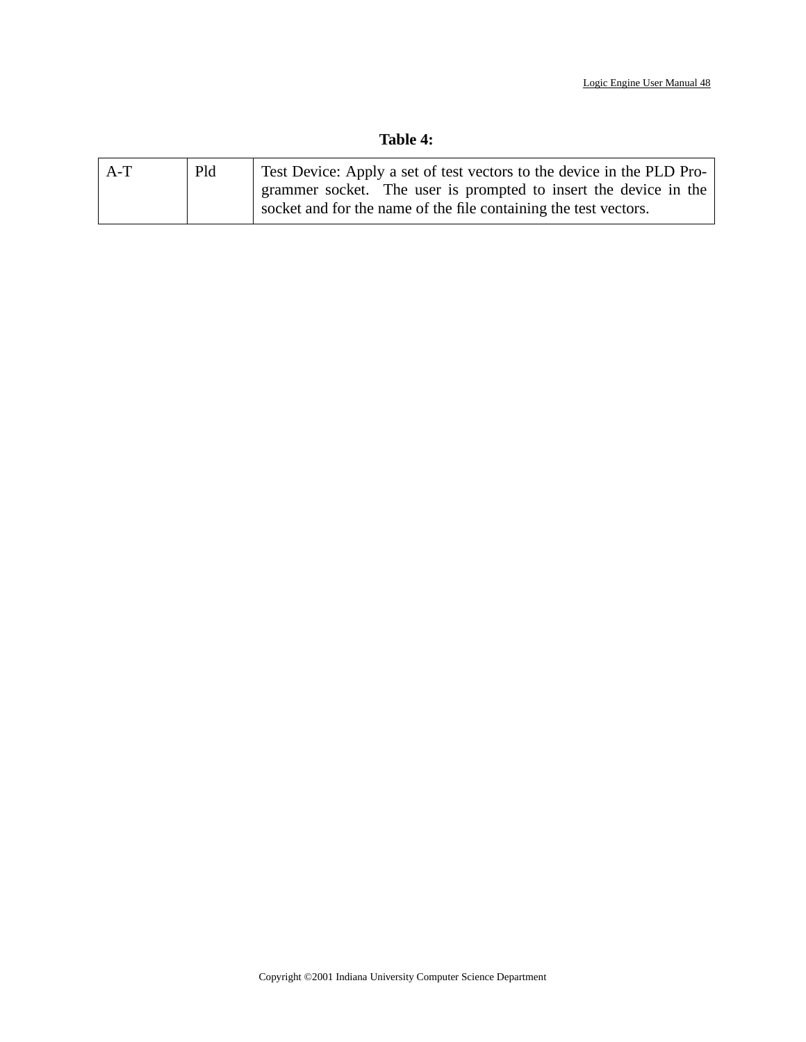**Table 4:**

| | | |
|---|---|---|
| A-T | Pld | Test Device: Apply a set of test vectors to the device in the PLD Programmer socket. The user is prompted to insert the device in the socket and for the name of the file containing the test vectors. |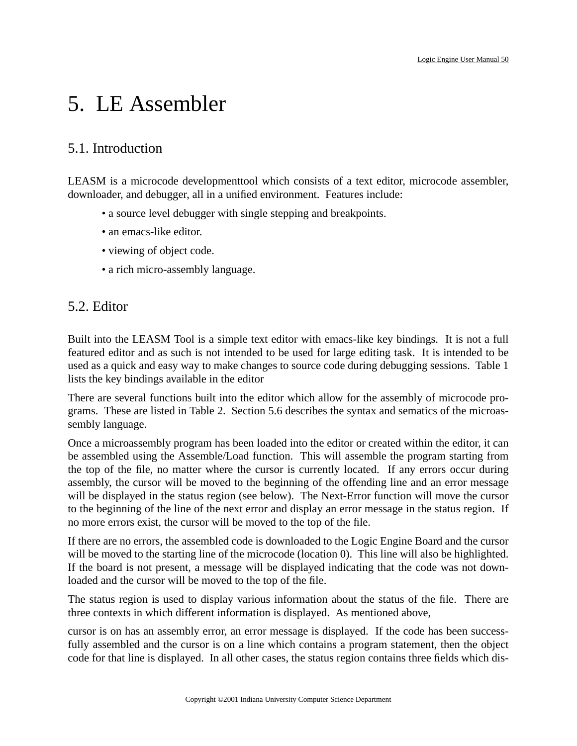# 5. LE Assembler

## 5.1. Introduction

LEASM is a microcode developmenttool which consists of a text editor, microcode assembler, downloader, and debugger, all in a unified environment. Features include:

- a source level debugger with single stepping and breakpoints.
- an emacs-like editor.
- viewing of object code.
- a rich micro-assembly language.

## 5.2. Editor

Built into the LEASM Tool is a simple text editor with emacs-like key bindings. It is not a full featured editor and as such is not intended to be used for large editing task. It is intended to be used as a quick and easy way to make changes to source code during debugging sessions. Table 1 lists the key bindings available in the editor

There are several functions built into the editor which allow for the assembly of microcode programs. These are listed in Table 2. Section 5.6 describes the syntax and sematics of the microassembly language.

Once a microassembly program has been loaded into the editor or created within the editor, it can be assembled using the Assemble/Load function. This will assemble the program starting from the top of the file, no matter where the cursor is currently located. If any errors occur during assembly, the cursor will be moved to the beginning of the offending line and an error message will be displayed in the status region (see below). The Next-Error function will move the cursor to the beginning of the line of the next error and display an error message in the status region. If no more errors exist, the cursor will be moved to the top of the file.

If there are no errors, the assembled code is downloaded to the Logic Engine Board and the cursor will be moved to the starting line of the microcode (location 0). This line will also be highlighted. If the board is not present, a message will be displayed indicating that the code was not downloaded and the cursor will be moved to the top of the file.

The status region is used to display various information about the status of the file. There are three contexts in which different information is displayed. As mentioned above,

cursor is on has an assembly error, an error message is displayed. If the code has been successfully assembled and the cursor is on a line which contains a program statement, then the object code for that line is displayed. In all other cases, the status region contains three fields which dis-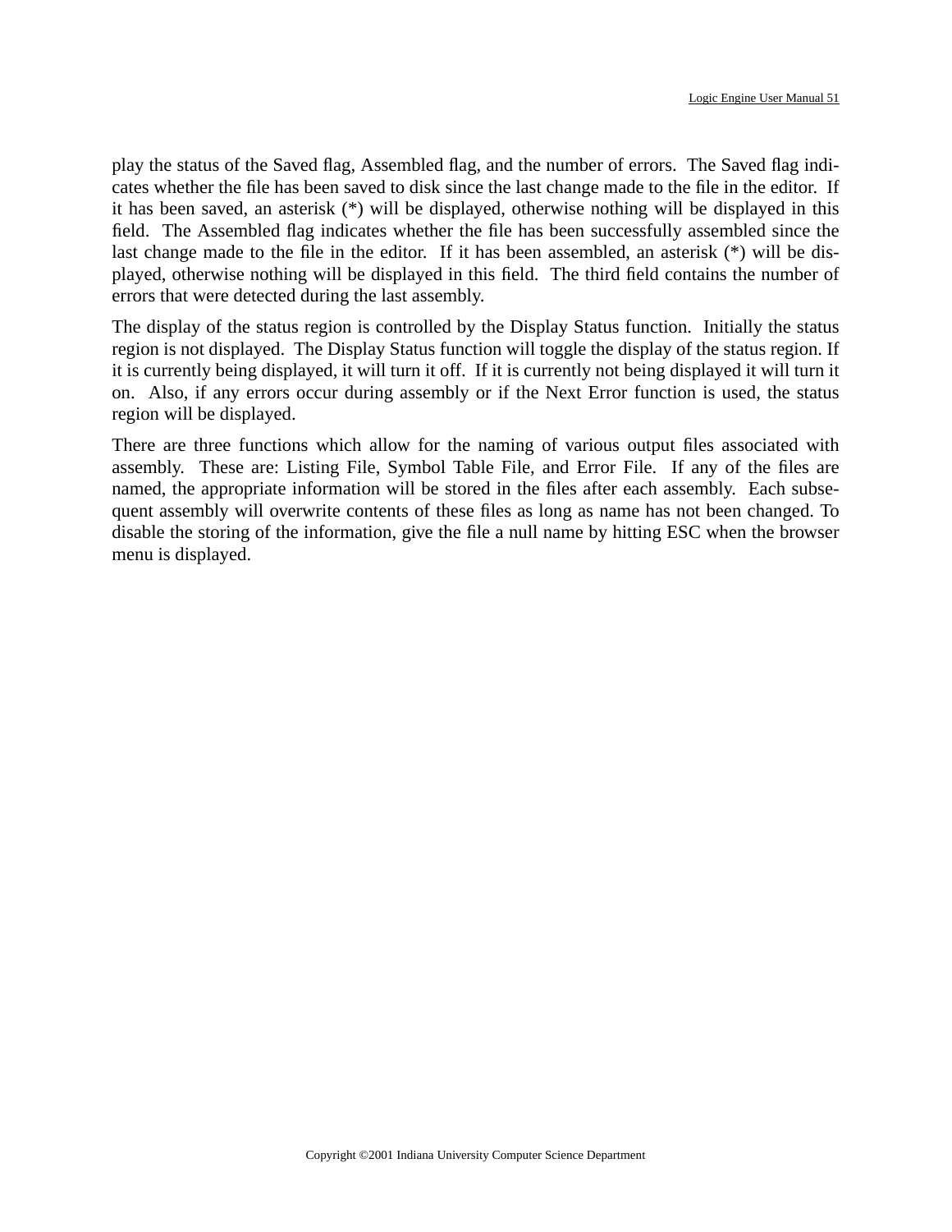play the status of the Saved flag, Assembled flag, and the number of errors. The Saved flag indicates whether the file has been saved to disk since the last change made to the file in the editor. If it has been saved, an asterisk (*) will be displayed, otherwise nothing will be displayed in this field. The Assembled flag indicates whether the file has been successfully assembled since the last change made to the file in the editor. If it has been assembled, an asterisk (*) will be displayed, otherwise nothing will be displayed in this field. The third field contains the number of errors that were detected during the last assembly.

The display of the status region is controlled by the Display Status function. Initially the status region is not displayed. The Display Status function will toggle the display of the status region. If it is currently being displayed, it will turn it off. If it is currently not being displayed it will turn it on. Also, if any errors occur during assembly or if the Next Error function is used, the status region will be displayed.

There are three functions which allow for the naming of various output files associated with assembly. These are: Listing File, Symbol Table File, and Error File. If any of the files are named, the appropriate information will be stored in the files after each assembly. Each subsequent assembly will overwrite contents of these files as long as name has not been changed. To disable the storing of the information, give the file a null name by hitting ESC when the browser menu is displayed.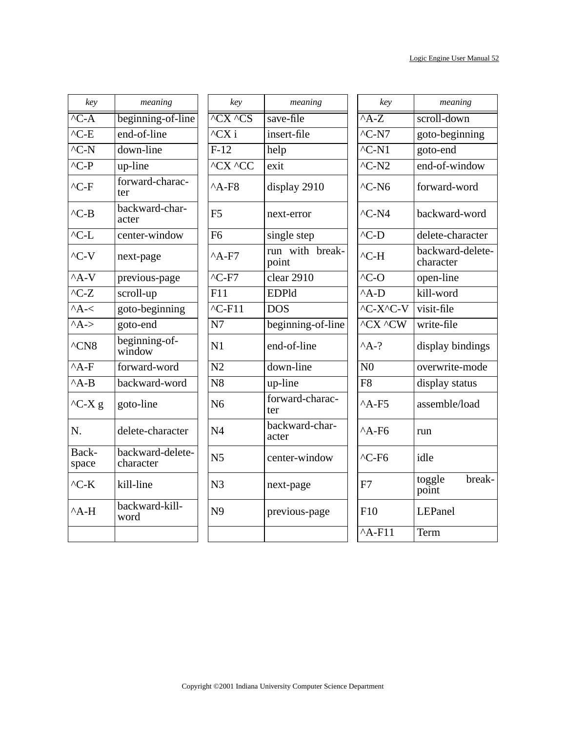| *key* | *meaning* |
|---|---|
| ^C-A | beginning-of-line |
| ^C-E | end-of-line |
| ^C-N | down-line |
| ^C-P | up-line |
| ^C-F | forward-character |
| ^C-B | backward-character |
| ^C-L | center-window |
| ^C-V | next-page |
| ^A-V | previous-page |
| ^C-Z | scroll-up |
| ^A-< | goto-beginning |
| ^A-> | goto-end |
| ^CN8 | beginning-of-window |
| ^A-F | forward-word |
| ^A-B | backward-word |
| ^C-X g | goto-line |
| N. | delete-character |
| Backspace | backward-delete-character |
| ^C-K | kill-line |
| ^A-H | backward-kill-word |
| | |

| *key* | *meaning* |
|---|---|
| ^CX ^CS | save-file |
| ^CX i | insert-file |
| F-12 | help |
| ^CX ^CC | exit |
| ^A-F8 | display 2910 |
| F5 | next-error |
| F6 | single step |
| ^A-F7 | run with breakpoint |
| ^C-F7 | clear 2910 |
| F11 | EDPld |
| ^C-F11 | DOS |
| N7 | beginning-of-line |
| N1 | end-of-line |
| N2 | down-line |
| N8 | up-line |
| N6 | forward-character |
| N4 | backward-character |
| N5 | center-window |
| N3 | next-page |
| N9 | previous-page |
| | |

| *key* | *meaning* |
|---|---|
| ^A-Z | scroll-down |
| ^C-N7 | goto-beginning |
| ^C-N1 | goto-end |
| ^C-N2 | end-of-window |
| ^C-N6 | forward-word |
| ^C-N4 | backward-word |
| ^C-D | delete-character |
| ^C-H | backward-delete-character |
| ^C-O | open-line |
| ^A-D | kill-word |
| ^C-X^C-V | visit-file |
| ^CX ^CW | write-file |
| ^A-? | display bindings |
| N0 | overwrite-mode |
| F8 | display status |
| ^A-F5 | assemble/load |
| ^A-F6 | run |
| ^C-F6 | idle |
| F7 | toggle breakpoint |
| F10 | LEPanel |
| ^A-F11 | Term |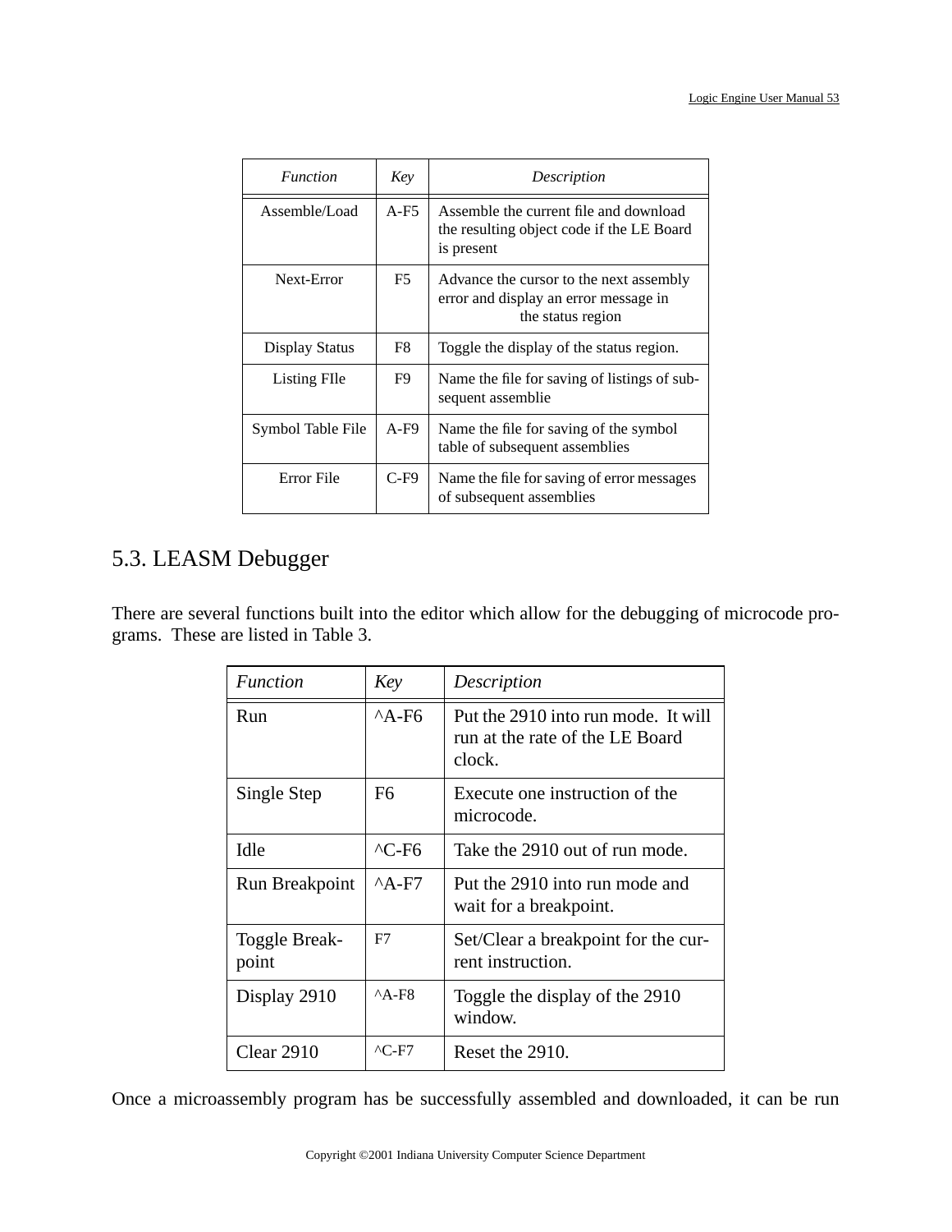| *Function* | *Key* | *Description* |
|---|---|---|
| Assemble/Load | A-F5 | Assemble the current file and download the resulting object code if the LE Board is present |
| Next-Error | F5 | Advance the cursor to the next assembly error and display an error message in the status region |
| Display Status | F8 | Toggle the display of the status region. |
| Listing FIle | F9 | Name the file for saving of listings of subsequent assemblie |
| Symbol Table File | A-F9 | Name the file for saving of the symbol table of subsequent assemblies |
| Error File | C-F9 | Name the file for saving of error messages of subsequent assemblies |

## 5.3. LEASM Debugger

There are several functions built into the editor which allow for the debugging of microcode programs. These are listed in Table 3.

| *Function* | *Key* | *Description* |
|---|---|---|
| Run | ^A-F6 | Put the 2910 into run mode. It will run at the rate of the LE Board clock. |
| Single Step | F6 | Execute one instruction of the microcode. |
| Idle | ^C-F6 | Take the 2910 out of run mode. |
| Run Breakpoint | ^A-F7 | Put the 2910 into run mode and wait for a breakpoint. |
| Toggle Breakpoint | F7 | Set/Clear a breakpoint for the current instruction. |
| Display 2910 | ^A-F8 | Toggle the display of the 2910 window. |
| Clear 2910 | ^C-F7 | Reset the 2910. |

Once a microassembly program has be successfully assembled and downloaded, it can be run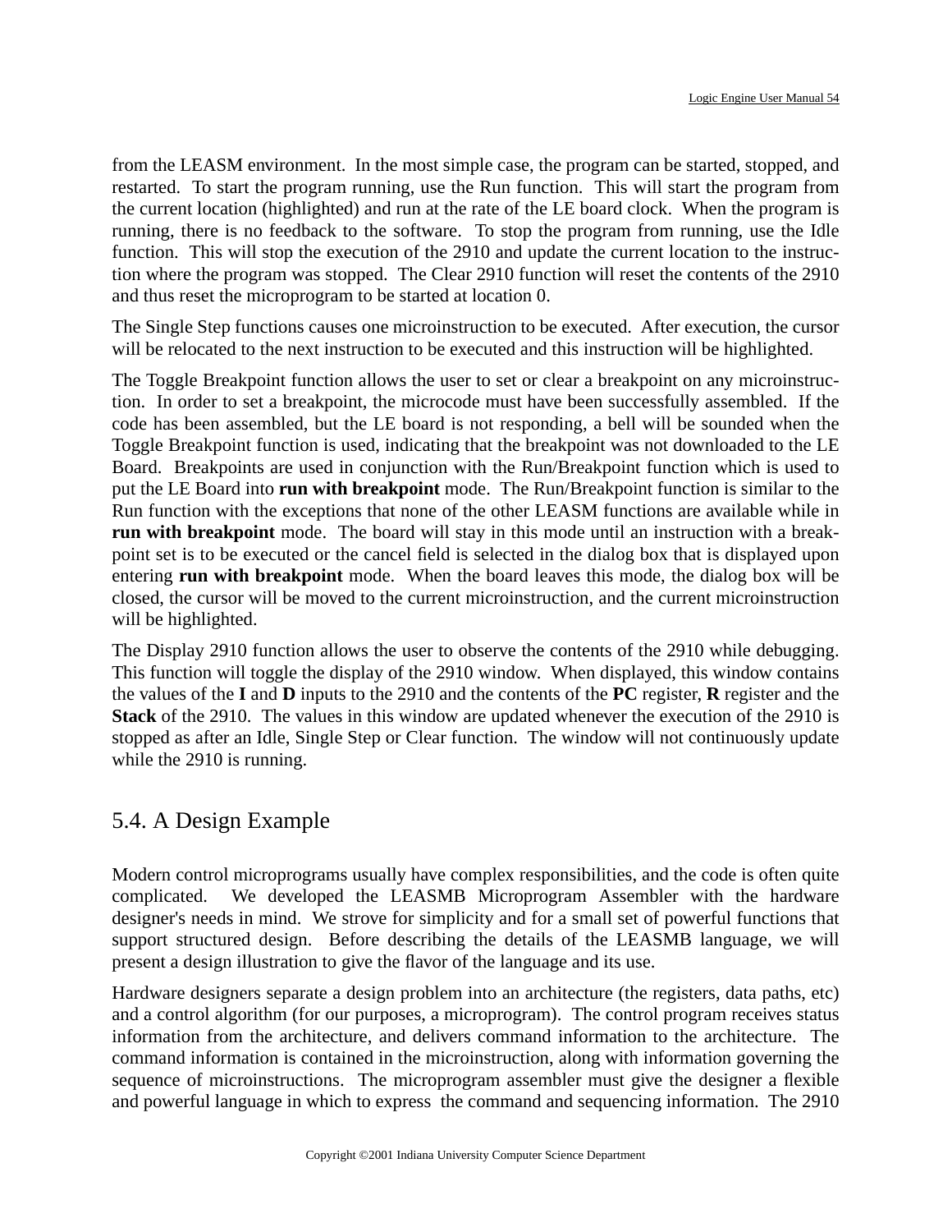from the LEASM environment. In the most simple case, the program can be started, stopped, and restarted. To start the program running, use the Run function. This will start the program from the current location (highlighted) and run at the rate of the LE board clock. When the program is running, there is no feedback to the software. To stop the program from running, use the Idle function. This will stop the execution of the 2910 and update the current location to the instruction where the program was stopped. The Clear 2910 function will reset the contents of the 2910 and thus reset the microprogram to be started at location 0.

The Single Step functions causes one microinstruction to be executed. After execution, the cursor will be relocated to the next instruction to be executed and this instruction will be highlighted.

The Toggle Breakpoint function allows the user to set or clear a breakpoint on any microinstruction. In order to set a breakpoint, the microcode must have been successfully assembled. If the code has been assembled, but the LE board is not responding, a bell will be sounded when the Toggle Breakpoint function is used, indicating that the breakpoint was not downloaded to the LE Board. Breakpoints are used in conjunction with the Run/Breakpoint function which is used to put the LE Board into **run with breakpoint** mode. The Run/Breakpoint function is similar to the Run function with the exceptions that none of the other LEASM functions are available while in **run with breakpoint** mode. The board will stay in this mode until an instruction with a breakpoint set is to be executed or the cancel field is selected in the dialog box that is displayed upon entering **run with breakpoint** mode. When the board leaves this mode, the dialog box will be closed, the cursor will be moved to the current microinstruction, and the current microinstruction will be highlighted.

The Display 2910 function allows the user to observe the contents of the 2910 while debugging. This function will toggle the display of the 2910 window. When displayed, this window contains the values of the **I** and **D** inputs to the 2910 and the contents of the **PC** register, **R** register and the **Stack** of the 2910. The values in this window are updated whenever the execution of the 2910 is stopped as after an Idle, Single Step or Clear function. The window will not continuously update while the 2910 is running.

## 5.4. A Design Example

Modern control microprograms usually have complex responsibilities, and the code is often quite complicated. We developed the LEASMB Microprogram Assembler with the hardware designer's needs in mind. We strove for simplicity and for a small set of powerful functions that support structured design. Before describing the details of the LEASMB language, we will present a design illustration to give the flavor of the language and its use.

Hardware designers separate a design problem into an architecture (the registers, data paths, etc) and a control algorithm (for our purposes, a microprogram). The control program receives status information from the architecture, and delivers command information to the architecture. The command information is contained in the microinstruction, along with information governing the sequence of microinstructions. The microprogram assembler must give the designer a flexible and powerful language in which to express the command and sequencing information. The 2910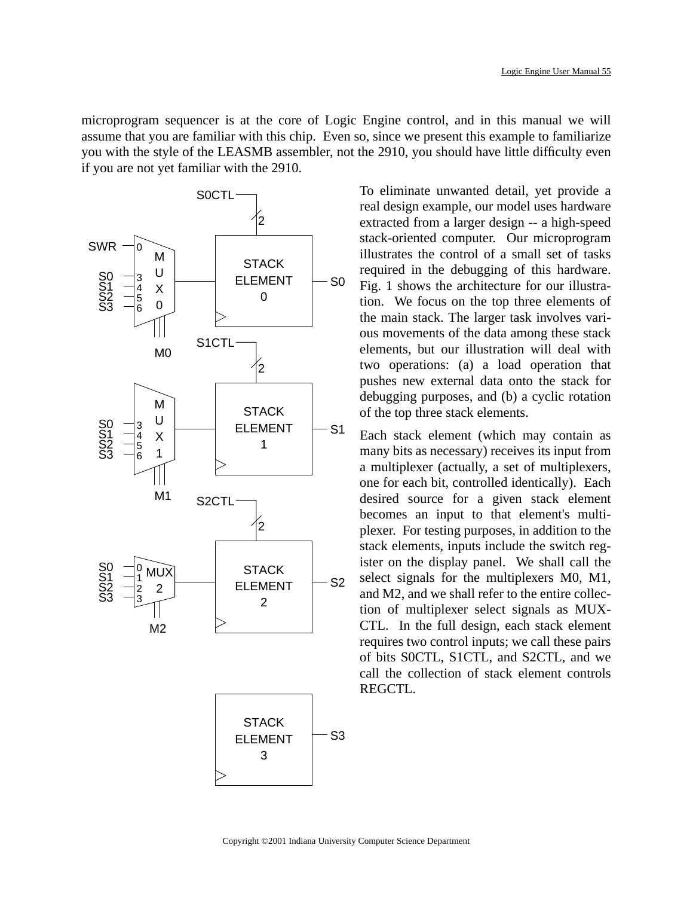microprogram sequencer is at the core of Logic Engine control, and in this manual we will assume that you are familiar with this chip. Even so, since we present this example to familiarize you with the style of the LEASMB assembler, not the 2910, you should have little difficulty even if you are not yet familiar with the 2910.

To eliminate unwanted detail, yet provide a real design example, our model uses hardware extracted from a larger design -- a high-speed stack-oriented computer. Our microprogram illustrates the control of a small set of tasks required in the debugging of this hardware. Fig. 1 shows the architecture for our illustration. We focus on the top three elements of the main stack. The larger task involves various movements of the data among these stack elements, but our illustration will deal with two operations: (a) a load operation that pushes new external data onto the stack for debugging purposes, and (b) a cyclic rotation of the top three stack elements.

Each stack element (which may contain as many bits as necessary) receives its input from a multiplexer (actually, a set of multiplexers, one for each bit, controlled identically). Each desired source for a given stack element becomes an input to that element's multiplexer. For testing purposes, in addition to the stack elements, inputs include the switch register on the display panel. We shall call the select signals for the multiplexers M0, M1, and M2, and we shall refer to the entire collection of multiplexer select signals as MUXCTL. In the full design, each stack element requires two control inputs; we call these pairs of bits S0CTL, S1CTL, and S2CTL, and we call the collection of stack element controls REGCTL.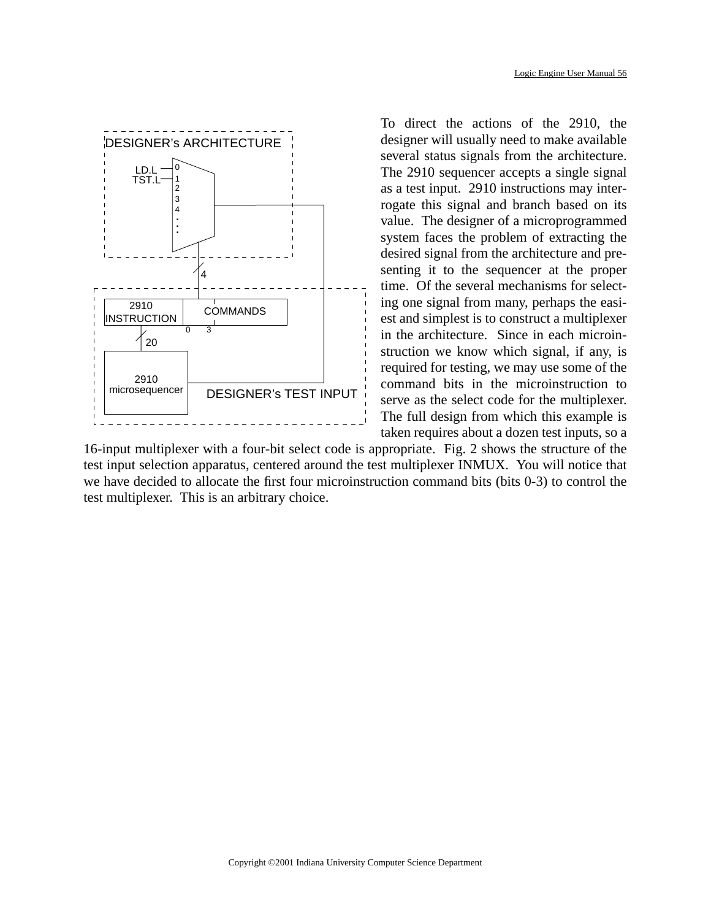To direct the actions of the 2910, the designer will usually need to make available several status signals from the architecture. The 2910 sequencer accepts a single signal as a test input. 2910 instructions may interrogate this signal and branch based on its value. The designer of a microprogrammed system faces the problem of extracting the desired signal from the architecture and presenting it to the sequencer at the proper time. Of the several mechanisms for selecting one signal from many, perhaps the easiest and simplest is to construct a multiplexer in the architecture. Since in each microinstruction we know which signal, if any, is required for testing, we may use some of the command bits in the microinstruction to serve as the select code for the multiplexer. The full design from which this example is taken requires about a dozen test inputs, so a 16-input multiplexer with a four-bit select code is appropriate. Fig. 2 shows the structure of the test input selection apparatus, centered around the test multiplexer INMUX. You will notice that we have decided to allocate the first four microinstruction command bits (bits 0-3) to control the test multiplexer. This is an arbitrary choice.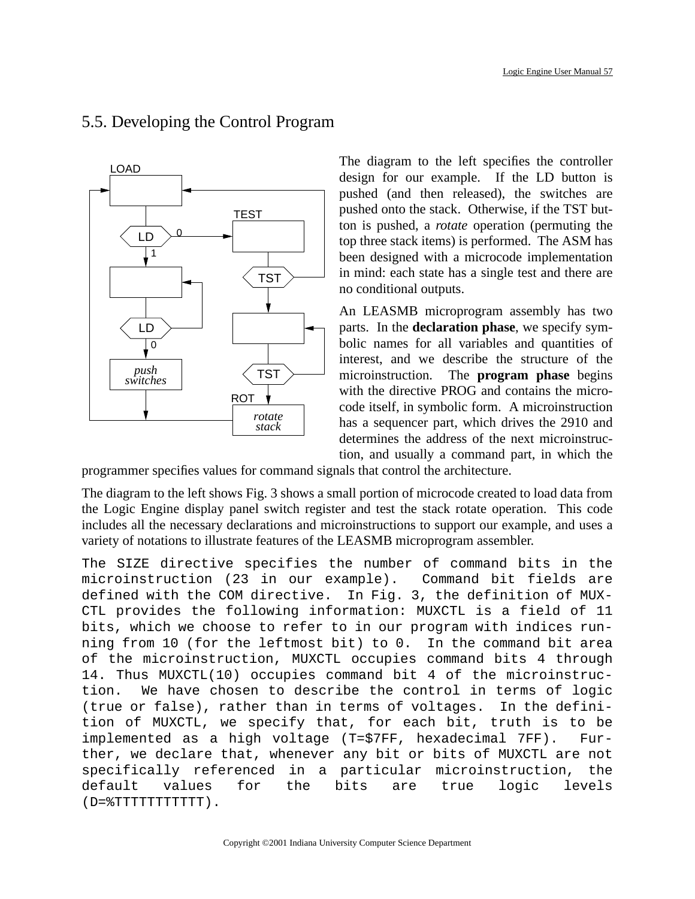## 5.5. Developing the Control Program

The diagram to the left specifies the controller design for our example. If the LD button is pushed (and then released), the switches are pushed onto the stack. Otherwise, if the TST button is pushed, a *rotate* operation (permuting the top three stack items) is performed. The ASM has been designed with a microcode implementation in mind: each state has a single test and there are no conditional outputs.

An LEASMB microprogram assembly has two parts. In the **declaration phase**, we specify symbolic names for all variables and quantities of interest, and we describe the structure of the microinstruction. The **program phase** begins with the directive PROG and contains the microcode itself, in symbolic form. A microinstruction has a sequencer part, which drives the 2910 and determines the address of the next microinstruction, and usually a command part, in which the programmer specifies values for command signals that control the architecture.

The diagram to the left shows Fig. 3 shows a small portion of microcode created to load data from the Logic Engine display panel switch register and test the stack rotate operation. This code includes all the necessary declarations and microinstructions to support our example, and uses a variety of notations to illustrate features of the LEASMB microprogram assembler.

The SIZE directive specifies the number of command bits in the microinstruction (23 in our example). Command bit fields are defined with the COM directive. In Fig. 3, the definition of MUXCTL provides the following information: MUXCTL is a field of 11 bits, which we choose to refer to in our program with indices running from 10 (for the leftmost bit) to 0. In the command bit area of the microinstruction, MUXCTL occupies command bits 4 through 14. Thus MUXCTL(10) occupies command bit 4 of the microinstruction. We have chosen to describe the control in terms of logic (true or false), rather than in terms of voltages. In the definition of MUXCTL, we specify that, for each bit, truth is to be implemented as a high voltage (T=$7FF, hexadecimal 7FF). Further, we declare that, whenever any bit or bits of MUXCTL are not specifically referenced in a particular microinstruction, the default values for the bits are true logic levels (D=%TTTTTTTTTTT).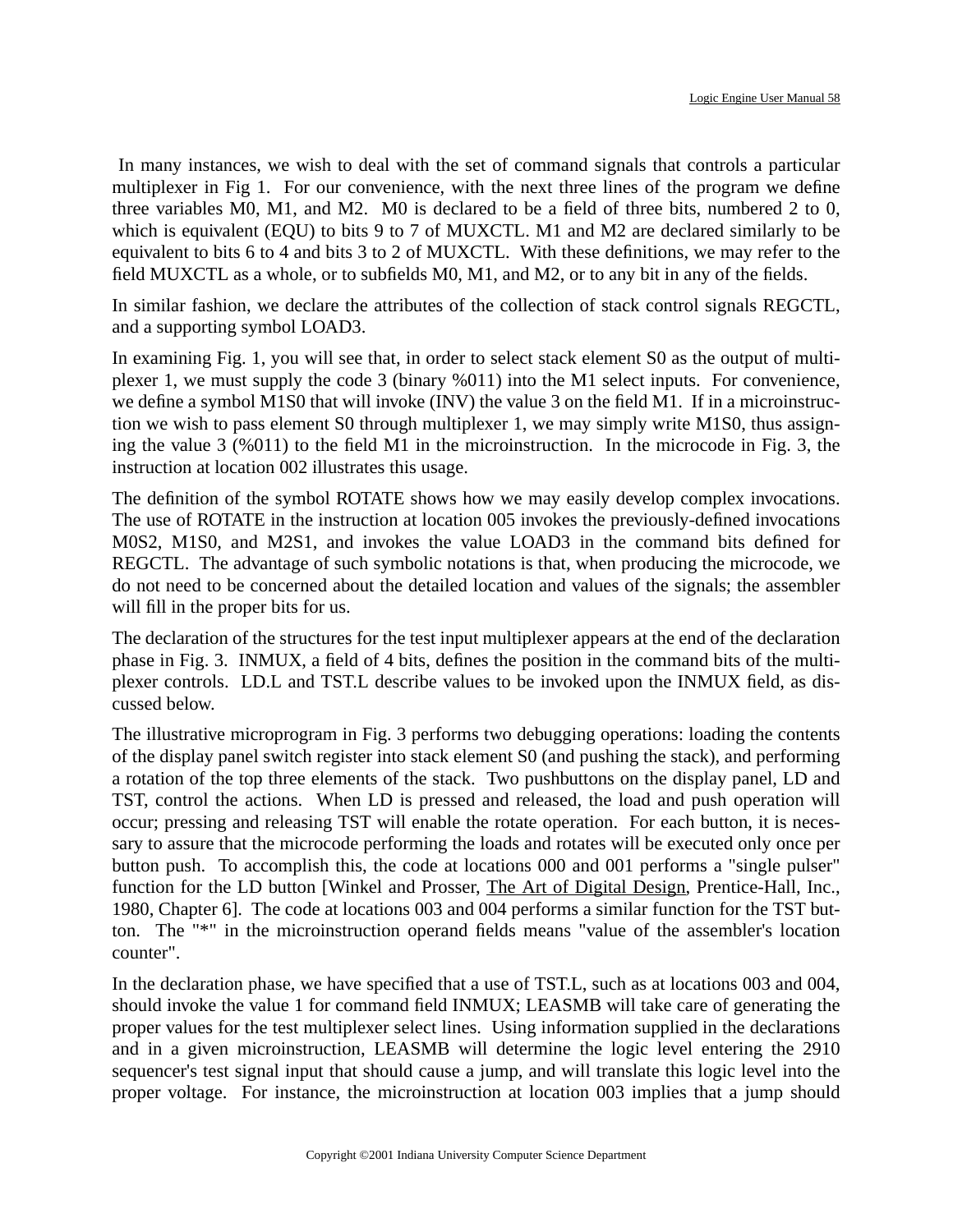In many instances, we wish to deal with the set of command signals that controls a particular multiplexer in Fig 1. For our convenience, with the next three lines of the program we define three variables M0, M1, and M2. M0 is declared to be a field of three bits, numbered 2 to 0, which is equivalent (EQU) to bits 9 to 7 of MUXCTL. M1 and M2 are declared similarly to be equivalent to bits 6 to 4 and bits 3 to 2 of MUXCTL. With these definitions, we may refer to the field MUXCTL as a whole, or to subfields M0, M1, and M2, or to any bit in any of the fields.

In similar fashion, we declare the attributes of the collection of stack control signals REGCTL, and a supporting symbol LOAD3.

In examining Fig. 1, you will see that, in order to select stack element S0 as the output of multiplexer 1, we must supply the code 3 (binary %011) into the M1 select inputs. For convenience, we define a symbol M1S0 that will invoke (INV) the value 3 on the field M1. If in a microinstruction we wish to pass element S0 through multiplexer 1, we may simply write M1S0, thus assigning the value 3 (%011) to the field M1 in the microinstruction. In the microcode in Fig. 3, the instruction at location 002 illustrates this usage.

The definition of the symbol ROTATE shows how we may easily develop complex invocations. The use of ROTATE in the instruction at location 005 invokes the previously-defined invocations M0S2, M1S0, and M2S1, and invokes the value LOAD3 in the command bits defined for REGCTL. The advantage of such symbolic notations is that, when producing the microcode, we do not need to be concerned about the detailed location and values of the signals; the assembler will fill in the proper bits for us.

The declaration of the structures for the test input multiplexer appears at the end of the declaration phase in Fig. 3. INMUX, a field of 4 bits, defines the position in the command bits of the multiplexer controls. LD.L and TST.L describe values to be invoked upon the INMUX field, as discussed below.

The illustrative microprogram in Fig. 3 performs two debugging operations: loading the contents of the display panel switch register into stack element S0 (and pushing the stack), and performing a rotation of the top three elements of the stack. Two pushbuttons on the display panel, LD and TST, control the actions. When LD is pressed and released, the load and push operation will occur; pressing and releasing TST will enable the rotate operation. For each button, it is necessary to assure that the microcode performing the loads and rotates will be executed only once per button push. To accomplish this, the code at locations 000 and 001 performs a "single pulser" function for the LD button [Winkel and Prosser, The Art of Digital Design, Prentice-Hall, Inc., 1980, Chapter 6]. The code at locations 003 and 004 performs a similar function for the TST button. The "*" in the microinstruction operand fields means "value of the assembler's location counter".

In the declaration phase, we have specified that a use of TST.L, such as at locations 003 and 004, should invoke the value 1 for command field INMUX; LEASMB will take care of generating the proper values for the test multiplexer select lines. Using information supplied in the declarations and in a given microinstruction, LEASMB will determine the logic level entering the 2910 sequencer's test signal input that should cause a jump, and will translate this logic level into the proper voltage. For instance, the microinstruction at location 003 implies that a jump should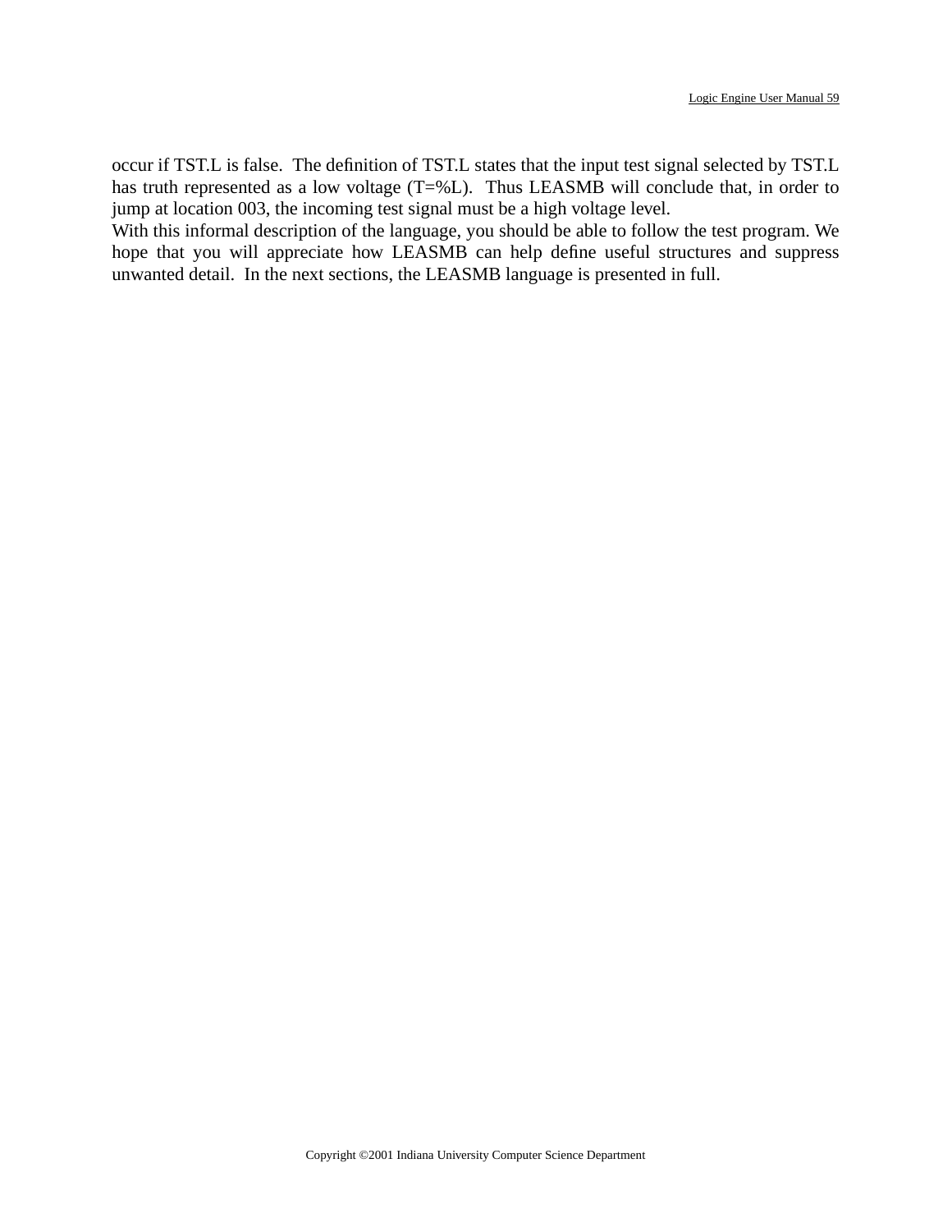occur if TST.L is false. The definition of TST.L states that the input test signal selected by TST.L has truth represented as a low voltage (T=%L). Thus LEASMB will conclude that, in order to jump at location 003, the incoming test signal must be a high voltage level.

With this informal description of the language, you should be able to follow the test program. We hope that you will appreciate how LEASMB can help define useful structures and suppress unwanted detail. In the next sections, the LEASMB language is presented in full.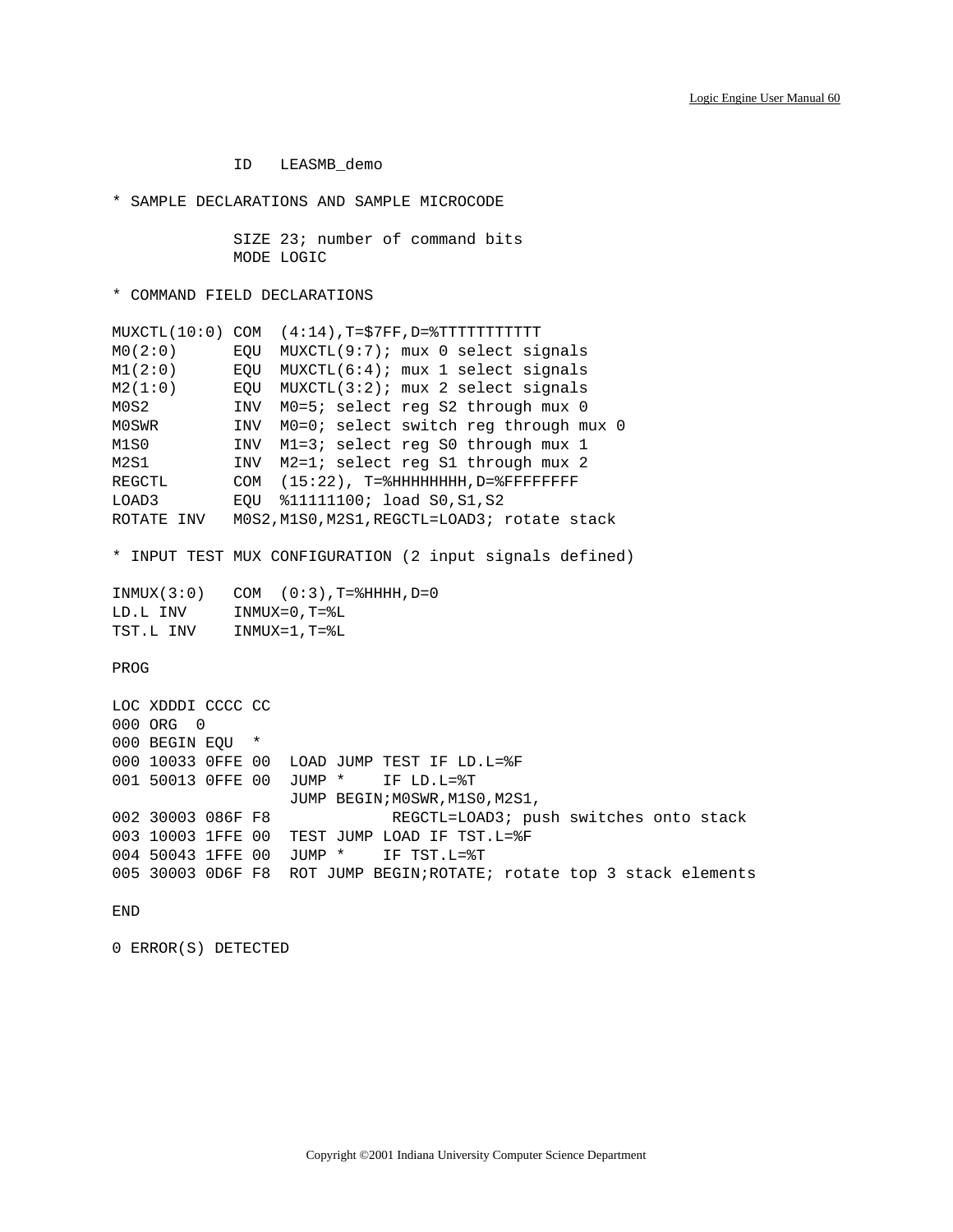```
            ID   LEASMB_demo

* SAMPLE DECLARATIONS AND SAMPLE MICROCODE

            SIZE 23; number of command bits
            MODE LOGIC

* COMMAND FIELD DECLARATIONS

MUXCTL(10:0) COM  (4:14),T=$7FF,D=%TTTTTTTTTTT
M0(2:0)      EQU  MUXCTL(9:7); mux 0 select signals
M1(2:0)      EQU  MUXCTL(6:4); mux 1 select signals
M2(1:0)      EQU  MUXCTL(3:2); mux 2 select signals
M0S2         INV  M0=5; select reg S2 through mux 0
M0SWR        INV  M0=0; select switch reg through mux 0
M1S0         INV  M1=3; select reg S0 through mux 1
M2S1         INV  M2=1; select reg S1 through mux 2
REGCTL       COM  (15:22), T=%HHHHHHHH,D=%FFFFFFFF
LOAD3        EQU  %11111100; load S0,S1,S2
ROTATE INV   M0S2,M1S0,M2S1,REGCTL=LOAD3; rotate stack

* INPUT TEST MUX CONFIGURATION (2 input signals defined)

INMUX(3:0)   COM  (0:3),T=%HHHH,D=0
LD.L INV     INMUX=0,T=%L
TST.L INV    INMUX=1,T=%L

PROG

LOC XDDDI CCCC CC
000 ORG  0
000 BEGIN EQU  *
000 10033 0FFE 00  LOAD JUMP TEST IF LD.L=%F
001 50013 0FFE 00  JUMP *    IF LD.L=%T
                   JUMP BEGIN;M0SWR,M1S0,M2S1,
002 30003 086F F8             REGCTL=LOAD3; push switches onto stack
003 10003 1FFE 00  TEST JUMP LOAD IF TST.L=%F
004 50043 1FFE 00  JUMP *    IF TST.L=%T
005 30003 0D6F F8  ROT JUMP BEGIN;ROTATE; rotate top 3 stack elements

END

0 ERROR(S) DETECTED
```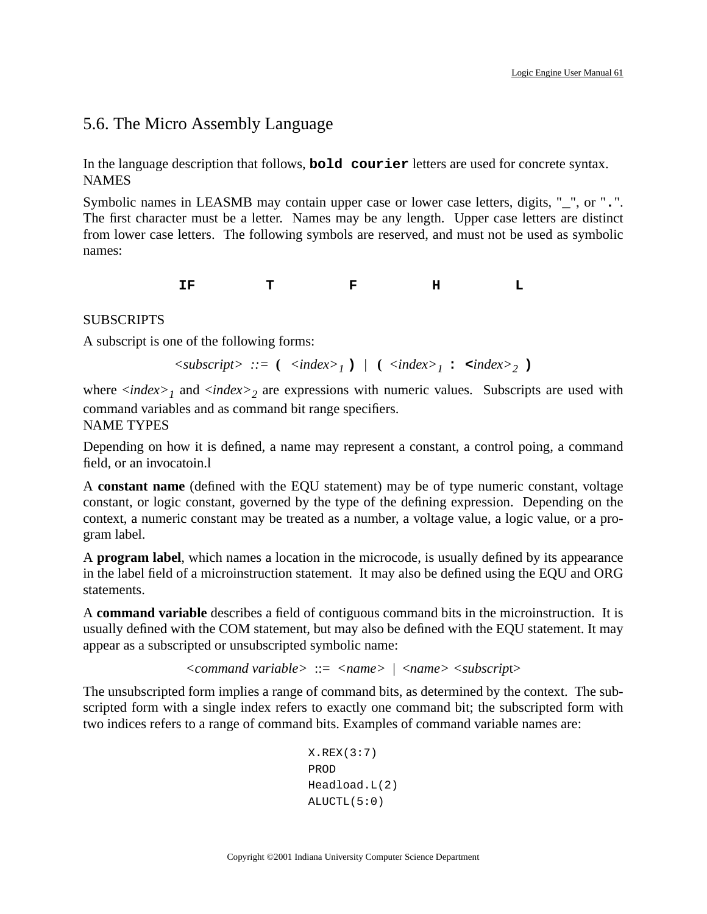## 5.6. The Micro Assembly Language

In the language description that follows, **`bold courier`** letters are used for concrete syntax.

NAMES

Symbolic names in LEASMB may contain upper case or lower case letters, digits, "_", or "**.**". The first character must be a letter. Names may be any length. Upper case letters are distinct from lower case letters. The following symbols are reserved, and must not be used as symbolic names:

**`IF`** **`T`** **`F`** **`H`** **`L`**

SUBSCRIPTS

A subscript is one of the following forms:

*<subscript>* ::= **`(`** *<index>*$_1$ **`)`** | **`(`** *<index>*$_1$ **`:`** *<index>*$_2$ **`)`**

where *<index>*$_1$ and *<index>*$_2$ are expressions with numeric values. Subscripts are used with command variables and as command bit range specifiers.

NAME TYPES

Depending on how it is defined, a name may represent a constant, a control poing, a command field, or an invocatoin.l

A **constant name** (defined with the EQU statement) may be of type numeric constant, voltage constant, or logic constant, governed by the type of the defining expression. Depending on the context, a numeric constant may be treated as a number, a voltage value, a logic value, or a program label.

A **program label**, which names a location in the microcode, is usually defined by its appearance in the label field of a microinstruction statement. It may also be defined using the EQU and ORG statements.

A **command variable** describes a field of contiguous command bits in the microinstruction. It is usually defined with the COM statement, but may also be defined with the EQU statement. It may appear as a subscripted or unsubscripted symbolic name:

*<command variable>* ::= *<name>* | *<name> <subscript>*

The unsubscripted form implies a range of command bits, as determined by the context. The subscripted form with a single index refers to exactly one command bit; the subscripted form with two indices refers to a range of command bits. Examples of command variable names are:

```
X.REX(3:7)
PROD
Headload.L(2)
ALUCTL(5:0)
```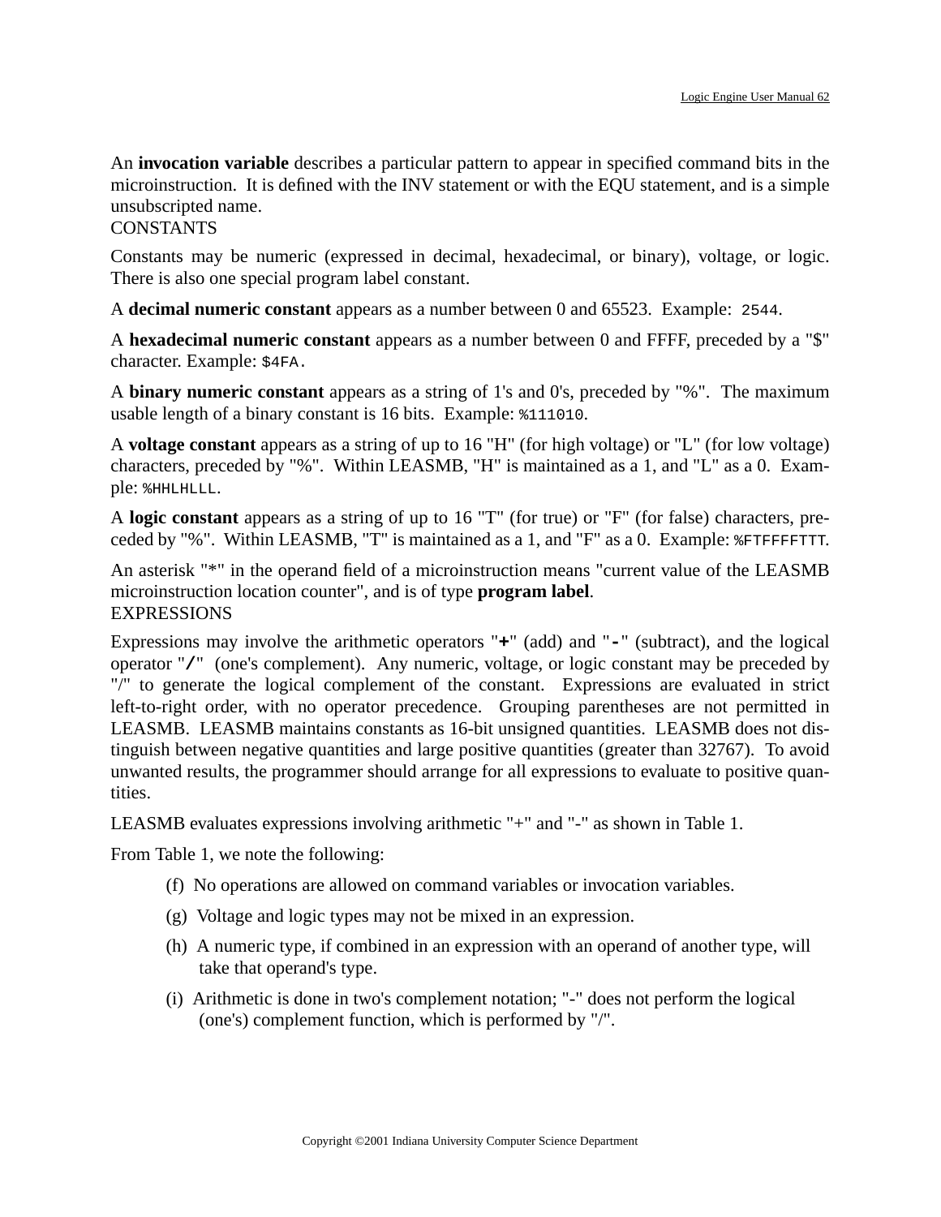An **invocation variable** describes a particular pattern to appear in specified command bits in the microinstruction. It is defined with the INV statement or with the EQU statement, and is a simple unsubscripted name.

CONSTANTS

Constants may be numeric (expressed in decimal, hexadecimal, or binary), voltage, or logic. There is also one special program label constant.

A **decimal numeric constant** appears as a number between 0 and 65523. Example: `2544`.

A **hexadecimal numeric constant** appears as a number between 0 and FFFF, preceded by a "$" character. Example: `$4FA`.

A **binary numeric constant** appears as a string of 1's and 0's, preceded by "%". The maximum usable length of a binary constant is 16 bits. Example: `%111010`.

A **voltage constant** appears as a string of up to 16 "H" (for high voltage) or "L" (for low voltage) characters, preceded by "%". Within LEASMB, "H" is maintained as a 1, and "L" as a 0. Example: `%HHLHLLL`.

A **logic constant** appears as a string of up to 16 "T" (for true) or "F" (for false) characters, preceded by "%". Within LEASMB, "T" is maintained as a 1, and "F" as a 0. Example: `%FTFFFFTTT`.

An asterisk "*" in the operand field of a microinstruction means "current value of the LEASMB microinstruction location counter", and is of type **program label**.

EXPRESSIONS

Expressions may involve the arithmetic operators "**+**" (add) and "**-**" (subtract), and the logical operator "**/**" (one's complement). Any numeric, voltage, or logic constant may be preceded by "/" to generate the logical complement of the constant. Expressions are evaluated in strict left-to-right order, with no operator precedence. Grouping parentheses are not permitted in LEASMB. LEASMB maintains constants as 16-bit unsigned quantities. LEASMB does not distinguish between negative quantities and large positive quantities (greater than 32767). To avoid unwanted results, the programmer should arrange for all expressions to evaluate to positive quantities.

LEASMB evaluates expressions involving arithmetic "+" and "-" as shown in Table 1.

From Table 1, we note the following:

(f) No operations are allowed on command variables or invocation variables.

(g) Voltage and logic types may not be mixed in an expression.

(h) A numeric type, if combined in an expression with an operand of another type, will take that operand's type.

(i) Arithmetic is done in two's complement notation; "-" does not perform the logical (one's) complement function, which is performed by "/".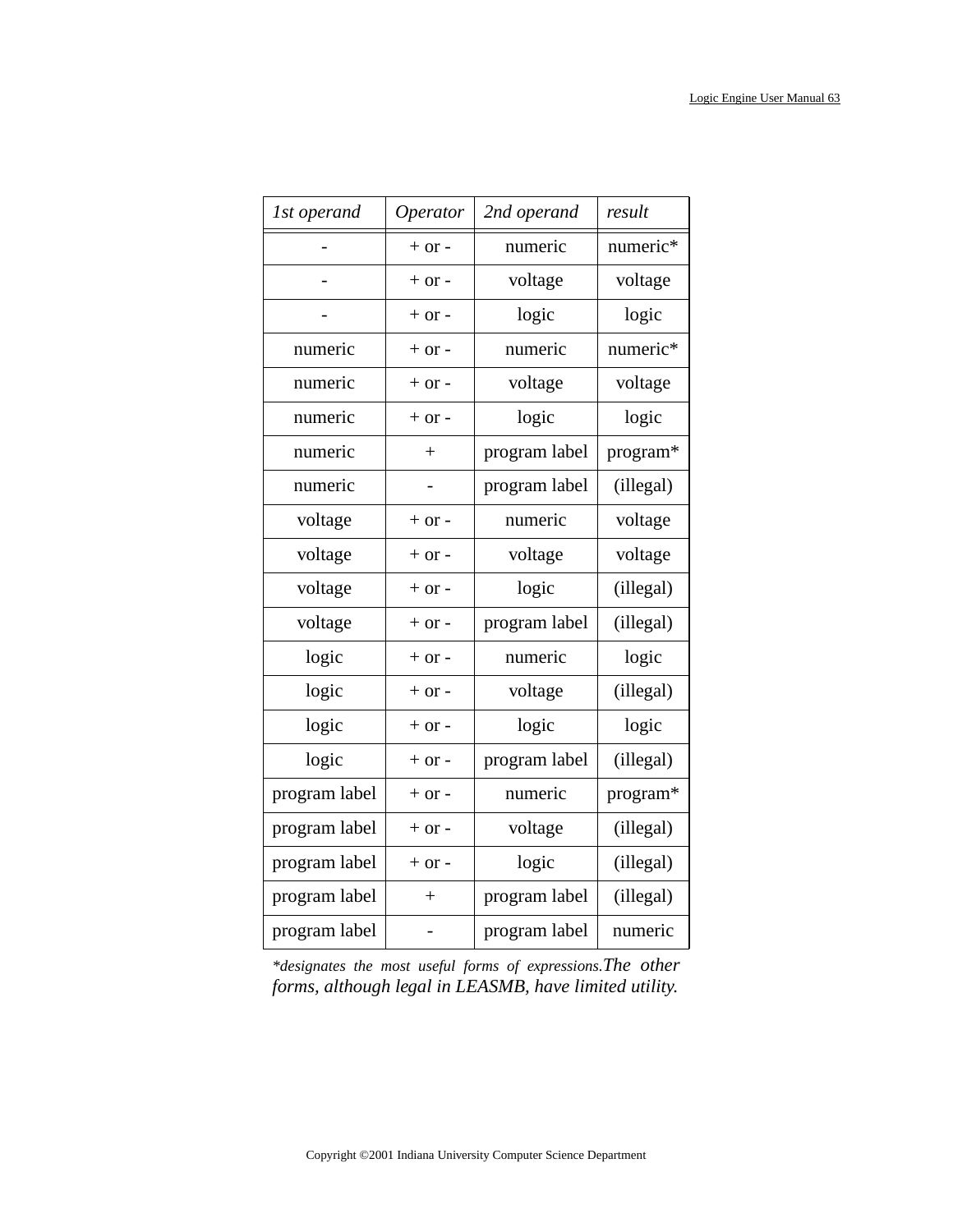| *1st operand* | *Operator* | *2nd operand* | *result* |
|---|---|---|---|
| - | + or - | numeric | numeric* |
| - | + or - | voltage | voltage |
| - | + or - | logic | logic |
| numeric | + or - | numeric | numeric* |
| numeric | + or - | voltage | voltage |
| numeric | + or - | logic | logic |
| numeric | + | program label | program* |
| numeric | - | program label | (illegal) |
| voltage | + or - | numeric | voltage |
| voltage | + or - | voltage | voltage |
| voltage | + or - | logic | (illegal) |
| voltage | + or - | program label | (illegal) |
| logic | + or - | numeric | logic |
| logic | + or - | voltage | (illegal) |
| logic | + or - | logic | logic |
| logic | + or - | program label | (illegal) |
| program label | + or - | numeric | program* |
| program label | + or - | voltage | (illegal) |
| program label | + or - | logic | (illegal) |
| program label | + | program label | (illegal) |
| program label | - | program label | numeric |

**designates the most useful forms of expressions. The other forms, although legal in LEASMB, have limited utility.*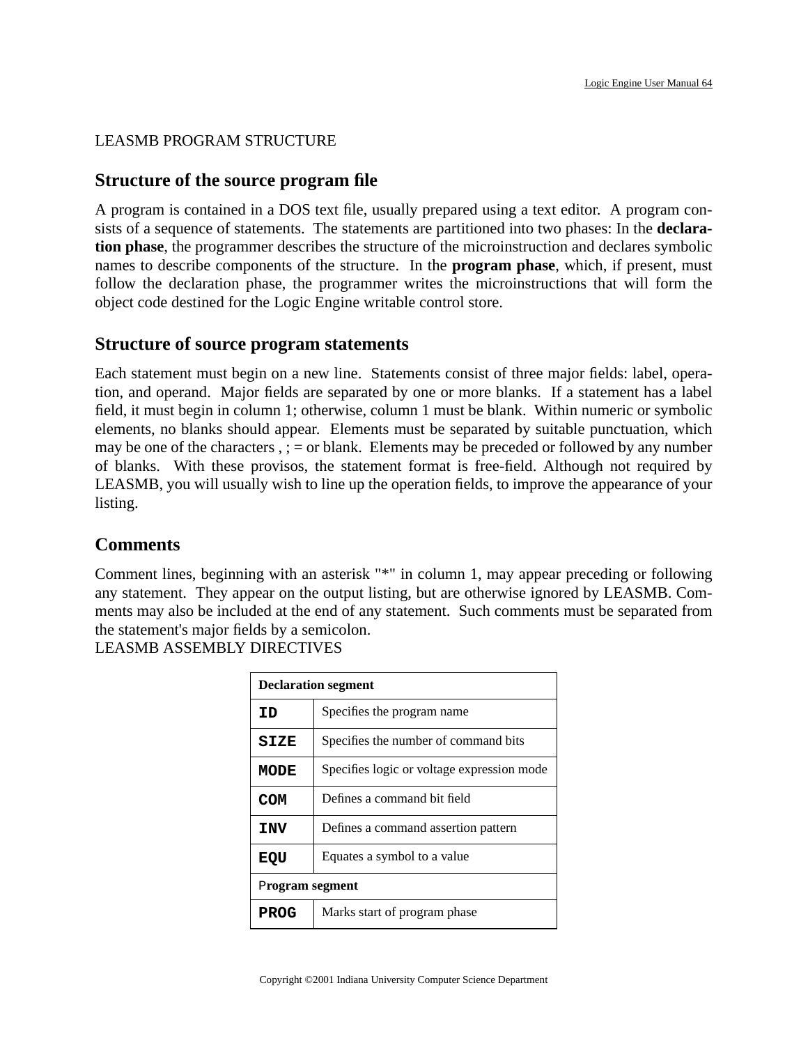LEASMB PROGRAM STRUCTURE

## Structure of the source program file

A program is contained in a DOS text file, usually prepared using a text editor. A program consists of a sequence of statements. The statements are partitioned into two phases: In the **declaration phase**, the programmer describes the structure of the microinstruction and declares symbolic names to describe components of the structure. In the **program phase**, which, if present, must follow the declaration phase, the programmer writes the microinstructions that will form the object code destined for the Logic Engine writable control store.

## Structure of source program statements

Each statement must begin on a new line. Statements consist of three major fields: label, operation, and operand. Major fields are separated by one or more blanks. If a statement has a label field, it must begin in column 1; otherwise, column 1 must be blank. Within numeric or symbolic elements, no blanks should appear. Elements must be separated by suitable punctuation, which may be one of the characters , ; = or blank. Elements may be preceded or followed by any number of blanks. With these provisos, the statement format is free-field. Although not required by LEASMB, you will usually wish to line up the operation fields, to improve the appearance of your listing.

## Comments

Comment lines, beginning with an asterisk "*" in column 1, may appear preceding or following any statement. They appear on the output listing, but are otherwise ignored by LEASMB. Comments may also be included at the end of any statement. Such comments must be separated from the statement's major fields by a semicolon.

LEASMB ASSEMBLY DIRECTIVES

| **Declaration segment** | |
|---|---|
| **ID** | Specifies the program name |
| **SIZE** | Specifies the number of command bits |
| **MODE** | Specifies logic or voltage expression mode |
| **COM** | Defines a command bit field |
| **INV** | Defines a command assertion pattern |
| **EQU** | Equates a symbol to a value |
| **Program segment** | |
| **PROG** | Marks start of program phase |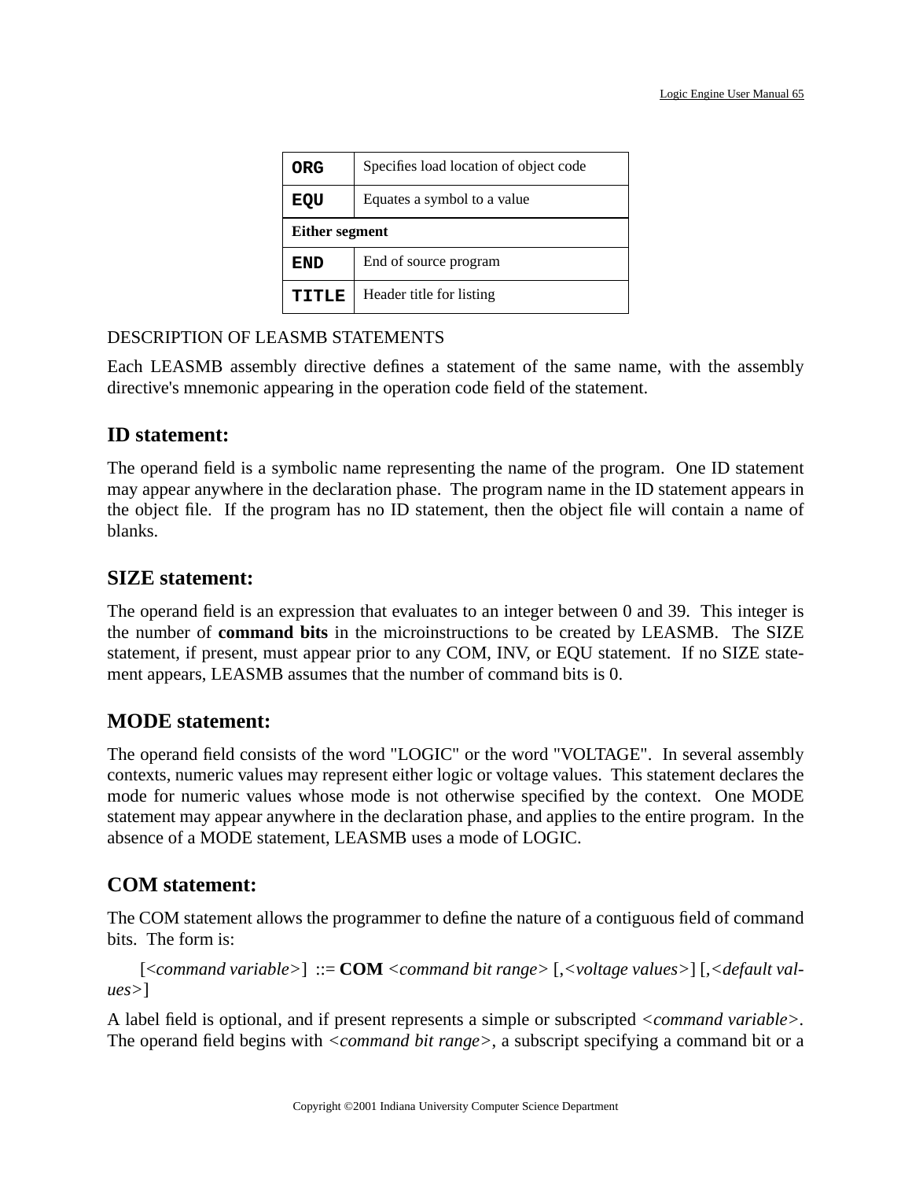| | |
|---|---|
| **ORG** | Specifies load location of object code |
| **EQU** | Equates a symbol to a value |
| **Either segment** | |
| **END** | End of source program |
| **TITLE** | Header title for listing |

DESCRIPTION OF LEASMB STATEMENTS

Each LEASMB assembly directive defines a statement of the same name, with the assembly directive's mnemonic appearing in the operation code field of the statement.

## ID statement:

The operand field is a symbolic name representing the name of the program. One ID statement may appear anywhere in the declaration phase. The program name in the ID statement appears in the object file. If the program has no ID statement, then the object file will contain a name of blanks.

## SIZE statement:

The operand field is an expression that evaluates to an integer between 0 and 39. This integer is the number of **command bits** in the microinstructions to be created by LEASMB. The SIZE statement, if present, must appear prior to any COM, INV, or EQU statement. If no SIZE statement appears, LEASMB assumes that the number of command bits is 0.

## MODE statement:

The operand field consists of the word "LOGIC" or the word "VOLTAGE". In several assembly contexts, numeric values may represent either logic or voltage values. This statement declares the mode for numeric values whose mode is not otherwise specified by the context. One MODE statement may appear anywhere in the declaration phase, and applies to the entire program. In the absence of a MODE statement, LEASMB uses a mode of LOGIC.

## COM statement:

The COM statement allows the programmer to define the nature of a contiguous field of command bits. The form is:

[<*command variable*>] ::= **COM** <*command bit range*> [,<*voltage values*>] [,<*default values*>]

A label field is optional, and if present represents a simple or subscripted <*command variable*>. The operand field begins with <*command bit range*>, a subscript specifying a command bit or a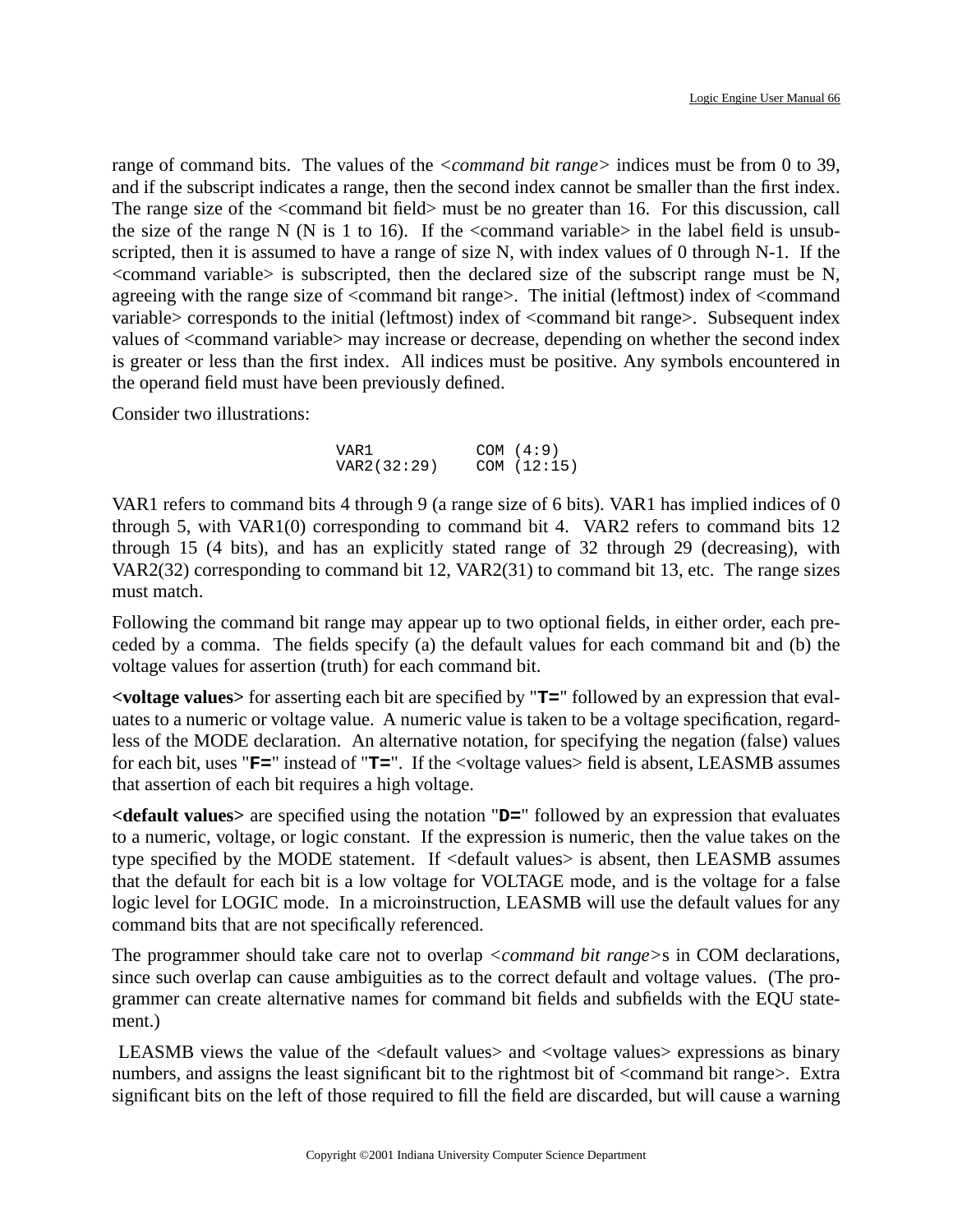range of command bits. The values of the *<command bit range>* indices must be from 0 to 39, and if the subscript indicates a range, then the second index cannot be smaller than the first index. The range size of the <command bit field> must be no greater than 16. For this discussion, call the size of the range N (N is 1 to 16). If the <command variable> in the label field is unsubscripted, then it is assumed to have a range of size N, with index values of 0 through N-1. If the <command variable> is subscripted, then the declared size of the subscript range must be N, agreeing with the range size of <command bit range>. The initial (leftmost) index of <command variable> corresponds to the initial (leftmost) index of <command bit range>. Subsequent index values of <command variable> may increase or decrease, depending on whether the second index is greater or less than the first index. All indices must be positive. Any symbols encountered in the operand field must have been previously defined.

Consider two illustrations:

```
VAR1           COM (4:9)
VAR2(32:29)    COM (12:15)
```

VAR1 refers to command bits 4 through 9 (a range size of 6 bits). VAR1 has implied indices of 0 through 5, with VAR1(0) corresponding to command bit 4. VAR2 refers to command bits 12 through 15 (4 bits), and has an explicitly stated range of 32 through 29 (decreasing), with VAR2(32) corresponding to command bit 12, VAR2(31) to command bit 13, etc. The range sizes must match.

Following the command bit range may appear up to two optional fields, in either order, each preceded by a comma. The fields specify (a) the default values for each command bit and (b) the voltage values for assertion (truth) for each command bit.

**<voltage values>** for asserting each bit are specified by "**`T=`**" followed by an expression that evaluates to a numeric or voltage value. A numeric value is taken to be a voltage specification, regardless of the MODE declaration. An alternative notation, for specifying the negation (false) values for each bit, uses "**`F=`**" instead of "**`T=`**". If the <voltage values> field is absent, LEASMB assumes that assertion of each bit requires a high voltage.

**<default values>** are specified using the notation "**`D=`**" followed by an expression that evaluates to a numeric, voltage, or logic constant. If the expression is numeric, then the value takes on the type specified by the MODE statement. If <default values> is absent, then LEASMB assumes that the default for each bit is a low voltage for VOLTAGE mode, and is the voltage for a false logic level for LOGIC mode. In a microinstruction, LEASMB will use the default values for any command bits that are not specifically referenced.

The programmer should take care not to overlap *<command bit range>*s in COM declarations, since such overlap can cause ambiguities as to the correct default and voltage values. (The programmer can create alternative names for command bit fields and subfields with the EQU statement.)

LEASMB views the value of the <default values> and <voltage values> expressions as binary numbers, and assigns the least significant bit to the rightmost bit of <command bit range>. Extra significant bits on the left of those required to fill the field are discarded, but will cause a warning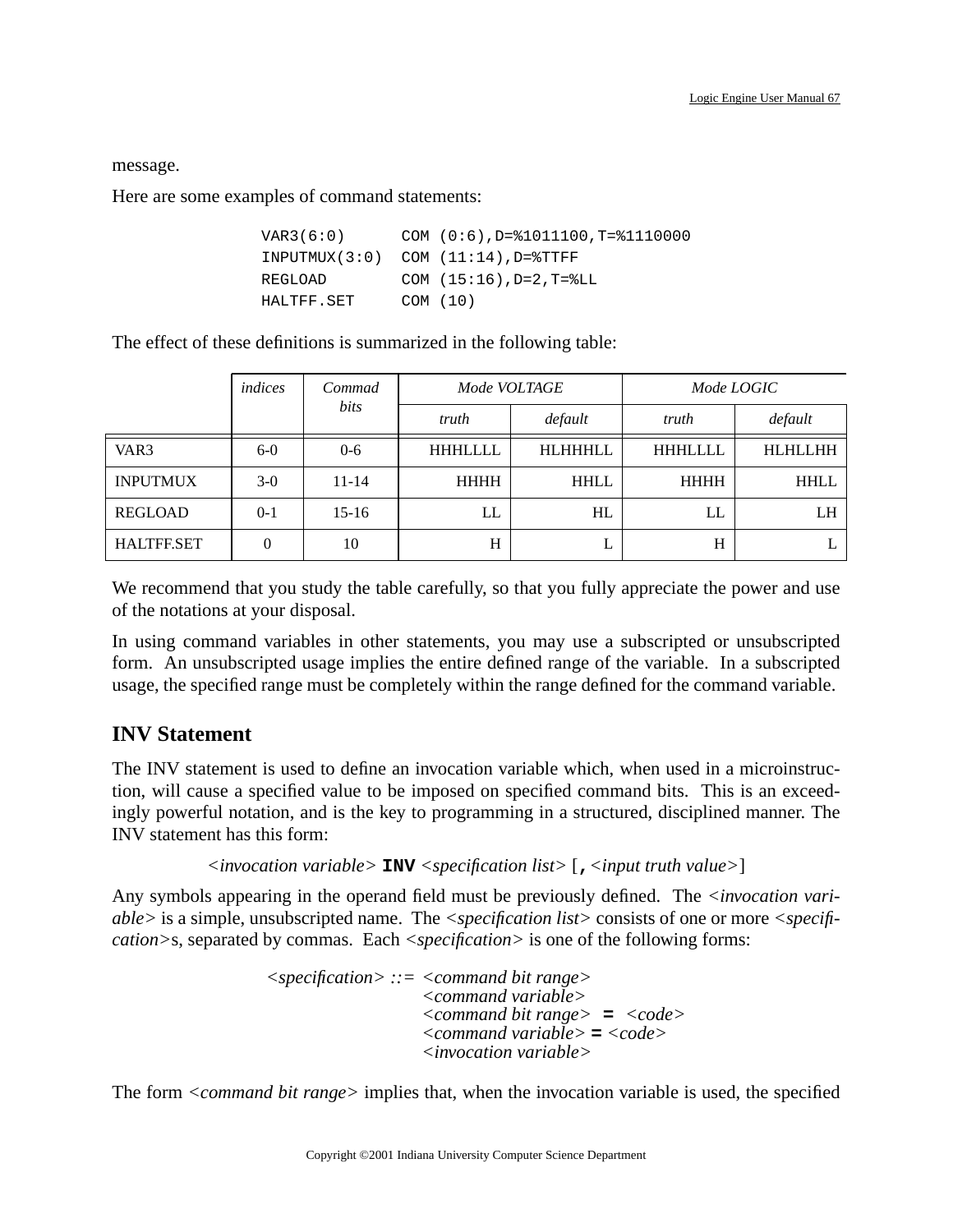message.

Here are some examples of command statements:

```
VAR3(6:0)       COM (0:6),D=%1011100,T=%1110000
INPUTMUX(3:0)   COM (11:14),D=%TTFF
REGLOAD         COM (15:16),D=2,T=%LL
HALTFF.SET      COM (10)
```

The effect of these definitions is summarized in the following table:

| | *indices* | *Commad bits* | *Mode VOLTAGE* | | *Mode LOGIC* | |
|---|---|---|---|---|---|---|
| | | | *truth* | *default* | *truth* | *default* |
| VAR3 | 6-0 | 0-6 | HHHLLLL | HLHHHLL | HHHLLLL | HLHLLHH |
| INPUTMUX | 3-0 | 11-14 | HHHH | HHLL | HHHH | HHLL |
| REGLOAD | 0-1 | 15-16 | LL | HL | LL | LH |
| HALTFF.SET | 0 | 10 | H | L | H | L |

We recommend that you study the table carefully, so that you fully appreciate the power and use of the notations at your disposal.

In using command variables in other statements, you may use a subscripted or unsubscripted form. An unsubscripted usage implies the entire defined range of the variable. In a subscripted usage, the specified range must be completely within the range defined for the command variable.

## INV Statement

The INV statement is used to define an invocation variable which, when used in a microinstruction, will cause a specified value to be imposed on specified command bits. This is an exceedingly powerful notation, and is the key to programming in a structured, disciplined manner. The INV statement has this form:

*<invocation variable>* **INV** *<specification list>* [**,** *<input truth value>*]

Any symbols appearing in the operand field must be previously defined. The *<invocation variable>* is a simple, unsubscripted name. The *<specification list>* consists of one or more *<specification>*s, separated by commas. Each *<specification>* is one of the following forms:

*<specification> ::=* *<command bit range>*
*<command variable>*
*<command bit range>* **=** *<code>*
*<command variable>* **=** *<code>*
*<invocation variable>*

The form *<command bit range>* implies that, when the invocation variable is used, the specified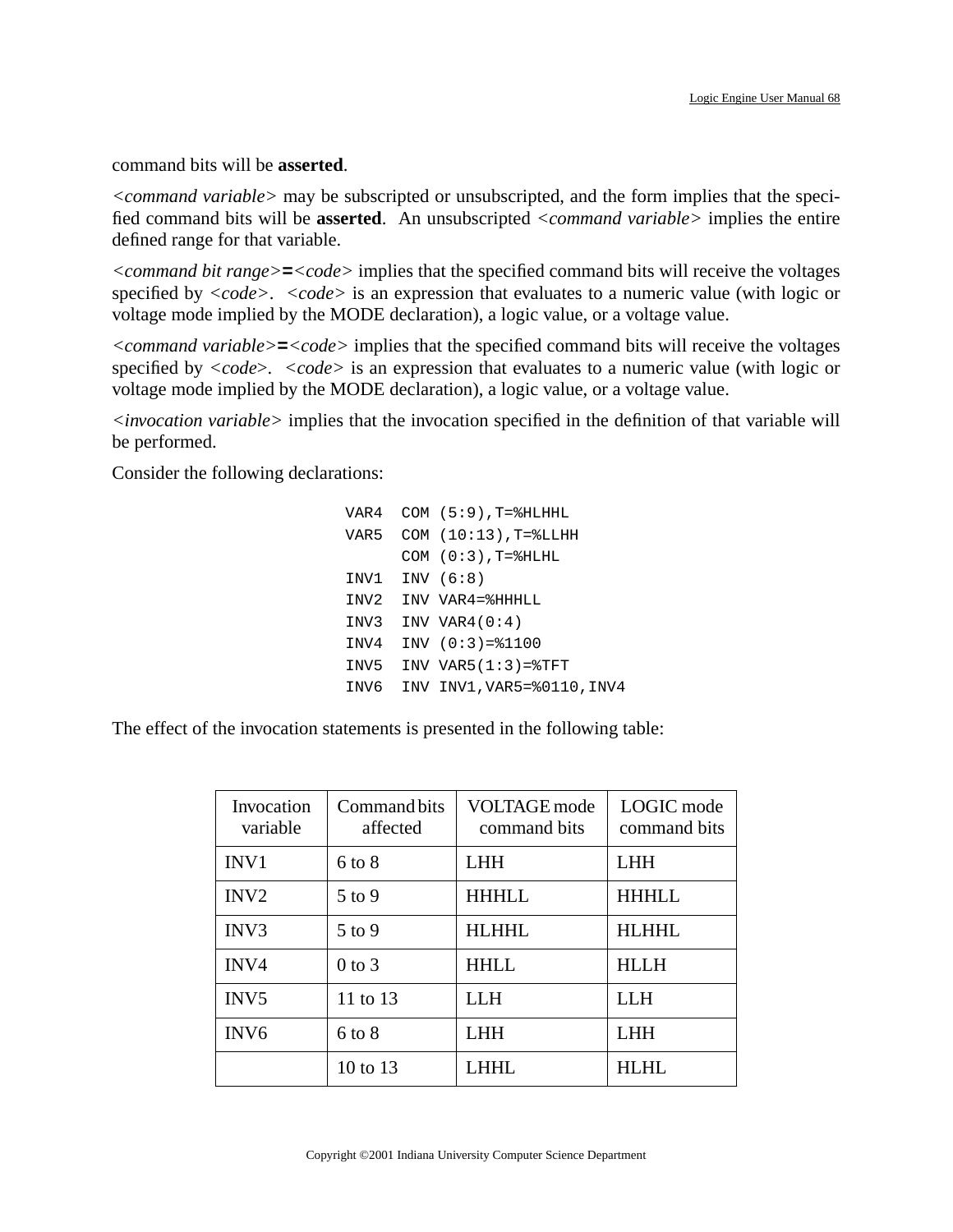command bits will be **asserted**.

*<command variable>* may be subscripted or unsubscripted, and the form implies that the specified command bits will be **asserted**. An unsubscripted *<command variable>* implies the entire defined range for that variable.

*<command bit range>*`=`*<code>* implies that the specified command bits will receive the voltages specified by *<code>*. *<code>* is an expression that evaluates to a numeric value (with logic or voltage mode implied by the MODE declaration), a logic value, or a voltage value.

*<command variable>*`=`*<code>* implies that the specified command bits will receive the voltages specified by *<code>*. *<code>* is an expression that evaluates to a numeric value (with logic or voltage mode implied by the MODE declaration), a logic value, or a voltage value.

*<invocation variable>* implies that the invocation specified in the definition of that variable will be performed.

Consider the following declarations:

```
VAR4  COM (5:9),T=%HLHHL
VAR5  COM (10:13),T=%LLHH
      COM (0:3),T=%HLHL
INV1  INV (6:8)
INV2  INV VAR4=%HHHLL
INV3  INV VAR4(0:4)
INV4  INV (0:3)=%1100
INV5  INV VAR5(1:3)=%TFT
INV6  INV INV1,VAR5=%0110,INV4
```

The effect of the invocation statements is presented in the following table:

| Invocation variable | Command bits affected | VOLTAGE mode command bits | LOGIC mode command bits |
|---|---|---|---|
| INV1 | 6 to 8 | LHH | LHH |
| INV2 | 5 to 9 | HHHLL | HHHLL |
| INV3 | 5 to 9 | HLHHL | HLHHL |
| INV4 | 0 to 3 | HHLL | HLLH |
| INV5 | 11 to 13 | LLH | LLH |
| INV6 | 6 to 8 | LHH | LHH |
| | 10 to 13 | LHHL | HLHL |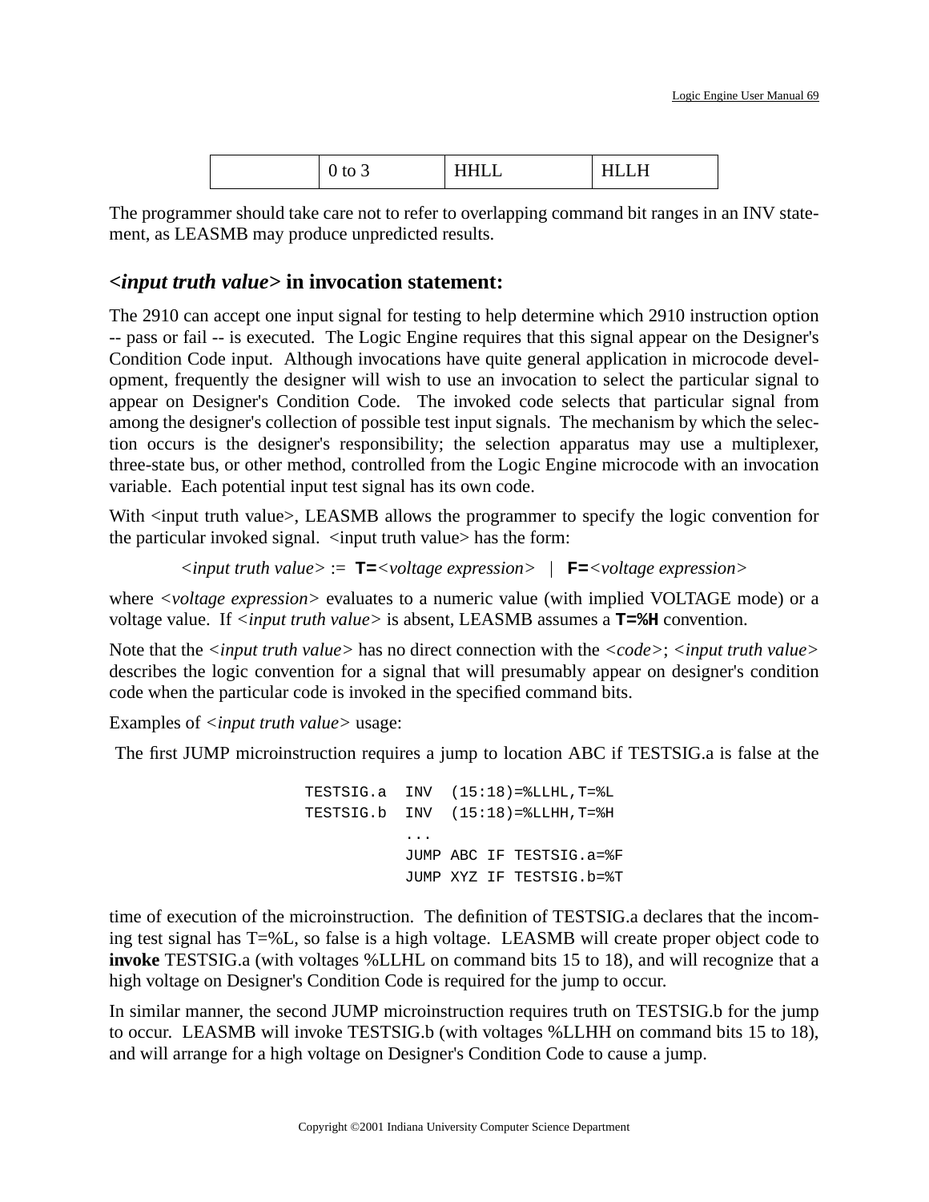| | 0 to 3 | HHLL | HLLH |
|---|---|---|---|

The programmer should take care not to refer to overlapping command bit ranges in an INV statement, as LEASMB may produce unpredicted results.

## *<input truth value>* in invocation statement:

The 2910 can accept one input signal for testing to help determine which 2910 instruction option -- pass or fail -- is executed. The Logic Engine requires that this signal appear on the Designer's Condition Code input. Although invocations have quite general application in microcode development, frequently the designer will wish to use an invocation to select the particular signal to appear on Designer's Condition Code. The invoked code selects that particular signal from among the designer's collection of possible test input signals. The mechanism by which the selection occurs is the designer's responsibility; the selection apparatus may use a multiplexer, three-state bus, or other method, controlled from the Logic Engine microcode with an invocation variable. Each potential input test signal has its own code.

With <input truth value>, LEASMB allows the programmer to specify the logic convention for the particular invoked signal. <input truth value> has the form:

*<input truth value>* := **T=***<voltage expression>* | **F=***<voltage expression>*

where *<voltage expression>* evaluates to a numeric value (with implied VOLTAGE mode) or a voltage value. If *<input truth value>* is absent, LEASMB assumes a **T=%H** convention.

Note that the *<input truth value>* has no direct connection with the *<code>*; *<input truth value>* describes the logic convention for a signal that will presumably appear on designer's condition code when the particular code is invoked in the specified command bits.

Examples of *<input truth value>* usage:

The first JUMP microinstruction requires a jump to location ABC if TESTSIG.a is false at the

```
TESTSIG.a  INV  (15:18)=%LLHL,T=%L
TESTSIG.b  INV  (15:18)=%LLHH,T=%H
           ...
           JUMP ABC IF TESTSIG.a=%F
           JUMP XYZ IF TESTSIG.b=%T
```

time of execution of the microinstruction. The definition of TESTSIG.a declares that the incoming test signal has T=%L, so false is a high voltage. LEASMB will create proper object code to **invoke** TESTSIG.a (with voltages %LLHL on command bits 15 to 18), and will recognize that a high voltage on Designer's Condition Code is required for the jump to occur.

In similar manner, the second JUMP microinstruction requires truth on TESTSIG.b for the jump to occur. LEASMB will invoke TESTSIG.b (with voltages %LLHH on command bits 15 to 18), and will arrange for a high voltage on Designer's Condition Code to cause a jump.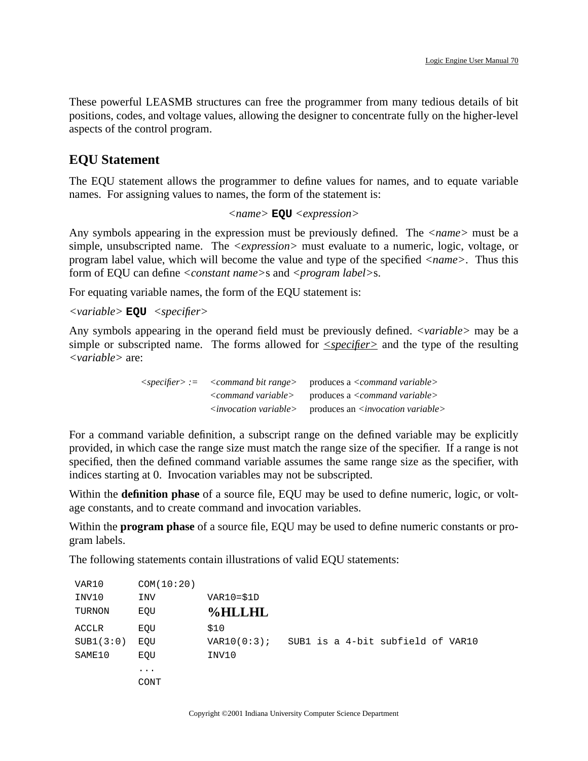These powerful LEASMB structures can free the programmer from many tedious details of bit positions, codes, and voltage values, allowing the designer to concentrate fully on the higher-level aspects of the control program.

## EQU Statement

The EQU statement allows the programmer to define values for names, and to equate variable names. For assigning values to names, the form of the statement is:

*<name>* **EQU** *<expression>*

Any symbols appearing in the expression must be previously defined. The *<name>* must be a simple, unsubscripted name. The *<expression>* must evaluate to a numeric, logic, voltage, or program label value, which will become the value and type of the specified *<name>*. Thus this form of EQU can define *<constant name>*s and *<program label>*s.

For equating variable names, the form of the EQU statement is:

*<variable>* **EQU** *<specifier>*

Any symbols appearing in the operand field must be previously defined. *<variable>* may be a simple or subscripted name. The forms allowed for *<specifier>* and the type of the resulting *<variable>* are:

| | | |
|---|---|---|
| *<specifier> :=* | *<command bit range>* | produces a *<command variable>* |
| | *<command variable>* | produces a *<command variable>* |
| | *<invocation variable>* | produces an *<invocation variable>* |

For a command variable definition, a subscript range on the defined variable may be explicitly provided, in which case the range size must match the range size of the specifier. If a range is not specified, then the defined command variable assumes the same range size as the specifier, with indices starting at 0. Invocation variables may not be subscripted.

Within the **definition phase** of a source file, EQU may be used to define numeric, logic, or voltage constants, and to create command and invocation variables.

Within the **program phase** of a source file, EQU may be used to define numeric constants or program labels.

The following statements contain illustrations of valid EQU statements:

```
VAR10      COM(10:20)
INV10      INV        VAR10=$1D
TURNON     EQU        %HLLHL
ACCLR      EQU        $10
SUB1(3:0)  EQU        VAR10(0:3);   SUB1 is a 4-bit subfield of VAR10
SAME10     EQU        INV10
           ...
           CONT
```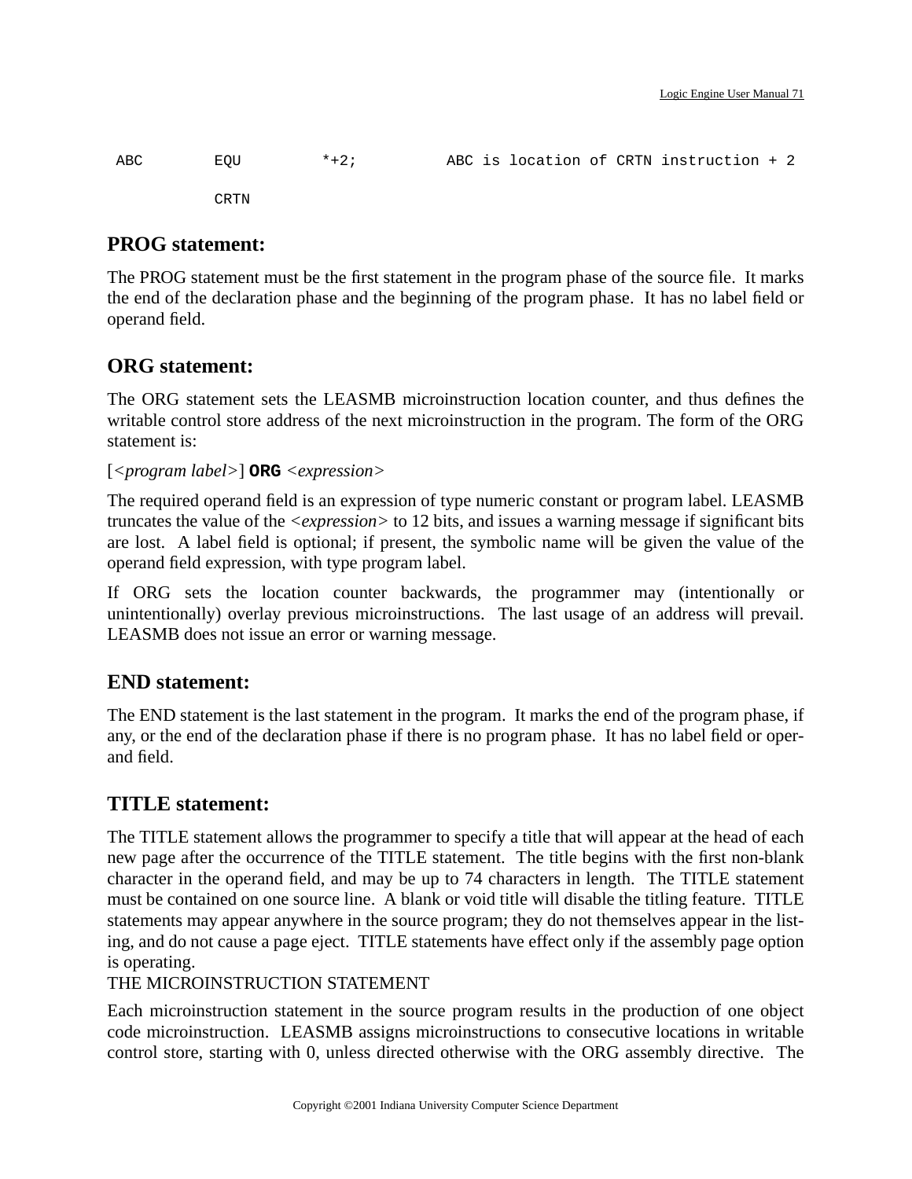```
ABC        EQU        *+2;        ABC is location of CRTN instruction + 2
           CRTN
```

## PROG statement:

The PROG statement must be the first statement in the program phase of the source file. It marks the end of the declaration phase and the beginning of the program phase. It has no label field or operand field.

## ORG statement:

The ORG statement sets the LEASMB microinstruction location counter, and thus defines the writable control store address of the next microinstruction in the program. The form of the ORG statement is:

[<*program label*>] **ORG** <*expression*>

The required operand field is an expression of type numeric constant or program label. LEASMB truncates the value of the <*expression*> to 12 bits, and issues a warning message if significant bits are lost. A label field is optional; if present, the symbolic name will be given the value of the operand field expression, with type program label.

If ORG sets the location counter backwards, the programmer may (intentionally or unintentionally) overlay previous microinstructions. The last usage of an address will prevail. LEASMB does not issue an error or warning message.

## END statement:

The END statement is the last statement in the program. It marks the end of the program phase, if any, or the end of the declaration phase if there is no program phase. It has no label field or operand field.

## TITLE statement:

The TITLE statement allows the programmer to specify a title that will appear at the head of each new page after the occurrence of the TITLE statement. The title begins with the first non-blank character in the operand field, and may be up to 74 characters in length. The TITLE statement must be contained on one source line. A blank or void title will disable the titling feature. TITLE statements may appear anywhere in the source program; they do not themselves appear in the listing, and do not cause a page eject. TITLE statements have effect only if the assembly page option is operating.

THE MICROINSTRUCTION STATEMENT

Each microinstruction statement in the source program results in the production of one object code microinstruction. LEASMB assigns microinstructions to consecutive locations in writable control store, starting with 0, unless directed otherwise with the ORG assembly directive. The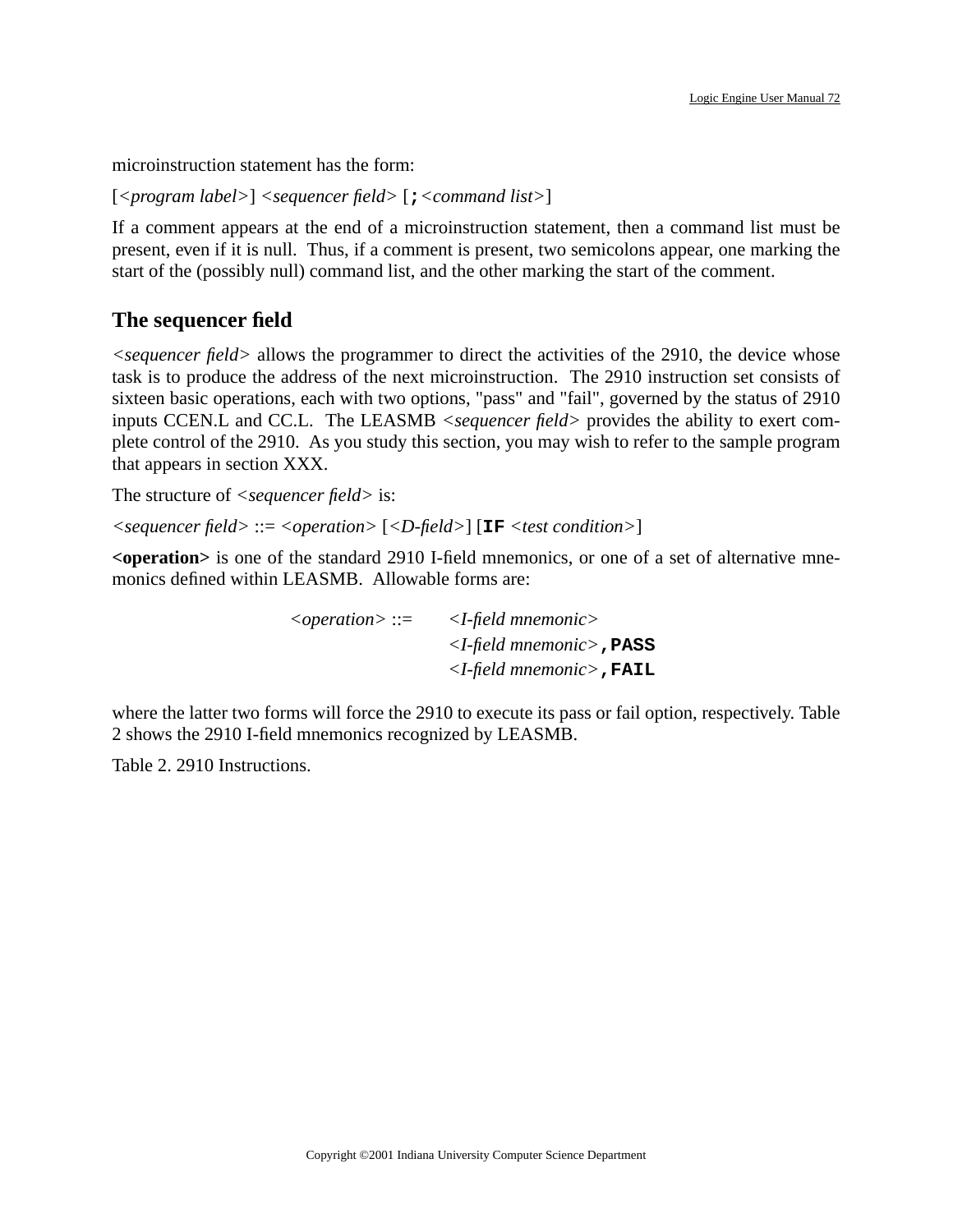microinstruction statement has the form:

[<*program label*>] <*sequencer field*> [**;**<*command list*>]

If a comment appears at the end of a microinstruction statement, then a command list must be present, even if it is null. Thus, if a comment is present, two semicolons appear, one marking the start of the (possibly null) command list, and the other marking the start of the comment.

## The sequencer field

<*sequencer field*> allows the programmer to direct the activities of the 2910, the device whose task is to produce the address of the next microinstruction. The 2910 instruction set consists of sixteen basic operations, each with two options, "pass" and "fail", governed by the status of 2910 inputs CCEN.L and CC.L. The LEASMB <*sequencer field*> provides the ability to exert complete control of the 2910. As you study this section, you may wish to refer to the sample program that appears in section XXX.

The structure of <*sequencer field*> is:

<*sequencer field*> ::= <*operation*> [<*D-field*>] [**IF** <*test condition*>]

**<operation>** is one of the standard 2910 I-field mnemonics, or one of a set of alternative mnemonics defined within LEASMB. Allowable forms are:

<*operation*> ::= <*I-field mnemonic*>
<*I-field mnemonic*>**,PASS**
<*I-field mnemonic*>**,FAIL**

where the latter two forms will force the 2910 to execute its pass or fail option, respectively. Table 2 shows the 2910 I-field mnemonics recognized by LEASMB.

Table 2. 2910 Instructions.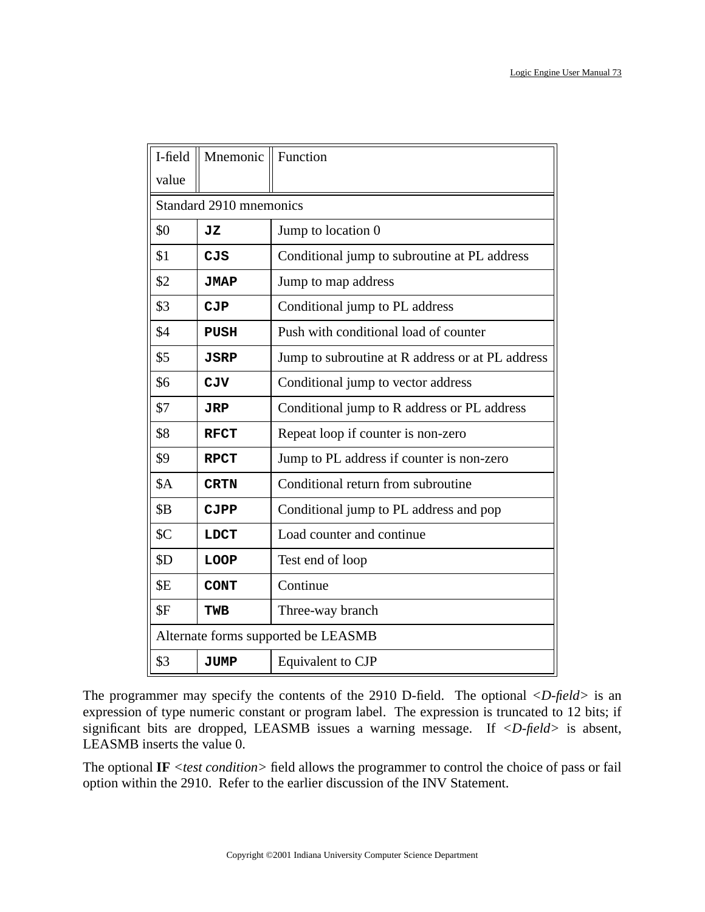| I-field value | Mnemonic | Function |
|---|---|---|
| Standard 2910 mnemonics | | |
| $0 | **JZ** | Jump to location 0 |
| $1 | **CJS** | Conditional jump to subroutine at PL address |
| $2 | **JMAP** | Jump to map address |
| $3 | **CJP** | Conditional jump to PL address |
| $4 | **PUSH** | Push with conditional load of counter |
| $5 | **JSRP** | Jump to subroutine at R address or at PL address |
| $6 | **CJV** | Conditional jump to vector address |
| $7 | **JRP** | Conditional jump to R address or PL address |
| $8 | **RFCT** | Repeat loop if counter is non-zero |
| $9 | **RPCT** | Jump to PL address if counter is non-zero |
| $A | **CRTN** | Conditional return from subroutine |
| $B | **CJPP** | Conditional jump to PL address and pop |
| $C | **LDCT** | Load counter and continue |
| $D | **LOOP** | Test end of loop |
| $E | **CONT** | Continue |
| $F | **TWB** | Three-way branch |
| Alternate forms supported be LEASMB | | |
| $3 | **JUMP** | Equivalent to CJP |

The programmer may specify the contents of the 2910 D-field. The optional *<D-field>* is an expression of type numeric constant or program label. The expression is truncated to 12 bits; if significant bits are dropped, LEASMB issues a warning message. If *<D-field>* is absent, LEASMB inserts the value 0.

The optional **IF** *<test condition>* field allows the programmer to control the choice of pass or fail option within the 2910. Refer to the earlier discussion of the INV Statement.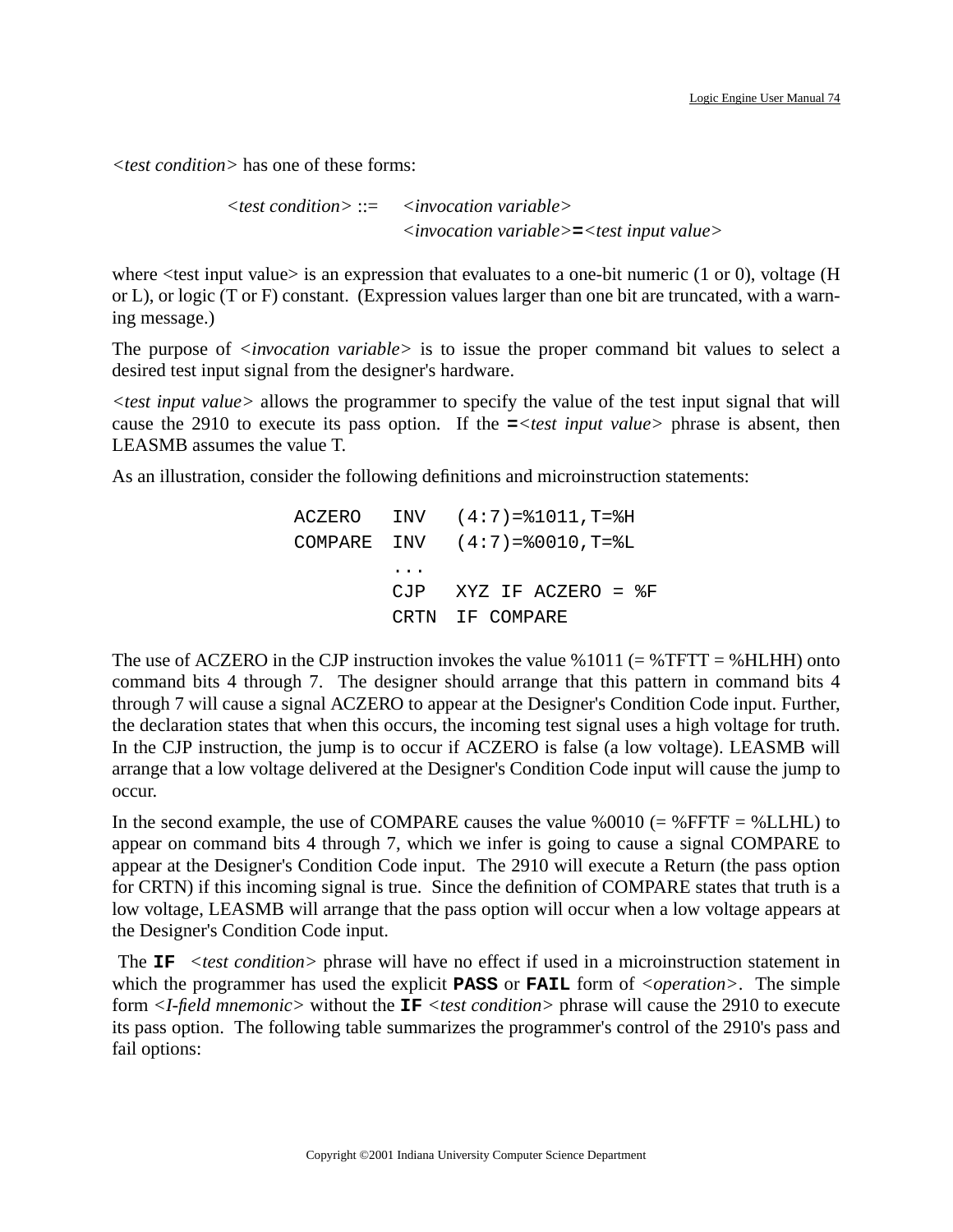*<test condition>* has one of these forms:

```
<test condition> ::=   <invocation variable>
                       <invocation variable>=<test input value>
```

where <test input value> is an expression that evaluates to a one-bit numeric (1 or 0), voltage (H or L), or logic (T or F) constant. (Expression values larger than one bit are truncated, with a warning message.)

The purpose of *<invocation variable>* is to issue the proper command bit values to select a desired test input signal from the designer's hardware.

*<test input value>* allows the programmer to specify the value of the test input signal that will cause the 2910 to execute its pass option. If the **=***<test input value>* phrase is absent, then LEASMB assumes the value T.

As an illustration, consider the following definitions and microinstruction statements:

```
ACZERO   INV   (4:7)=%1011,T=%H
COMPARE  INV   (4:7)=%0010,T=%L
         ...
         CJP   XYZ IF ACZERO = %F
         CRTN  IF COMPARE
```

The use of ACZERO in the CJP instruction invokes the value %1011 (= %TFTT = %HLHH) onto command bits 4 through 7. The designer should arrange that this pattern in command bits 4 through 7 will cause a signal ACZERO to appear at the Designer's Condition Code input. Further, the declaration states that when this occurs, the incoming test signal uses a high voltage for truth. In the CJP instruction, the jump is to occur if ACZERO is false (a low voltage). LEASMB will arrange that a low voltage delivered at the Designer's Condition Code input will cause the jump to occur.

In the second example, the use of COMPARE causes the value %0010 (= %FFTF = %LLHL) to appear on command bits 4 through 7, which we infer is going to cause a signal COMPARE to appear at the Designer's Condition Code input. The 2910 will execute a Return (the pass option for CRTN) if this incoming signal is true. Since the definition of COMPARE states that truth is a low voltage, LEASMB will arrange that the pass option will occur when a low voltage appears at the Designer's Condition Code input.

The **IF** *<test condition>* phrase will have no effect if used in a microinstruction statement in which the programmer has used the explicit **PASS** or **FAIL** form of *<operation>*. The simple form *<I-field mnemonic>* without the **IF** *<test condition>* phrase will cause the 2910 to execute its pass option. The following table summarizes the programmer's control of the 2910's pass and fail options: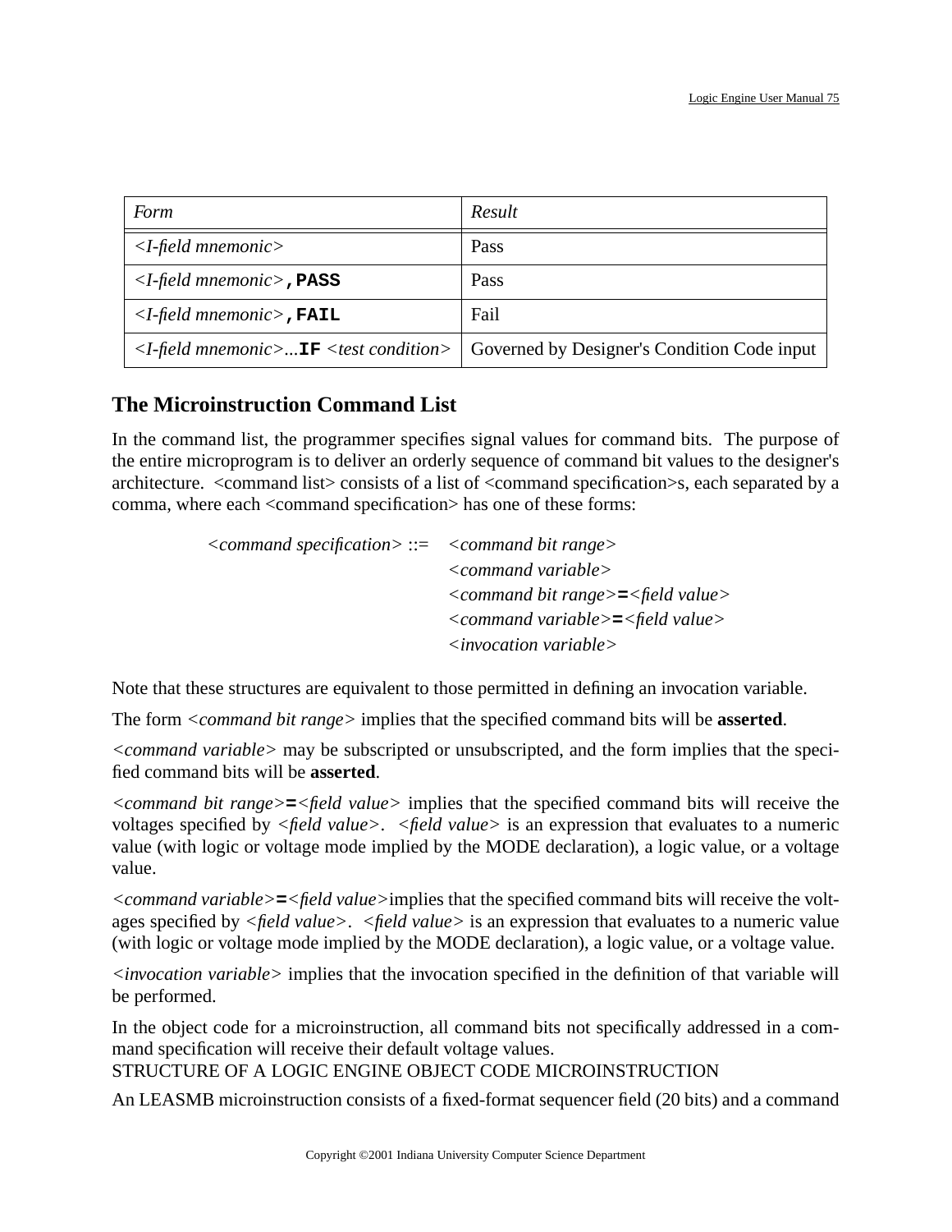| *Form* | *Result* |
| --- | --- |
| *<I-field mnemonic>* | Pass |
| *<I-field mnemonic>*`,PASS` | Pass |
| *<I-field mnemonic>*`,FAIL` | Fail |
| *<I-field mnemonic>...*`IF` *<test condition>* | Governed by Designer's Condition Code input |

## The Microinstruction Command List

In the command list, the programmer specifies signal values for command bits. The purpose of the entire microprogram is to deliver an orderly sequence of command bit values to the designer's architecture. <command list> consists of a list of <command specification>s, each separated by a comma, where each <command specification> has one of these forms:

*<command specification>* ::= *<command bit range>*
*<command variable>*
*<command bit range>*`=`*<field value>*
*<command variable>*`=`*<field value>*
*<invocation variable>*

Note that these structures are equivalent to those permitted in defining an invocation variable.

The form *<command bit range>* implies that the specified command bits will be **asserted**.

*<command variable>* may be subscripted or unsubscripted, and the form implies that the specified command bits will be **asserted**.

*<command bit range>*`=`*<field value>* implies that the specified command bits will receive the voltages specified by *<field value>*. *<field value>* is an expression that evaluates to a numeric value (with logic or voltage mode implied by the MODE declaration), a logic value, or a voltage value.

*<command variable>*`=`*<field value>*implies that the specified command bits will receive the voltages specified by *<field value>*. *<field value>* is an expression that evaluates to a numeric value (with logic or voltage mode implied by the MODE declaration), a logic value, or a voltage value.

*<invocation variable>* implies that the invocation specified in the definition of that variable will be performed.

In the object code for a microinstruction, all command bits not specifically addressed in a command specification will receive their default voltage values.
STRUCTURE OF A LOGIC ENGINE OBJECT CODE MICROINSTRUCTION

An LEASMB microinstruction consists of a fixed-format sequencer field (20 bits) and a command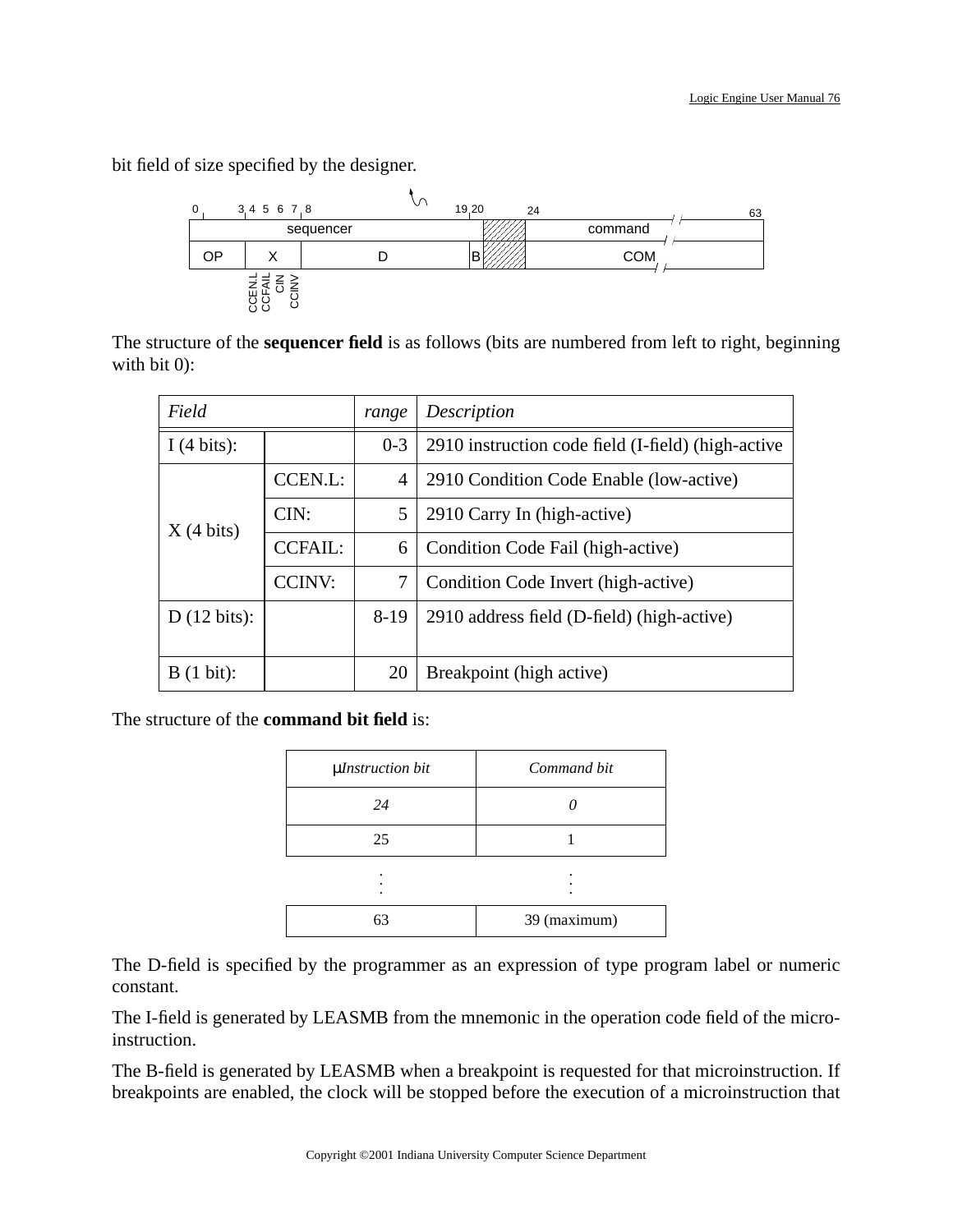bit field of size specified by the designer.

| 0–3 | 4–7 | 8–19 | 20 | 21–23 | 24–63 |
|---|---|---|---|---|---|
| sequencer | | | | | command |
| OP | X (CCEN.L, CCFAIL, CIN, CCINV) | D | B | | COM |

The structure of the **sequencer field** is as follows (bits are numbered from left to right, beginning with bit 0):

| *Field* | | *range* | *Description* |
|---|---|---|---|
| I (4 bits): | | 0-3 | 2910 instruction code field (I-field) (high-active |
| X (4 bits) | CCEN.L: | 4 | 2910 Condition Code Enable (low-active) |
| | CIN: | 5 | 2910 Carry In (high-active) |
| | CCFAIL: | 6 | Condition Code Fail (high-active) |
| | CCINV: | 7 | Condition Code Invert (high-active) |
| D (12 bits): | | 8-19 | 2910 address field (D-field) (high-active) |
| B (1 bit): | | 20 | Breakpoint (high active) |

The structure of the **command bit field** is:

| *μInstruction bit* | *Command bit* |
|---|---|
| *24* | *0* |
| 25 | 1 |
| ⋮ | ⋮ |
| 63 | 39 (maximum) |

The D-field is specified by the programmer as an expression of type program label or numeric constant.

The I-field is generated by LEASMB from the mnemonic in the operation code field of the micro-instruction.

The B-field is generated by LEASMB when a breakpoint is requested for that microinstruction. If breakpoints are enabled, the clock will be stopped before the execution of a microinstruction that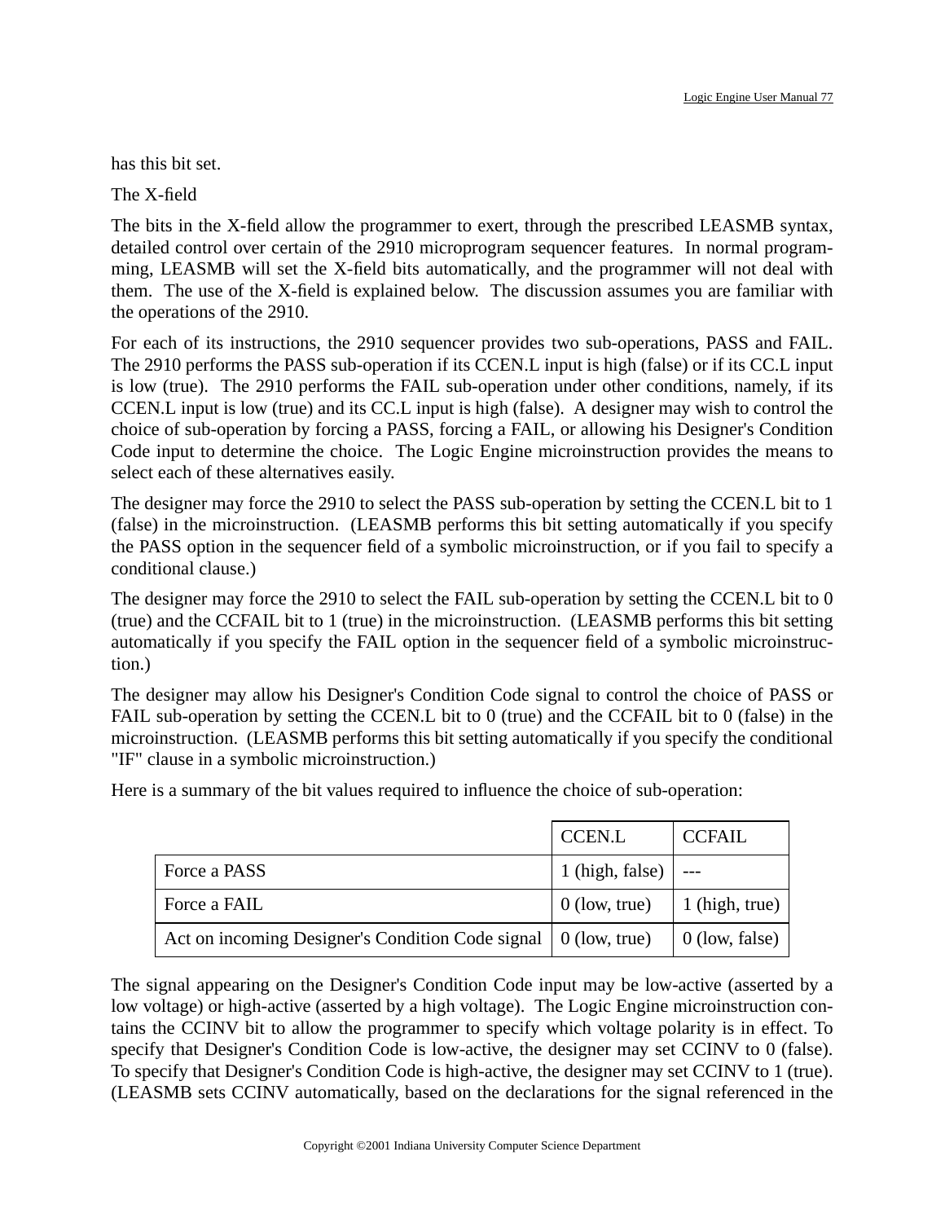has this bit set.

The X-field

The bits in the X-field allow the programmer to exert, through the prescribed LEASMB syntax, detailed control over certain of the 2910 microprogram sequencer features. In normal programming, LEASMB will set the X-field bits automatically, and the programmer will not deal with them. The use of the X-field is explained below. The discussion assumes you are familiar with the operations of the 2910.

For each of its instructions, the 2910 sequencer provides two sub-operations, PASS and FAIL. The 2910 performs the PASS sub-operation if its CCEN.L input is high (false) or if its CC.L input is low (true). The 2910 performs the FAIL sub-operation under other conditions, namely, if its CCEN.L input is low (true) and its CC.L input is high (false). A designer may wish to control the choice of sub-operation by forcing a PASS, forcing a FAIL, or allowing his Designer's Condition Code input to determine the choice. The Logic Engine microinstruction provides the means to select each of these alternatives easily.

The designer may force the 2910 to select the PASS sub-operation by setting the CCEN.L bit to 1 (false) in the microinstruction. (LEASMB performs this bit setting automatically if you specify the PASS option in the sequencer field of a symbolic microinstruction, or if you fail to specify a conditional clause.)

The designer may force the 2910 to select the FAIL sub-operation by setting the CCEN.L bit to 0 (true) and the CCFAIL bit to 1 (true) in the microinstruction. (LEASMB performs this bit setting automatically if you specify the FAIL option in the sequencer field of a symbolic microinstruction.)

The designer may allow his Designer's Condition Code signal to control the choice of PASS or FAIL sub-operation by setting the CCEN.L bit to 0 (true) and the CCFAIL bit to 0 (false) in the microinstruction. (LEASMB performs this bit setting automatically if you specify the conditional "IF" clause in a symbolic microinstruction.)

Here is a summary of the bit values required to influence the choice of sub-operation:

| | CCEN.L | CCFAIL |
|---|---|---|
| Force a PASS | 1 (high, false) | --- |
| Force a FAIL | 0 (low, true) | 1 (high, true) |
| Act on incoming Designer's Condition Code signal | 0 (low, true) | 0 (low, false) |

The signal appearing on the Designer's Condition Code input may be low-active (asserted by a low voltage) or high-active (asserted by a high voltage). The Logic Engine microinstruction contains the CCINV bit to allow the programmer to specify which voltage polarity is in effect. To specify that Designer's Condition Code is low-active, the designer may set CCINV to 0 (false). To specify that Designer's Condition Code is high-active, the designer may set CCINV to 1 (true). (LEASMB sets CCINV automatically, based on the declarations for the signal referenced in the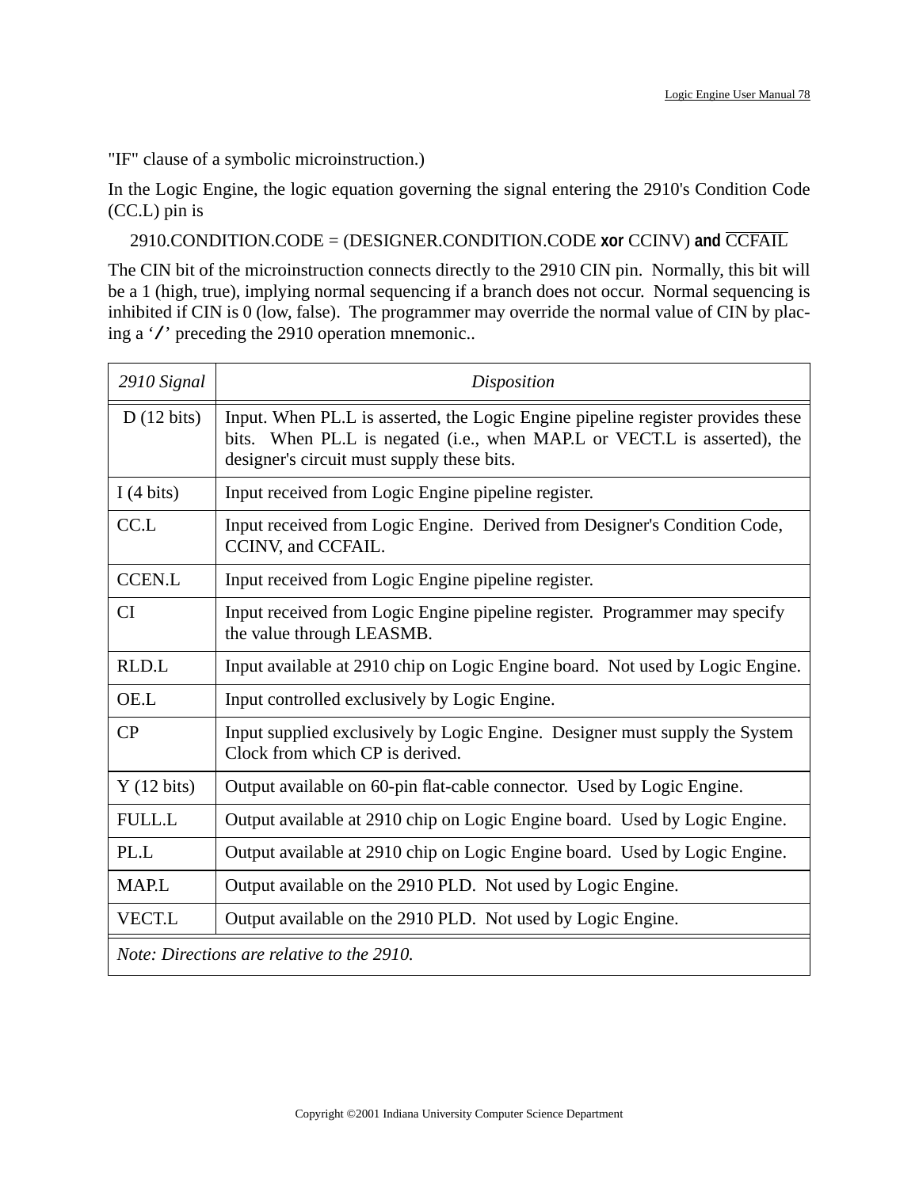"IF" clause of a symbolic microinstruction.)

In the Logic Engine, the logic equation governing the signal entering the 2910's Condition Code (CC.L) pin is

$$2910.CONDITION.CODE = (DESIGNER.CONDITION.CODE \textbf{ xor } CCINV) \textbf{ and } \overline{CCFAIL}$$

The CIN bit of the microinstruction connects directly to the 2910 CIN pin. Normally, this bit will be a 1 (high, true), implying normal sequencing if a branch does not occur. Normal sequencing is inhibited if CIN is 0 (low, false). The programmer may override the normal value of CIN by placing a '/' preceding the 2910 operation mnemonic..

| *2910 Signal* | *Disposition* |
|---|---|
| D (12 bits) | Input. When PL.L is asserted, the Logic Engine pipeline register provides these bits. When PL.L is negated (i.e., when MAP.L or VECT.L is asserted), the designer's circuit must supply these bits. |
| I (4 bits) | Input received from Logic Engine pipeline register. |
| CC.L | Input received from Logic Engine. Derived from Designer's Condition Code, CCINV, and CCFAIL. |
| CCEN.L | Input received from Logic Engine pipeline register. |
| CI | Input received from Logic Engine pipeline register. Programmer may specify the value through LEASMB. |
| RLD.L | Input available at 2910 chip on Logic Engine board. Not used by Logic Engine. |
| OE.L | Input controlled exclusively by Logic Engine. |
| CP | Input supplied exclusively by Logic Engine. Designer must supply the System Clock from which CP is derived. |
| Y (12 bits) | Output available on 60-pin flat-cable connector. Used by Logic Engine. |
| FULL.L | Output available at 2910 chip on Logic Engine board. Used by Logic Engine. |
| PL.L | Output available at 2910 chip on Logic Engine board. Used by Logic Engine. |
| MAP.L | Output available on the 2910 PLD. Not used by Logic Engine. |
| VECT.L | Output available on the 2910 PLD. Not used by Logic Engine. |
| *Note: Directions are relative to the 2910.* | |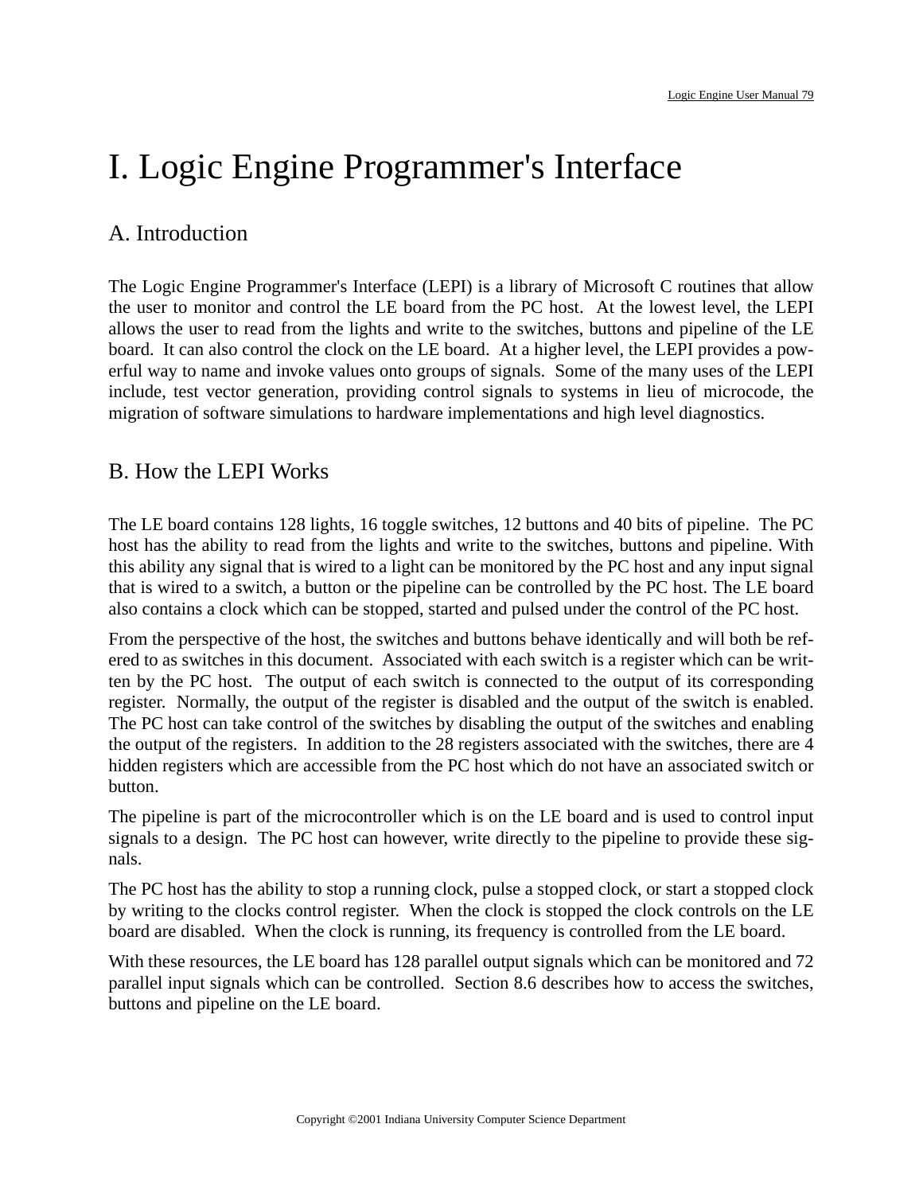# I. Logic Engine Programmer's Interface

## A. Introduction

The Logic Engine Programmer's Interface (LEPI) is a library of Microsoft C routines that allow the user to monitor and control the LE board from the PC host. At the lowest level, the LEPI allows the user to read from the lights and write to the switches, buttons and pipeline of the LE board. It can also control the clock on the LE board. At a higher level, the LEPI provides a powerful way to name and invoke values onto groups of signals. Some of the many uses of the LEPI include, test vector generation, providing control signals to systems in lieu of microcode, the migration of software simulations to hardware implementations and high level diagnostics.

## B. How the LEPI Works

The LE board contains 128 lights, 16 toggle switches, 12 buttons and 40 bits of pipeline. The PC host has the ability to read from the lights and write to the switches, buttons and pipeline. With this ability any signal that is wired to a light can be monitored by the PC host and any input signal that is wired to a switch, a button or the pipeline can be controlled by the PC host. The LE board also contains a clock which can be stopped, started and pulsed under the control of the PC host.

From the perspective of the host, the switches and buttons behave identically and will both be refered to as switches in this document. Associated with each switch is a register which can be written by the PC host. The output of each switch is connected to the output of its corresponding register. Normally, the output of the register is disabled and the output of the switch is enabled. The PC host can take control of the switches by disabling the output of the switches and enabling the output of the registers. In addition to the 28 registers associated with the switches, there are 4 hidden registers which are accessible from the PC host which do not have an associated switch or button.

The pipeline is part of the microcontroller which is on the LE board and is used to control input signals to a design. The PC host can however, write directly to the pipeline to provide these signals.

The PC host has the ability to stop a running clock, pulse a stopped clock, or start a stopped clock by writing to the clocks control register. When the clock is stopped the clock controls on the LE board are disabled. When the clock is running, its frequency is controlled from the LE board.

With these resources, the LE board has 128 parallel output signals which can be monitored and 72 parallel input signals which can be controlled. Section 8.6 describes how to access the switches, buttons and pipeline on the LE board.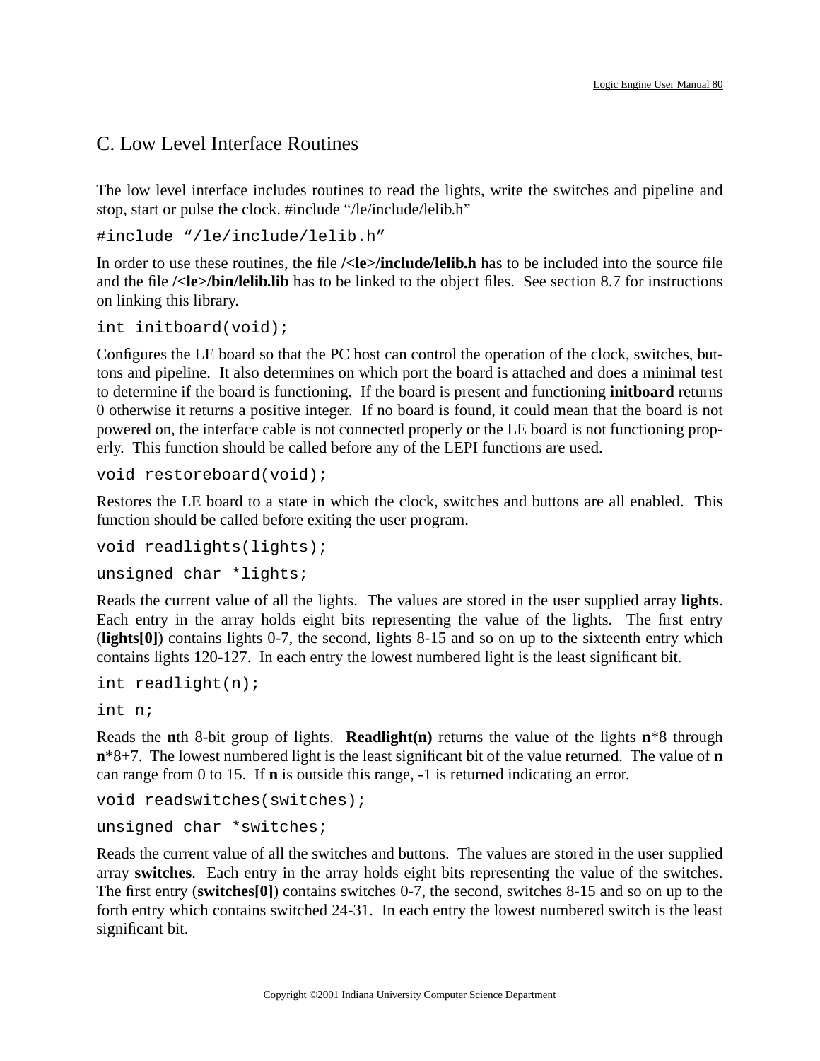## C. Low Level Interface Routines

The low level interface includes routines to read the lights, write the switches and pipeline and stop, start or pulse the clock. #include "/le/include/lelib.h"

```
#include "/le/include/lelib.h"
```

In order to use these routines, the file **/<le>/include/lelib.h** has to be included into the source file and the file **/<le>/bin/lelib.lib** has to be linked to the object files. See section 8.7 for instructions on linking this library.

```
int initboard(void);
```

Configures the LE board so that the PC host can control the operation of the clock, switches, buttons and pipeline. It also determines on which port the board is attached and does a minimal test to determine if the board is functioning. If the board is present and functioning **initboard** returns 0 otherwise it returns a positive integer. If no board is found, it could mean that the board is not powered on, the interface cable is not connected properly or the LE board is not functioning properly. This function should be called before any of the LEPI functions are used.

```
void restoreboard(void);
```

Restores the LE board to a state in which the clock, switches and buttons are all enabled. This function should be called before exiting the user program.

```
void readlights(lights);
unsigned char *lights;
```

Reads the current value of all the lights. The values are stored in the user supplied array **lights**. Each entry in the array holds eight bits representing the value of the lights. The first entry (**lights[0]**) contains lights 0-7, the second, lights 8-15 and so on up to the sixteenth entry which contains lights 120-127. In each entry the lowest numbered light is the least significant bit.

```
int readlight(n);
int n;
```

Reads the **n**th 8-bit group of lights. **Readlight(n)** returns the value of the lights **n***8 through **n***8+7. The lowest numbered light is the least significant bit of the value returned. The value of **n** can range from 0 to 15. If **n** is outside this range, -1 is returned indicating an error.

```
void readswitches(switches);
unsigned char *switches;
```

Reads the current value of all the switches and buttons. The values are stored in the user supplied array **switches**. Each entry in the array holds eight bits representing the value of the switches. The first entry (**switches[0]**) contains switches 0-7, the second, switches 8-15 and so on up to the forth entry which contains switched 24-31. In each entry the lowest numbered switch is the least significant bit.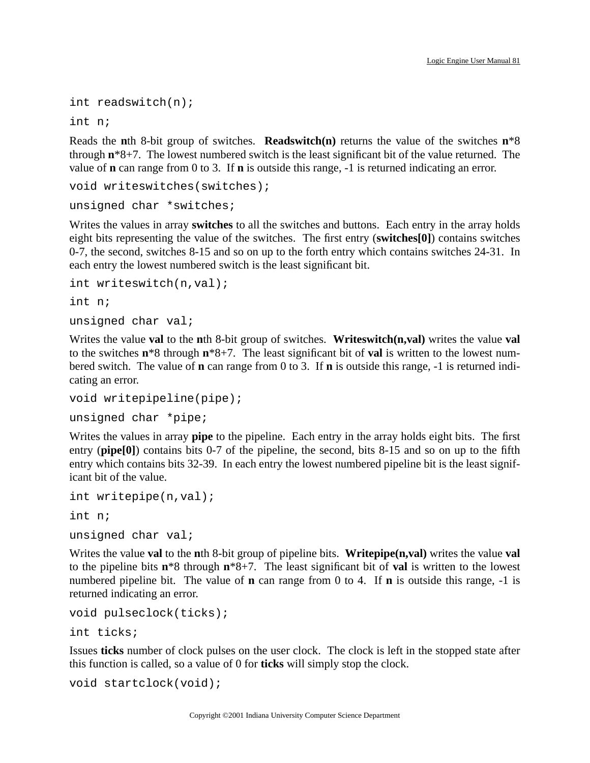```
int readswitch(n);
int n;
```

Reads the **n**th 8-bit group of switches. **Readswitch(n)** returns the value of the switches **n**\*8 through **n**\*8+7. The lowest numbered switch is the least significant bit of the value returned. The value of **n** can range from 0 to 3. If **n** is outside this range, -1 is returned indicating an error.

```
void writeswitches(switches);
unsigned char *switches;
```

Writes the values in array **switches** to all the switches and buttons. Each entry in the array holds eight bits representing the value of the switches. The first entry (**switches[0]**) contains switches 0-7, the second, switches 8-15 and so on up to the forth entry which contains switches 24-31. In each entry the lowest numbered switch is the least significant bit.

```
int writeswitch(n,val);
int n;
unsigned char val;
```

Writes the value **val** to the **n**th 8-bit group of switches. **Writeswitch(n,val)** writes the value **val** to the switches **n**\*8 through **n**\*8+7. The least significant bit of **val** is written to the lowest numbered switch. The value of **n** can range from 0 to 3. If **n** is outside this range, -1 is returned indicating an error.

```
void writepipeline(pipe);
unsigned char *pipe;
```

Writes the values in array **pipe** to the pipeline. Each entry in the array holds eight bits. The first entry (**pipe[0]**) contains bits 0-7 of the pipeline, the second, bits 8-15 and so on up to the fifth entry which contains bits 32-39. In each entry the lowest numbered pipeline bit is the least significant bit of the value.

```
int writepipe(n,val);
int n;
unsigned char val;
```

Writes the value **val** to the **n**th 8-bit group of pipeline bits. **Writepipe(n,val)** writes the value **val** to the pipeline bits **n**\*8 through **n**\*8+7. The least significant bit of **val** is written to the lowest numbered pipeline bit. The value of **n** can range from 0 to 4. If **n** is outside this range, -1 is returned indicating an error.

```
void pulseclock(ticks);
int ticks;
```

Issues **ticks** number of clock pulses on the user clock. The clock is left in the stopped state after this function is called, so a value of 0 for **ticks** will simply stop the clock.

```
void startclock(void);
```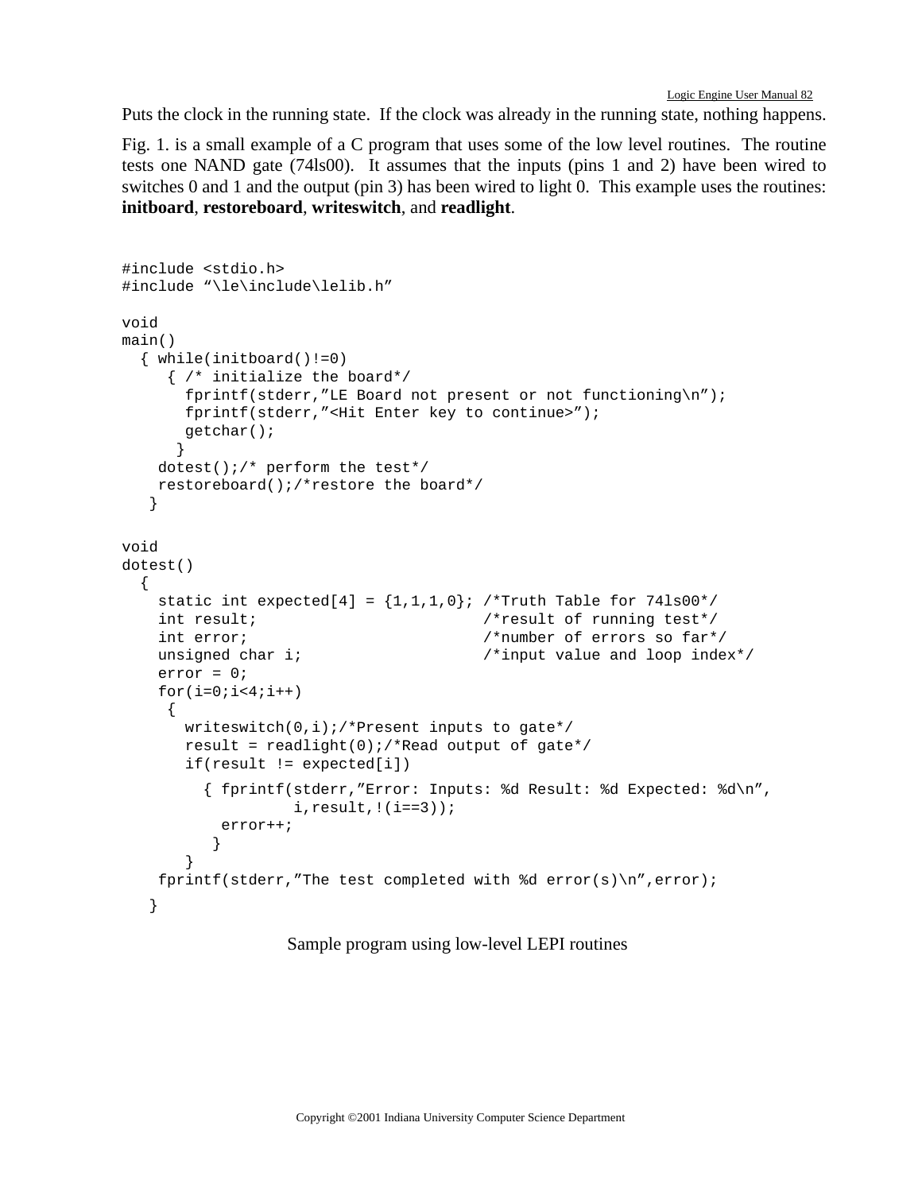Puts the clock in the running state. If the clock was already in the running state, nothing happens.

Fig. 1. is a small example of a C program that uses some of the low level routines. The routine tests one NAND gate (74ls00). It assumes that the inputs (pins 1 and 2) have been wired to switches 0 and 1 and the output (pin 3) has been wired to light 0. This example uses the routines: **initboard**, **restoreboard**, **writeswitch**, and **readlight**.

```
#include <stdio.h>
#include “\le\include\lelib.h”

void
main()
  { while(initboard()!=0)
     { /* initialize the board*/
       fprintf(stderr,”LE Board not present or not functioning\n”);
       fprintf(stderr,”<Hit Enter key to continue>”);
       getchar();
      }
    dotest();/* perform the test*/
    restoreboard();/*restore the board*/
   }

void
dotest()
  {
    static int expected[4] = {1,1,1,0}; /*Truth Table for 74ls00*/
    int result;                         /*result of running test*/
    int error;                          /*number of errors so far*/
    unsigned char i;                    /*input value and loop index*/
    error = 0;
    for(i=0;i<4;i++)
     {
       writeswitch(0,i);/*Present inputs to gate*/
       result = readlight(0);/*Read output of gate*/
       if(result != expected[i])
         { fprintf(stderr,”Error: Inputs: %d Result: %d Expected: %d\n”,
                   i,result,!(i==3));
           error++;
          }
       }
    fprintf(stderr,”The test completed with %d error(s)\n”,error);
   }
```

Sample program using low-level LEPI routines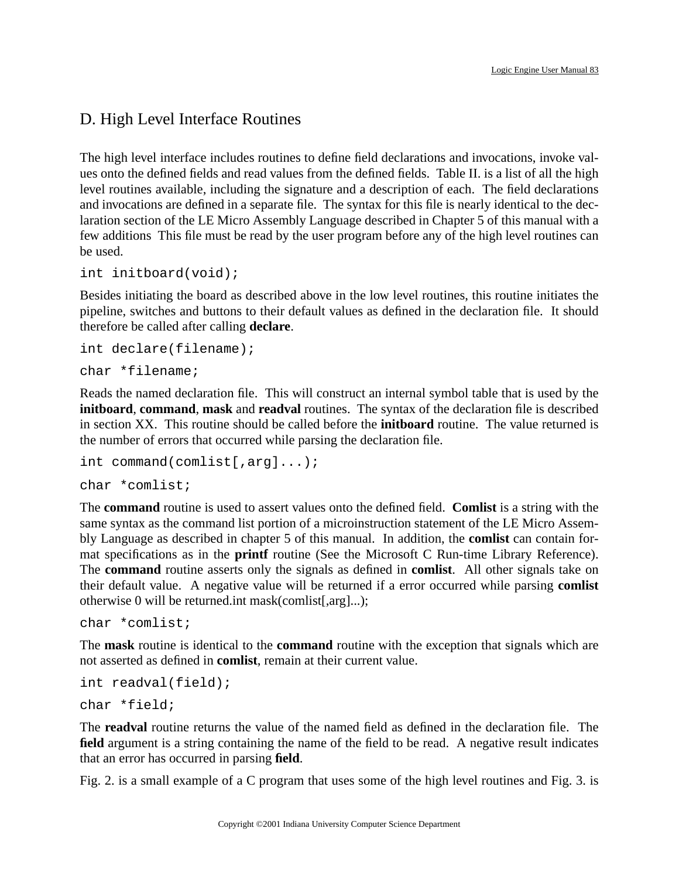## D. High Level Interface Routines

The high level interface includes routines to define field declarations and invocations, invoke values onto the defined fields and read values from the defined fields. Table II. is a list of all the high level routines available, including the signature and a description of each. The field declarations and invocations are defined in a separate file. The syntax for this file is nearly identical to the declaration section of the LE Micro Assembly Language described in Chapter 5 of this manual with a few additions This file must be read by the user program before any of the high level routines can be used.

```
int initboard(void);
```

Besides initiating the board as described above in the low level routines, this routine initiates the pipeline, switches and buttons to their default values as defined in the declaration file. It should therefore be called after calling **declare**.

```
int declare(filename);

char *filename;
```

Reads the named declaration file. This will construct an internal symbol table that is used by the **initboard**, **command**, **mask** and **readval** routines. The syntax of the declaration file is described in section XX. This routine should be called before the **initboard** routine. The value returned is the number of errors that occurred while parsing the declaration file.

```
int command(comlist[,arg]...);

char *comlist;
```

The **command** routine is used to assert values onto the defined field. **Comlist** is a string with the same syntax as the command list portion of a microinstruction statement of the LE Micro Assembly Language as described in chapter 5 of this manual. In addition, the **comlist** can contain format specifications as in the **printf** routine (See the Microsoft C Run-time Library Reference). The **command** routine asserts only the signals as defined in **comlist**. All other signals take on their default value. A negative value will be returned if a error occurred while parsing **comlist** otherwise 0 will be returned.int mask(comlist[,arg]...);

```
char *comlist;
```

The **mask** routine is identical to the **command** routine with the exception that signals which are not asserted as defined in **comlist**, remain at their current value.

```
int readval(field);

char *field;
```

The **readval** routine returns the value of the named field as defined in the declaration file. The **field** argument is a string containing the name of the field to be read. A negative result indicates that an error has occurred in parsing **field**.

Fig. 2. is a small example of a C program that uses some of the high level routines and Fig. 3. is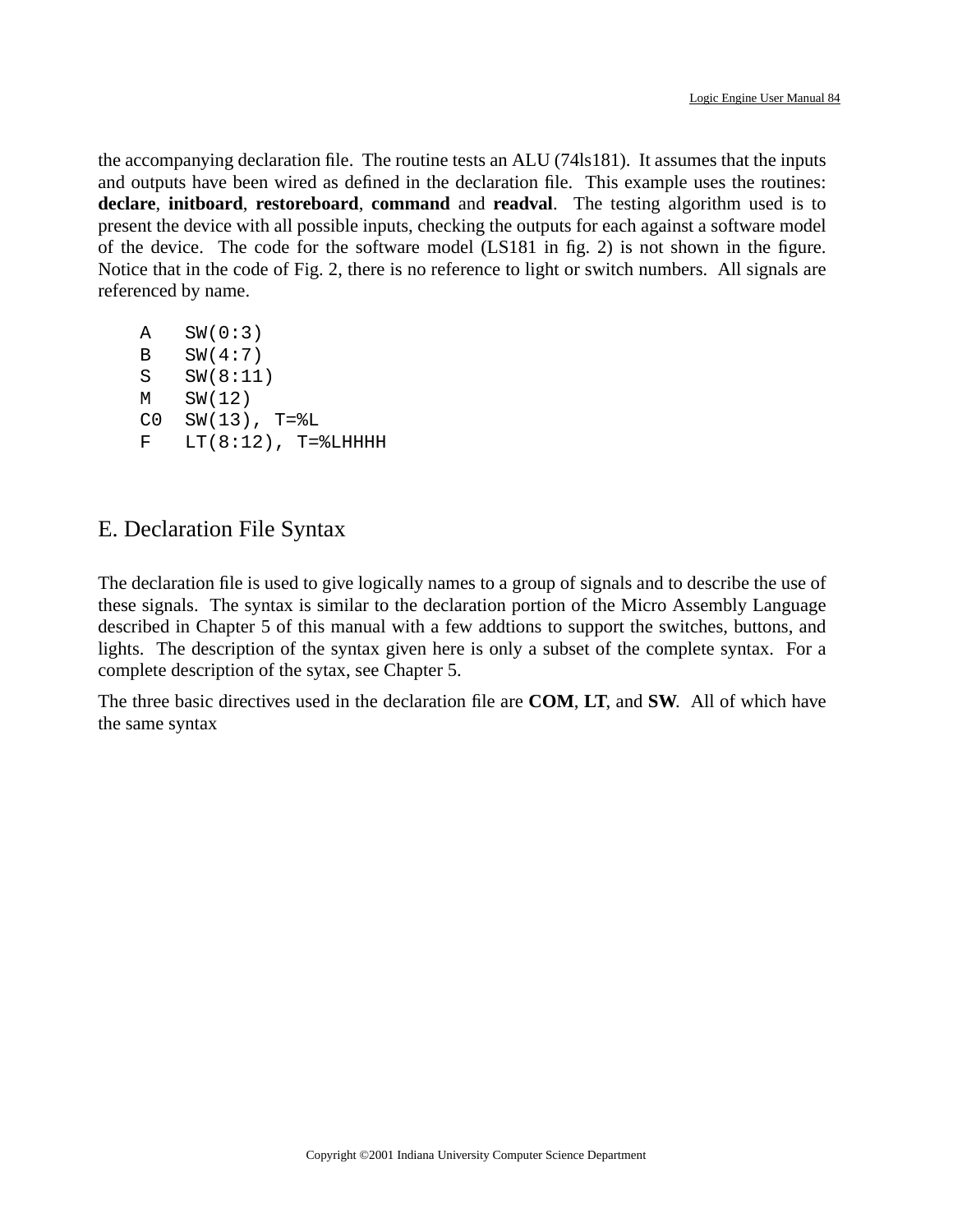the accompanying declaration file. The routine tests an ALU (74ls181). It assumes that the inputs and outputs have been wired as defined in the declaration file. This example uses the routines: **declare**, **initboard**, **restoreboard**, **command** and **readval**. The testing algorithm used is to present the device with all possible inputs, checking the outputs for each against a software model of the device. The code for the software model (LS181 in fig. 2) is not shown in the figure. Notice that in the code of Fig. 2, there is no reference to light or switch numbers. All signals are referenced by name.

```
A   SW(0:3)
B   SW(4:7)
S   SW(8:11)
M   SW(12)
C0  SW(13), T=%L
F   LT(8:12), T=%LHHHH
```

## E. Declaration File Syntax

The declaration file is used to give logically names to a group of signals and to describe the use of these signals. The syntax is similar to the declaration portion of the Micro Assembly Language described in Chapter 5 of this manual with a few addtions to support the switches, buttons, and lights. The description of the syntax given here is only a subset of the complete syntax. For a complete description of the sytax, see Chapter 5.

The three basic directives used in the declaration file are **COM**, **LT**, and **SW**. All of which have the same syntax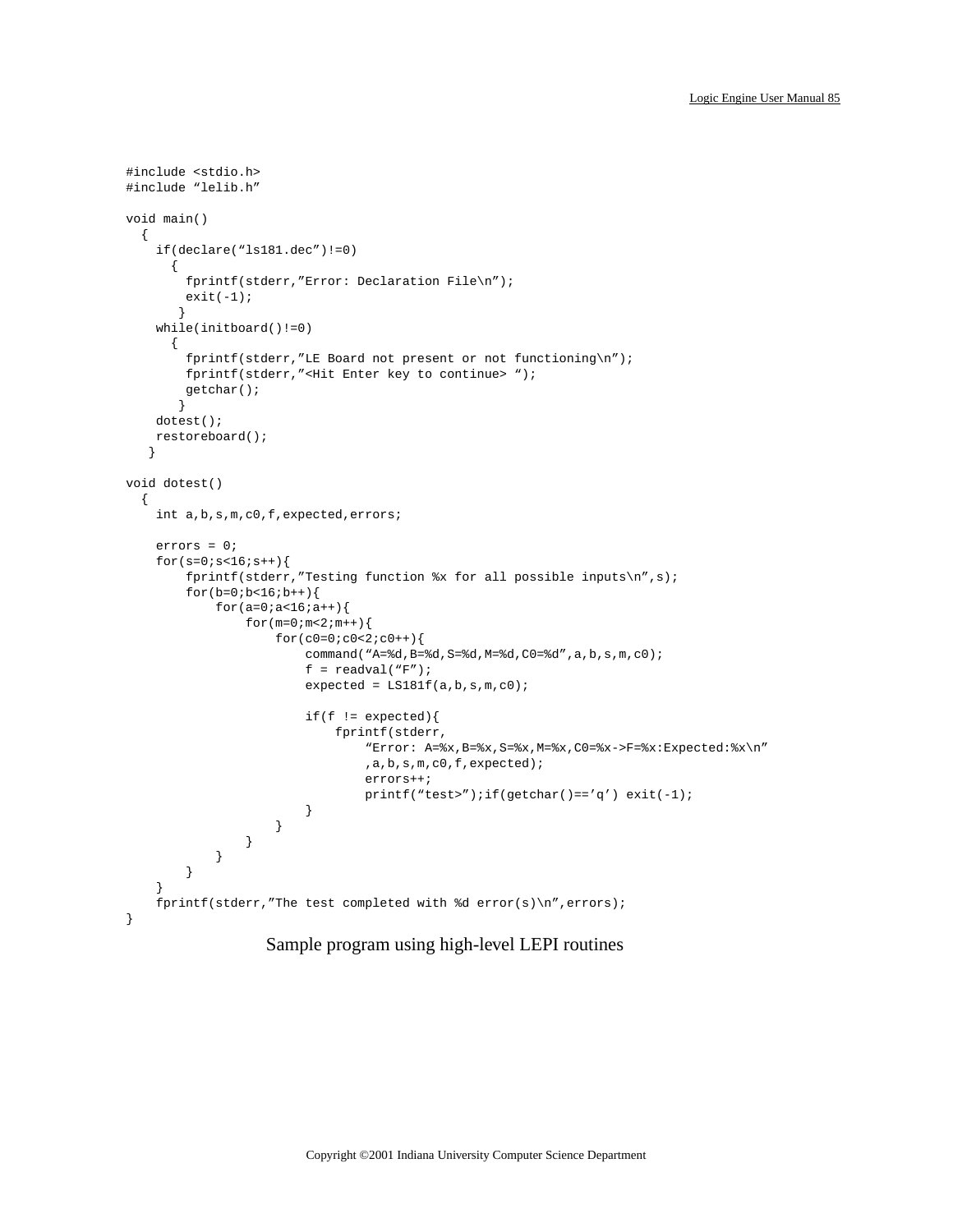```
#include <stdio.h>
#include "lelib.h"

void main()
  {
    if(declare("ls181.dec")!=0)
      {
        fprintf(stderr,"Error: Declaration File\n");
        exit(-1);
       }
    while(initboard()!=0)
      {
        fprintf(stderr,"LE Board not present or not functioning\n");
        fprintf(stderr,"<Hit Enter key to continue> ");
        getchar();
       }
    dotest();
    restoreboard();
   }

void dotest()
  {
    int a,b,s,m,c0,f,expected,errors;

    errors = 0;
    for(s=0;s<16;s++){
        fprintf(stderr,"Testing function %x for all possible inputs\n",s);
        for(b=0;b<16;b++){
            for(a=0;a<16;a++){
                for(m=0;m<2;m++){
                    for(c0=0;c0<2;c0++){
                        command("A=%d,B=%d,S=%d,M=%d,C0=%d",a,b,s,m,c0);
                        f = readval("F");
                        expected = LS181f(a,b,s,m,c0);

                        if(f != expected){
                            fprintf(stderr,
                                "Error: A=%x,B=%x,S=%x,M=%x,C0=%x->F=%x:Expected:%x\n"
                                ,a,b,s,m,c0,f,expected);
                                errors++;
                                printf("test>");if(getchar()=='q') exit(-1);
                        }
                    }
                }
            }
        }
    }
    fprintf(stderr,"The test completed with %d error(s)\n",errors);
}
```

Sample program using high-level LEPI routines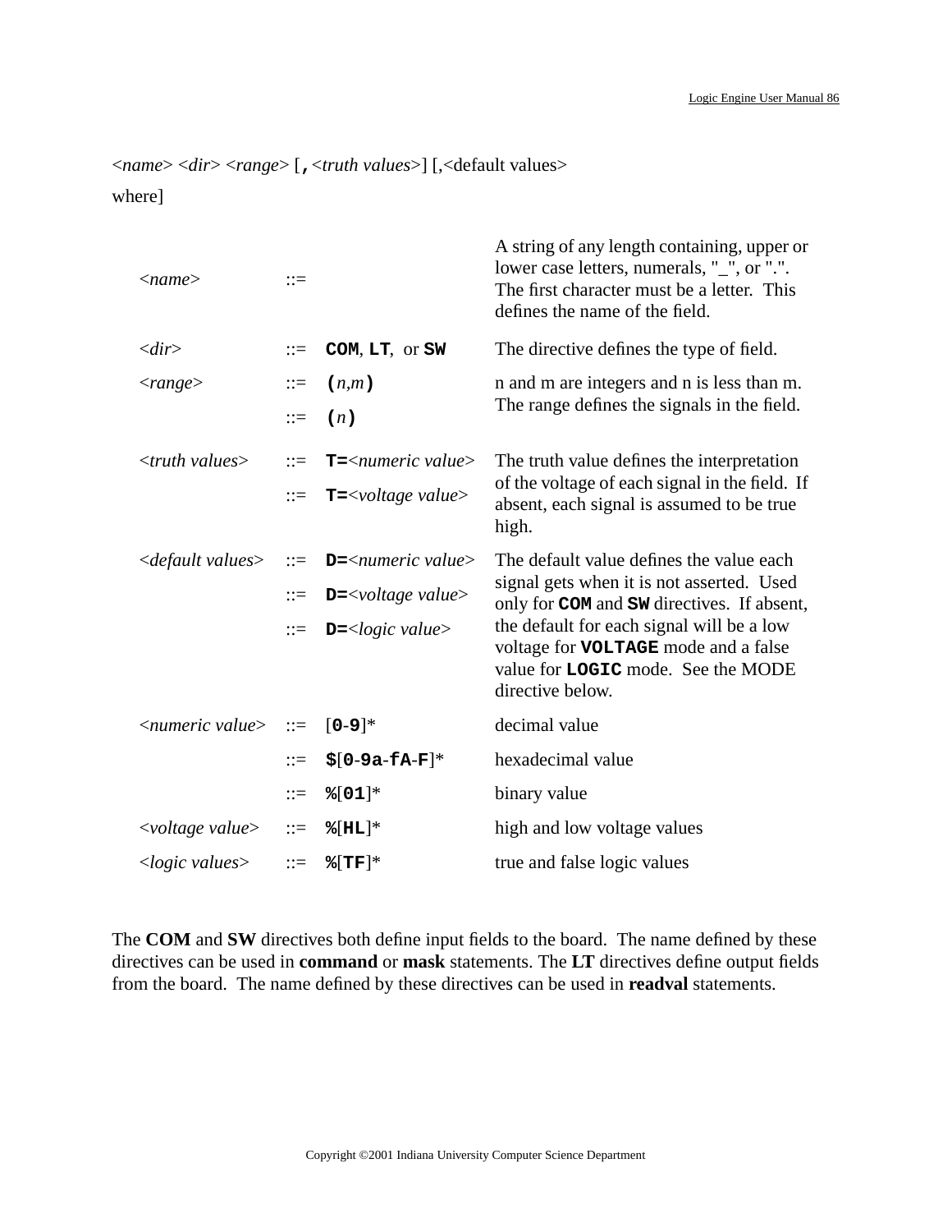*<name>* *<dir>* *<range>* [**,***<truth values>*] [,<default values>

where]

| | | | |
|---|---|---|---|
| *<name>* | ::= | | A string of any length containing, upper or lower case letters, numerals, "_", or ".". The first character must be a letter. This defines the name of the field. |
| *<dir>* | ::= | **COM**, **LT**, or **SW** | The directive defines the type of field. |
| *<range>* | ::= | **(***n*,*m***)** | n and m are integers and n is less than m. The range defines the signals in the field. |
| | ::= | **(***n***)** | |
| *<truth values>* | ::= | **T=***<numeric value>* | The truth value defines the interpretation of the voltage of each signal in the field. If absent, each signal is assumed to be true high. |
| | ::= | **T=***<voltage value>* | |
| *<default values>* | ::= | **D=***<numeric value>* | The default value defines the value each signal gets when it is not asserted. Used only for **COM** and **SW** directives. If absent, the default for each signal will be a low voltage for **VOLTAGE** mode and a false value for **LOGIC** mode. See the MODE directive below. |
| | ::= | **D=***<voltage value>* | |
| | ::= | **D=***<logic value>* | |
| *<numeric value>* | ::= | [**0**-**9**]* | decimal value |
| | ::= | **$**[**0**-**9a**-**fA**-**F**]* | hexadecimal value |
| | ::= | **%**[**01**]* | binary value |
| *<voltage value>* | ::= | **%**[**HL**]* | high and low voltage values |
| *<logic values>* | ::= | **%**[**TF**]* | true and false logic values |

The **COM** and **SW** directives both define input fields to the board. The name defined by these directives can be used in **command** or **mask** statements. The **LT** directives define output fields from the board. The name defined by these directives can be used in **readval** statements.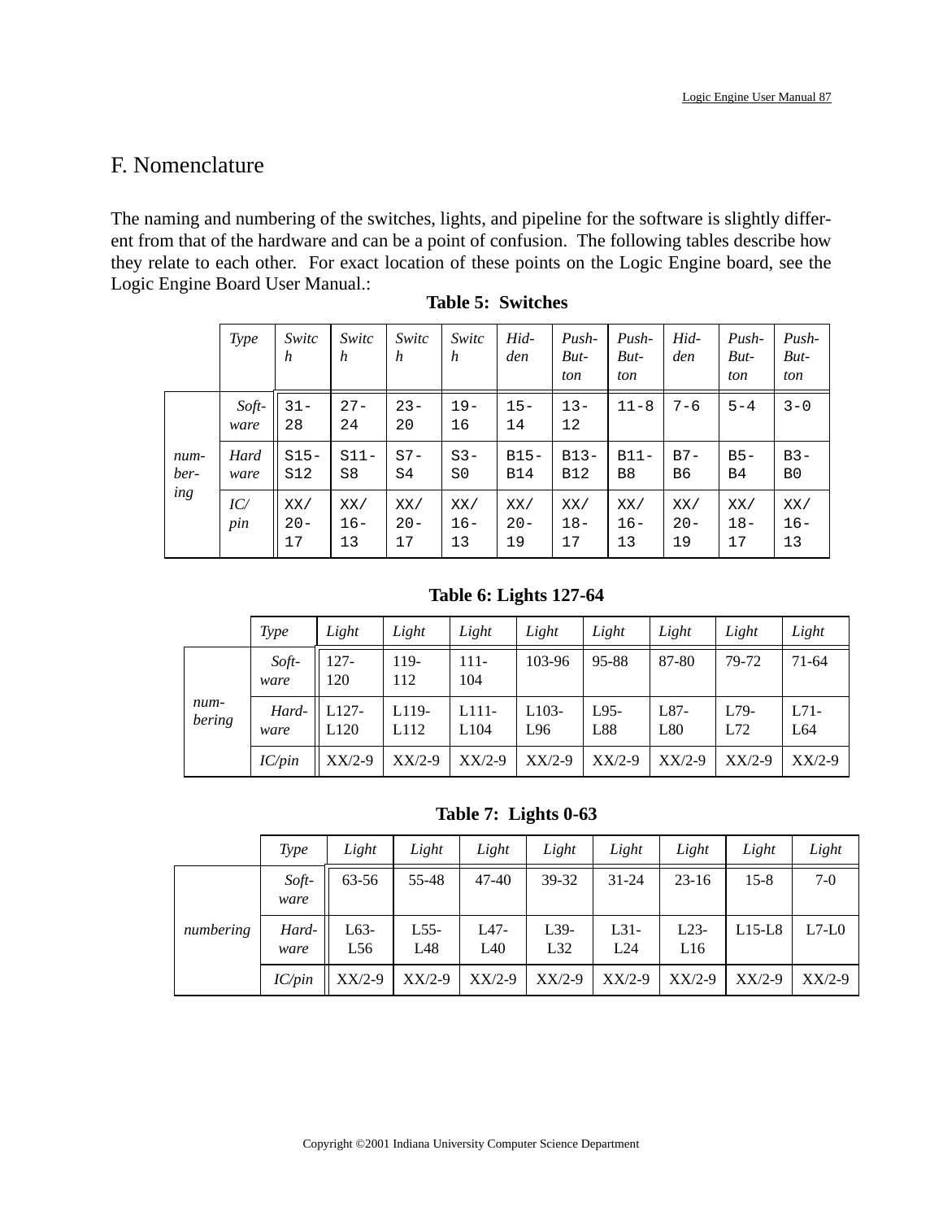## F. Nomenclature

The naming and numbering of the switches, lights, and pipeline for the software is slightly different from that of the hardware and can be a point of confusion. The following tables describe how they relate to each other. For exact location of these points on the Logic Engine board, see the Logic Engine Board User Manual.:

**Table 5: Switches**

| | *Type* | *Switch* | *Switch* | *Switch* | *Switch* | *Hidden* | *Push-Button* | *Push-Button* | *Hidden* | *Push-Button* | *Push-Button* |
|---|---|---|---|---|---|---|---|---|---|---|---|
| *numbering* | *Software* | 31-28 | 27-24 | 23-20 | 19-16 | 15-14 | 13-12 | 11-8 | 7-6 | 5-4 | 3-0 |
| | *Hardware* | S15-S12 | S11-S8 | S7-S4 | S3-S0 | B15-B14 | B13-B12 | B11-B8 | B7-B6 | B5-B4 | B3-B0 |
| | *IC/pin* | XX/20-17 | XX/16-13 | XX/20-17 | XX/16-13 | XX/20-19 | XX/18-17 | XX/16-13 | XX/20-19 | XX/18-17 | XX/16-13 |

**Table 6: Lights 127-64**

| | *Type* | *Light* | *Light* | *Light* | *Light* | *Light* | *Light* | *Light* | *Light* |
|---|---|---|---|---|---|---|---|---|---|
| *numbering* | *Software* | 127-120 | 119-112 | 111-104 | 103-96 | 95-88 | 87-80 | 79-72 | 71-64 |
| | *Hardware* | L127-L120 | L119-L112 | L111-L104 | L103-L96 | L95-L88 | L87-L80 | L79-L72 | L71-L64 |
| | *IC/pin* | XX/2-9 | XX/2-9 | XX/2-9 | XX/2-9 | XX/2-9 | XX/2-9 | XX/2-9 | XX/2-9 |

**Table 7: Lights 0-63**

| | *Type* | *Light* | *Light* | *Light* | *Light* | *Light* | *Light* | *Light* | *Light* |
|---|---|---|---|---|---|---|---|---|---|
| *numbering* | *Software* | 63-56 | 55-48 | 47-40 | 39-32 | 31-24 | 23-16 | 15-8 | 7-0 |
| | *Hardware* | L63-L56 | L55-L48 | L47-L40 | L39-L32 | L31-L24 | L23-L16 | L15-L8 | L7-L0 |
| | *IC/pin* | XX/2-9 | XX/2-9 | XX/2-9 | XX/2-9 | XX/2-9 | XX/2-9 | XX/2-9 | XX/2-9 |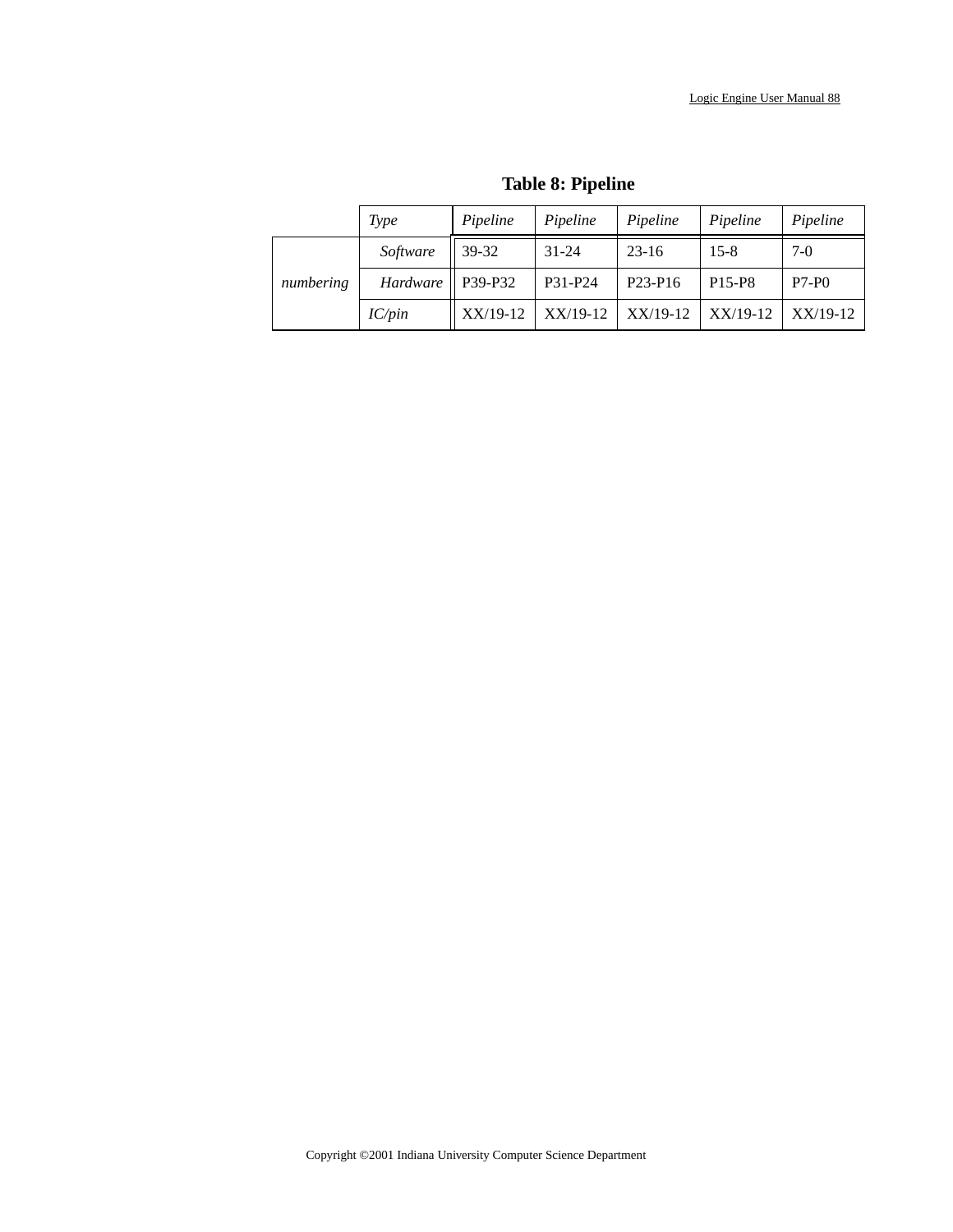**Table 8: Pipeline**

| | Type | Pipeline | Pipeline | Pipeline | Pipeline | Pipeline |
|---|---|---|---|---|---|---|
| numbering | Software | 39-32 | 31-24 | 23-16 | 15-8 | 7-0 |
| | Hardware | P39-P32 | P31-P24 | P23-P16 | P15-P8 | P7-P0 |
| | IC/pin | XX/19-12 | XX/19-12 | XX/19-12 | XX/19-12 | XX/19-12 |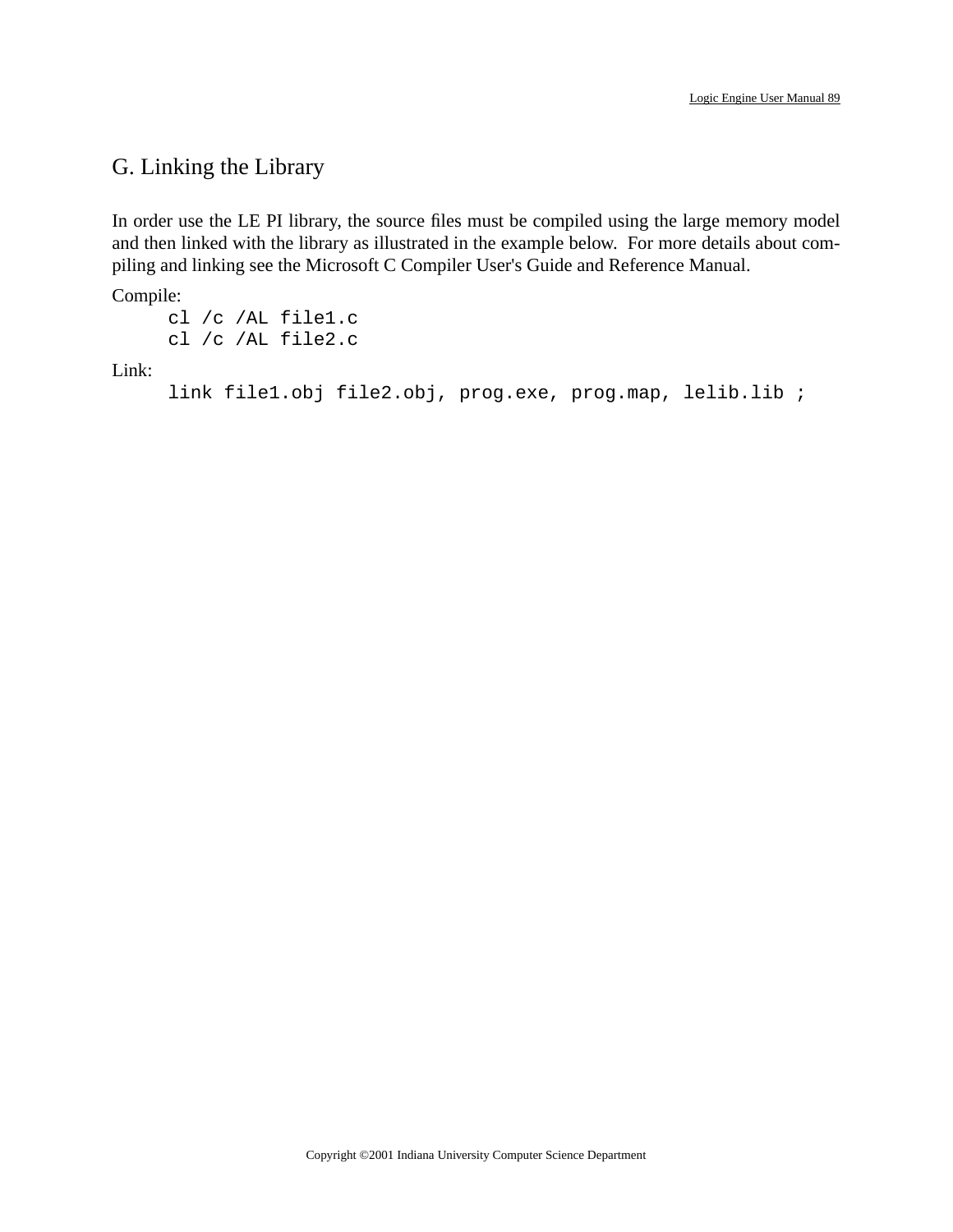## G. Linking the Library

In order use the LE PI library, the source files must be compiled using the large memory model and then linked with the library as illustrated in the example below. For more details about compiling and linking see the Microsoft C Compiler User's Guide and Reference Manual.

Compile:

```
cl /c /AL file1.c
cl /c /AL file2.c
```

Link:

```
link file1.obj file2.obj, prog.exe, prog.map, lelib.lib ;
```